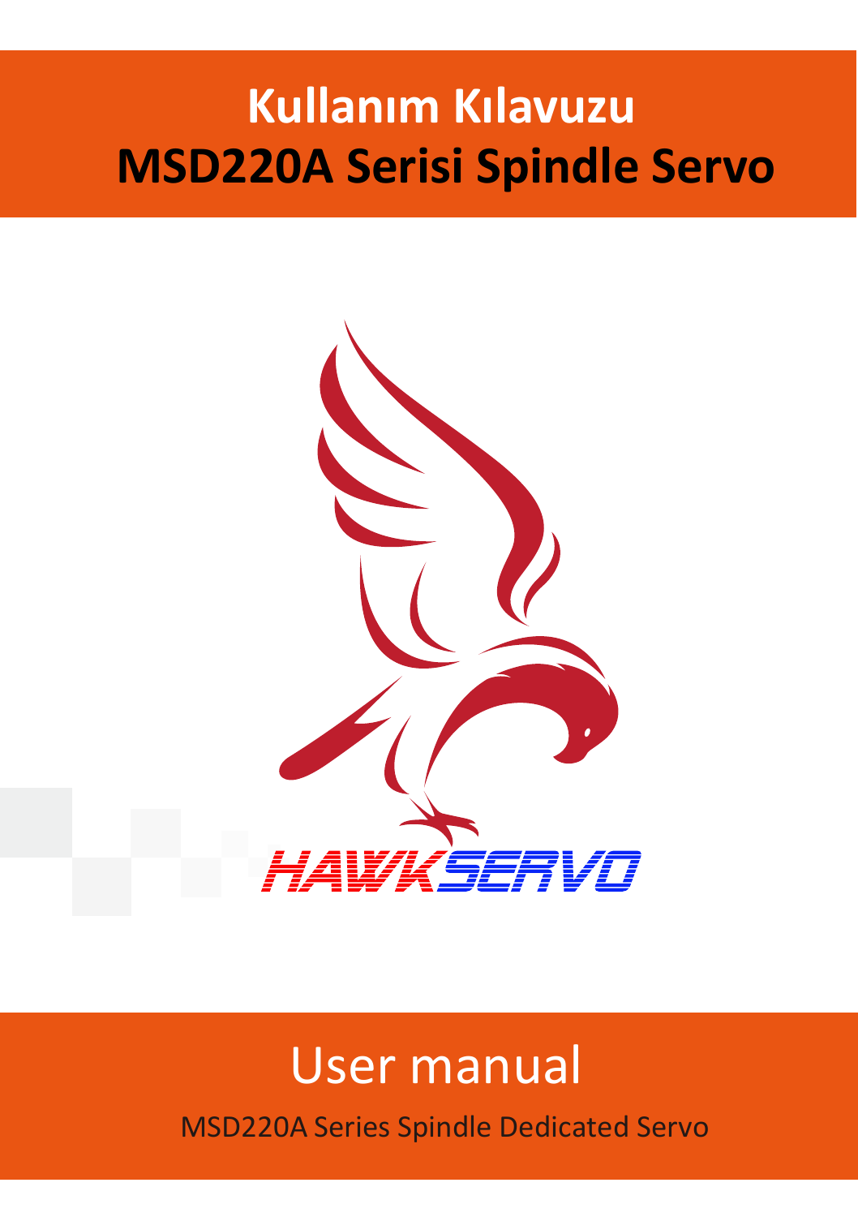# Kullanım Kılavuzu
# MSD220A Serisi Spindle Servo

HAWKSERVO

# User manual

MSD220A Series Spindle Dedicated Servo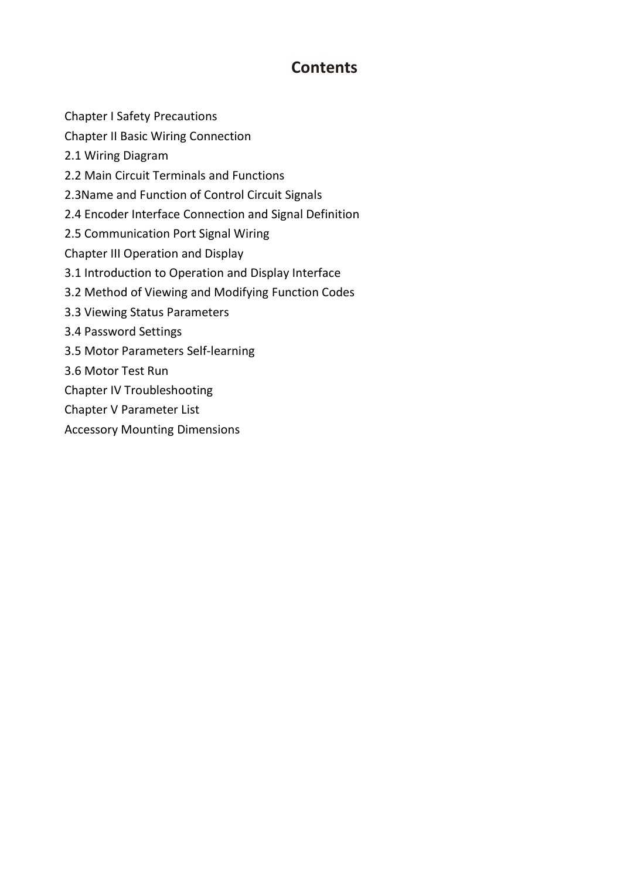# Contents

Chapter I Safety Precautions

Chapter II Basic Wiring Connection

2.1 Wiring Diagram

2.2 Main Circuit Terminals and Functions

2.3Name and Function of Control Circuit Signals

2.4 Encoder Interface Connection and Signal Definition

2.5 Communication Port Signal Wiring

Chapter III Operation and Display

3.1 Introduction to Operation and Display Interface

3.2 Method of Viewing and Modifying Function Codes

3.3 Viewing Status Parameters

3.4 Password Settings

3.5 Motor Parameters Self-learning

3.6 Motor Test Run

Chapter IV Troubleshooting

Chapter V Parameter List

Accessory Mounting Dimensions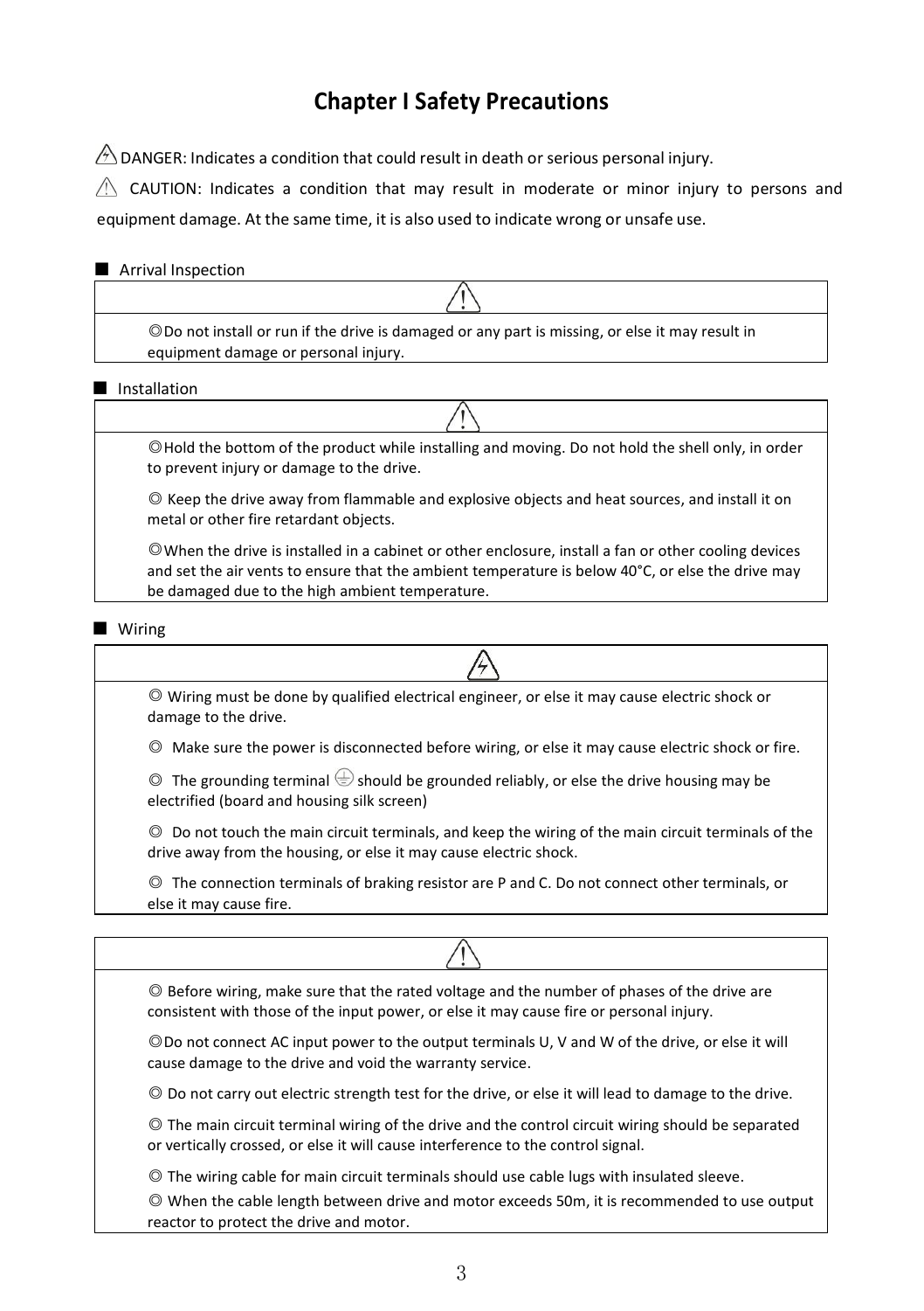# Chapter I Safety Precautions

⚠ DANGER: Indicates a condition that could result in death or serious personal injury.

⚠ CAUTION: Indicates a condition that may result in moderate or minor injury to persons and equipment damage. At the same time, it is also used to indicate wrong or unsafe use.

■ Arrival Inspection

| ⚠ |
|---|
| ◎Do not install or run if the drive is damaged or any part is missing, or else it may result in equipment damage or personal injury. |

■ Installation

| ⚠ |
|---|
| ◎Hold the bottom of the product while installing and moving. Do not hold the shell only, in order to prevent injury or damage to the drive.<br>◎ Keep the drive away from flammable and explosive objects and heat sources, and install it on metal or other fire retardant objects.<br>◎When the drive is installed in a cabinet or other enclosure, install a fan or other cooling devices and set the air vents to ensure that the ambient temperature is below 40°C, or else the drive may be damaged due to the high ambient temperature. |

■ Wiring

| ⚠ |
|---|
| ◎ Wiring must be done by qualified electrical engineer, or else it may cause electric shock or damage to the drive.<br>◎ Make sure the power is disconnected before wiring, or else it may cause electric shock or fire.<br>◎ The grounding terminal ⏚ should be grounded reliably, or else the drive housing may be electrified (board and housing silk screen)<br>◎ Do not touch the main circuit terminals, and keep the wiring of the main circuit terminals of the drive away from the housing, or else it may cause electric shock.<br>◎ The connection terminals of braking resistor are P and C. Do not connect other terminals, or else it may cause fire. |

| ⚠ |
|---|
| ◎ Before wiring, make sure that the rated voltage and the number of phases of the drive are consistent with those of the input power, or else it may cause fire or personal injury.<br>◎Do not connect AC input power to the output terminals U, V and W of the drive, or else it will cause damage to the drive and void the warranty service.<br>◎ Do not carry out electric strength test for the drive, or else it will lead to damage to the drive.<br>◎ The main circuit terminal wiring of the drive and the control circuit wiring should be separated or vertically crossed, or else it will cause interference to the control signal.<br>◎ The wiring cable for main circuit terminals should use cable lugs with insulated sleeve.<br>◎ When the cable length between drive and motor exceeds 50m, it is recommended to use output reactor to protect the drive and motor. |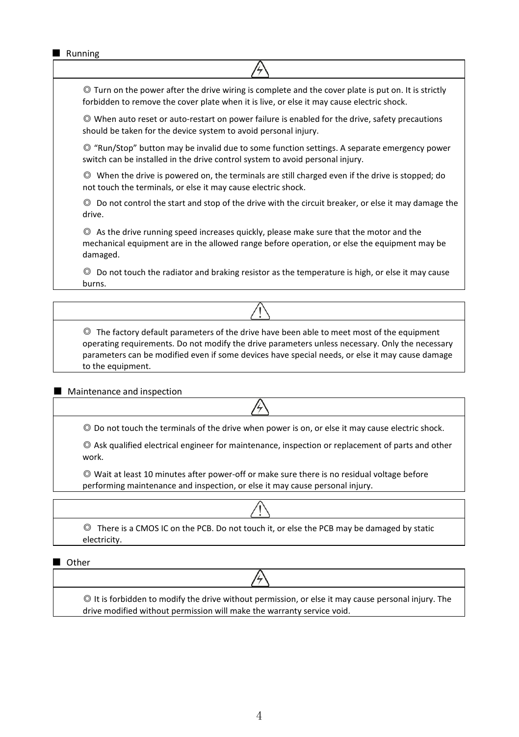■ Running

| ⚡ |
|---|
| ◎ Turn on the power after the drive wiring is complete and the cover plate is put on. It is strictly forbidden to remove the cover plate when it is live, or else it may cause electric shock.<br>◎ When auto reset or auto-restart on power failure is enabled for the drive, safety precautions should be taken for the device system to avoid personal injury.<br>◎ "Run/Stop" button may be invalid due to some function settings. A separate emergency power switch can be installed in the drive control system to avoid personal injury.<br>◎ When the drive is powered on, the terminals are still charged even if the drive is stopped; do not touch the terminals, or else it may cause electric shock.<br>◎ Do not control the start and stop of the drive with the circuit breaker, or else it may damage the drive.<br>◎ As the drive running speed increases quickly, please make sure that the motor and the mechanical equipment are in the allowed range before operation, or else the equipment may be damaged.<br>◎ Do not touch the radiator and braking resistor as the temperature is high, or else it may cause burns. |

| ⚠ |
|---|
| ◎ The factory default parameters of the drive have been able to meet most of the equipment operating requirements. Do not modify the drive parameters unless necessary. Only the necessary parameters can be modified even if some devices have special needs, or else it may cause damage to the equipment. |

■ Maintenance and inspection

| ⚡ |
|---|
| ◎ Do not touch the terminals of the drive when power is on, or else it may cause electric shock.<br>◎ Ask qualified electrical engineer for maintenance, inspection or replacement of parts and other work.<br>◎ Wait at least 10 minutes after power-off or make sure there is no residual voltage before performing maintenance and inspection, or else it may cause personal injury. |

| ⚠ |
|---|
| ◎ There is a CMOS IC on the PCB. Do not touch it, or else the PCB may be damaged by static electricity. |

■ Other

| ⚡ |
|---|
| ◎ It is forbidden to modify the drive without permission, or else it may cause personal injury. The drive modified without permission will make the warranty service void. |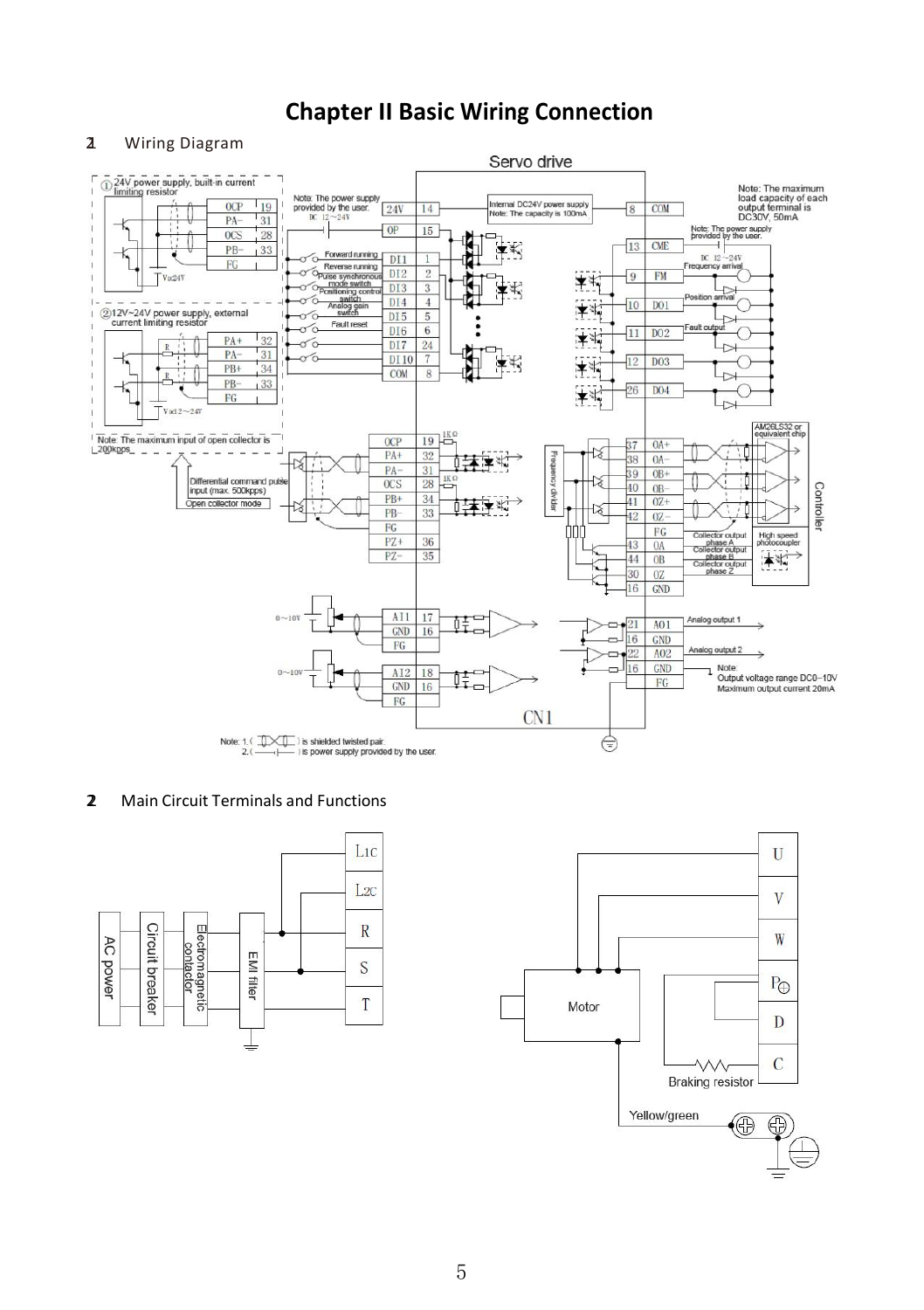# Chapter II Basic Wiring Connection

**1** Wiring Diagram

**2** Main Circuit Terminals and Functions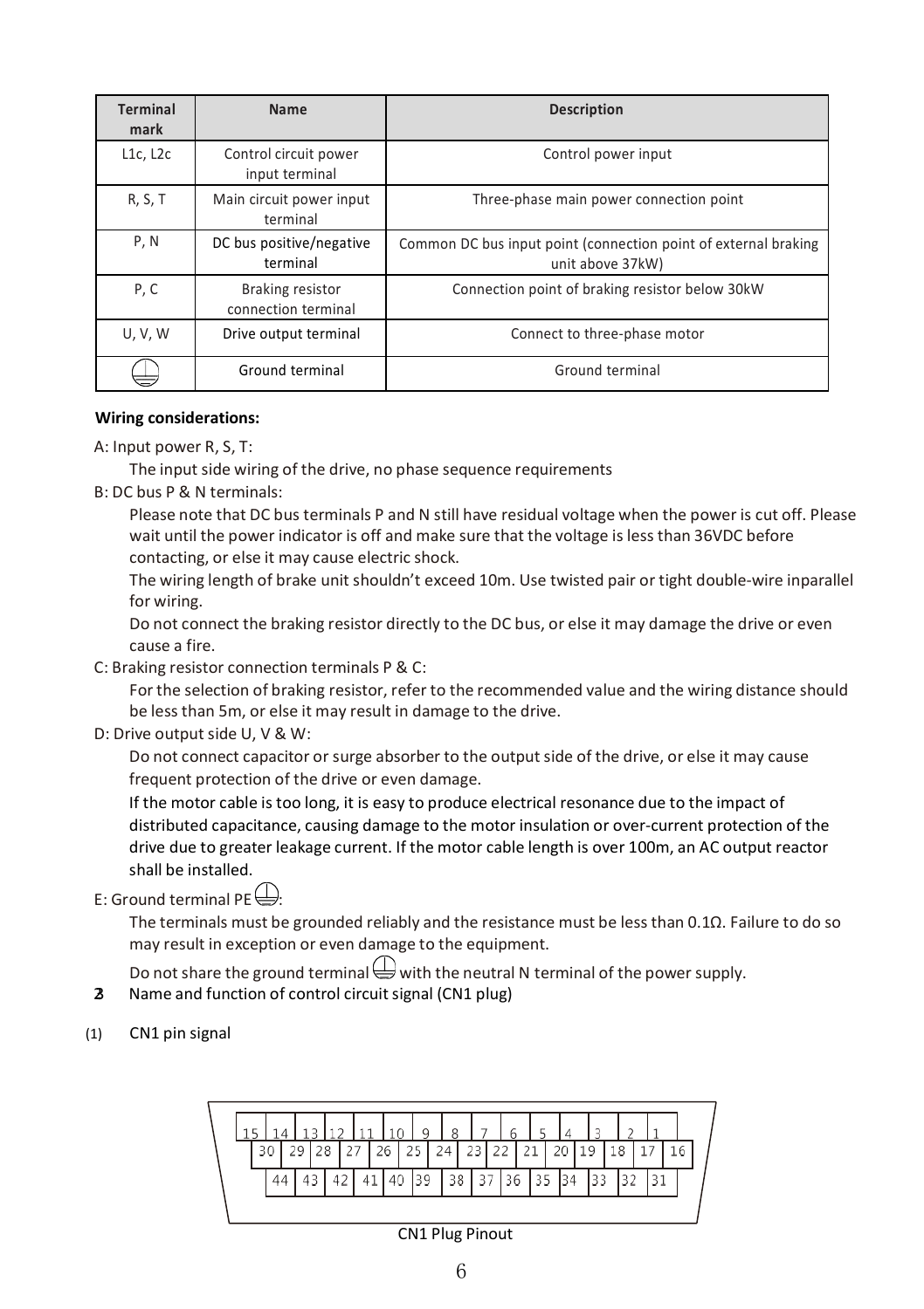| Terminal mark | Name | Description |
|---|---|---|
| L1c, L2c | Control circuit power input terminal | Control power input |
| R, S, T | Main circuit power input terminal | Three-phase main power connection point |
| P, N | DC bus positive/negative terminal | Common DC bus input point (connection point of external braking unit above 37kW) |
| P, C | Braking resistor connection terminal | Connection point of braking resistor below 30kW |
| U, V, W | Drive output terminal | Connect to three-phase motor |
| ⏚ | Ground terminal | Ground terminal |

**Wiring considerations:**

A: Input power R, S, T:

The input side wiring of the drive, no phase sequence requirements

B: DC bus P & N terminals:

Please note that DC bus terminals P and N still have residual voltage when the power is cut off. Please wait until the power indicator is off and make sure that the voltage is less than 36VDC before contacting, or else it may cause electric shock.

The wiring length of brake unit shouldn't exceed 10m. Use twisted pair or tight double-wire inparallel for wiring.

Do not connect the braking resistor directly to the DC bus, or else it may damage the drive or even cause a fire.

C: Braking resistor connection terminals P & C:

For the selection of braking resistor, refer to the recommended value and the wiring distance should be less than 5m, or else it may result in damage to the drive.

D: Drive output side U, V & W:

Do not connect capacitor or surge absorber to the output side of the drive, or else it may cause frequent protection of the drive or even damage.

If the motor cable is too long, it is easy to produce electrical resonance due to the impact of distributed capacitance, causing damage to the motor insulation or over-current protection of the drive due to greater leakage current. If the motor cable length is over 100m, an AC output reactor shall be installed.

E: Ground terminal PE ⏚:

The terminals must be grounded reliably and the resistance must be less than 0.1Ω. Failure to do so may result in exception or even damage to the equipment.

Do not share the ground terminal ⏚ with the neutral N terminal of the power supply.

2. Name and function of control circuit signal (CN1 plug)

(1) CN1 pin signal

| 15 | 14 | 13 | 12 | 11 | 10 | 9 | 8 | 7 | 6 | 5 | 4 | 3 | 2 | 1 |
|---|---|---|---|---|---|---|---|---|---|---|---|---|---|---|
| 30 | 29 | 28 | 27 | 26 | 25 | 24 | 23 | 22 | 21 | 20 | 19 | 18 | 17 | 16 |
| 44 | 43 | 42 | 41 | 40 | 39 | 38 | 37 | 36 | 35 | 34 | 33 | 32 | 31 | |

CN1 Plug Pinout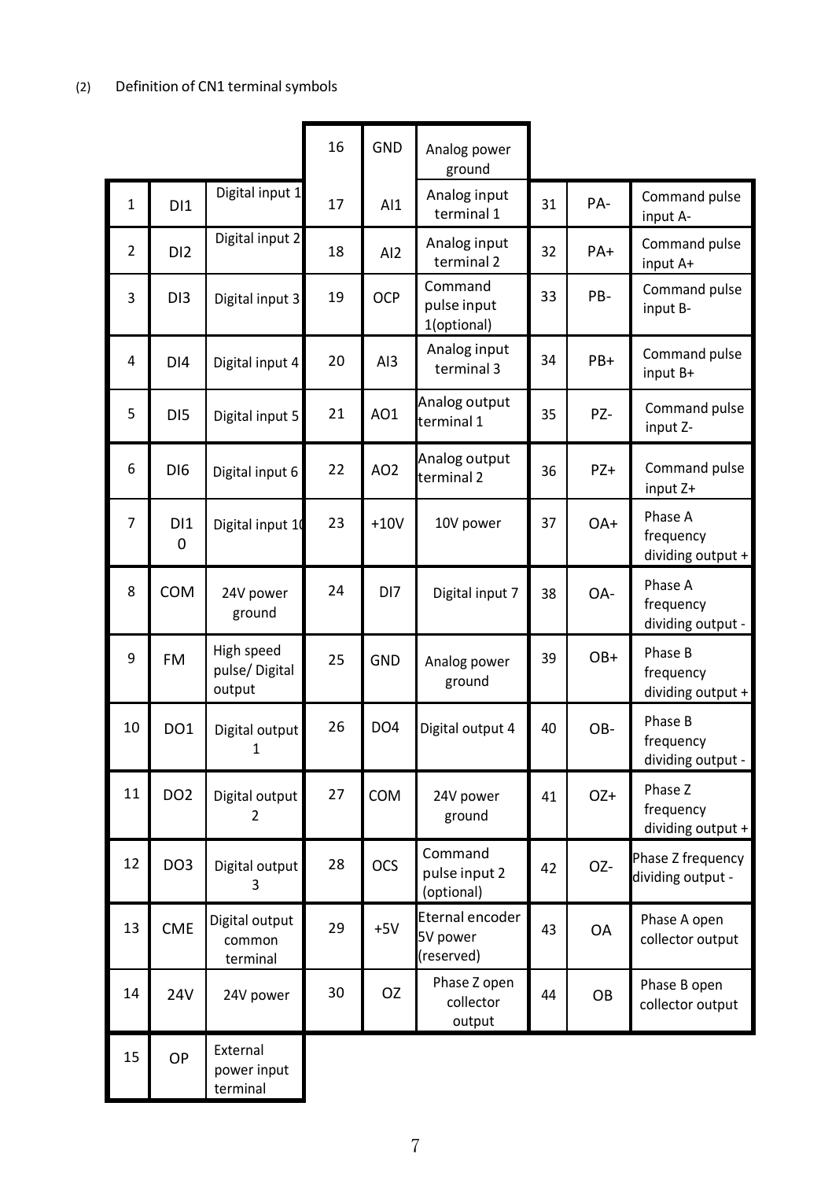(2) Definition of CN1 terminal symbols

| Pin | Symbol | Definition | Pin | Symbol | Definition | Pin | Symbol | Definition |
|---|---|---|---|---|---|---|---|---|
| | | | 16 | GND | Analog power ground | | | |
| 1 | DI1 | Digital input 1 | 17 | AI1 | Analog input terminal 1 | 31 | PA- | Command pulse input A- |
| 2 | DI2 | Digital input 2 | 18 | AI2 | Analog input terminal 2 | 32 | PA+ | Command pulse input A+ |
| 3 | DI3 | Digital input 3 | 19 | OCP | Command pulse input 1(optional) | 33 | PB- | Command pulse input B- |
| 4 | DI4 | Digital input 4 | 20 | AI3 | Analog input terminal 3 | 34 | PB+ | Command pulse input B+ |
| 5 | DI5 | Digital input 5 | 21 | AO1 | Analog output terminal 1 | 35 | PZ- | Command pulse input Z- |
| 6 | DI6 | Digital input 6 | 22 | AO2 | Analog output terminal 2 | 36 | PZ+ | Command pulse input Z+ |
| 7 | DI10 | Digital input 10 | 23 | +10V | 10V power | 37 | OA+ | Phase A frequency dividing output + |
| 8 | COM | 24V power ground | 24 | DI7 | Digital input 7 | 38 | OA- | Phase A frequency dividing output - |
| 9 | FM | High speed pulse/ Digital output | 25 | GND | Analog power ground | 39 | OB+ | Phase B frequency dividing output + |
| 10 | DO1 | Digital output 1 | 26 | DO4 | Digital output 4 | 40 | OB- | Phase B frequency dividing output - |
| 11 | DO2 | Digital output 2 | 27 | COM | 24V power ground | 41 | OZ+ | Phase Z frequency dividing output + |
| 12 | DO3 | Digital output 3 | 28 | OCS | Command pulse input 2 (optional) | 42 | OZ- | Phase Z frequency dividing output - |
| 13 | CME | Digital output common terminal | 29 | +5V | Eternal encoder 5V power (reserved) | 43 | OA | Phase A open collector output |
| 14 | 24V | 24V power | 30 | OZ | Phase Z open collector output | 44 | OB | Phase B open collector output |
| 15 | OP | External power input terminal | | | | | | |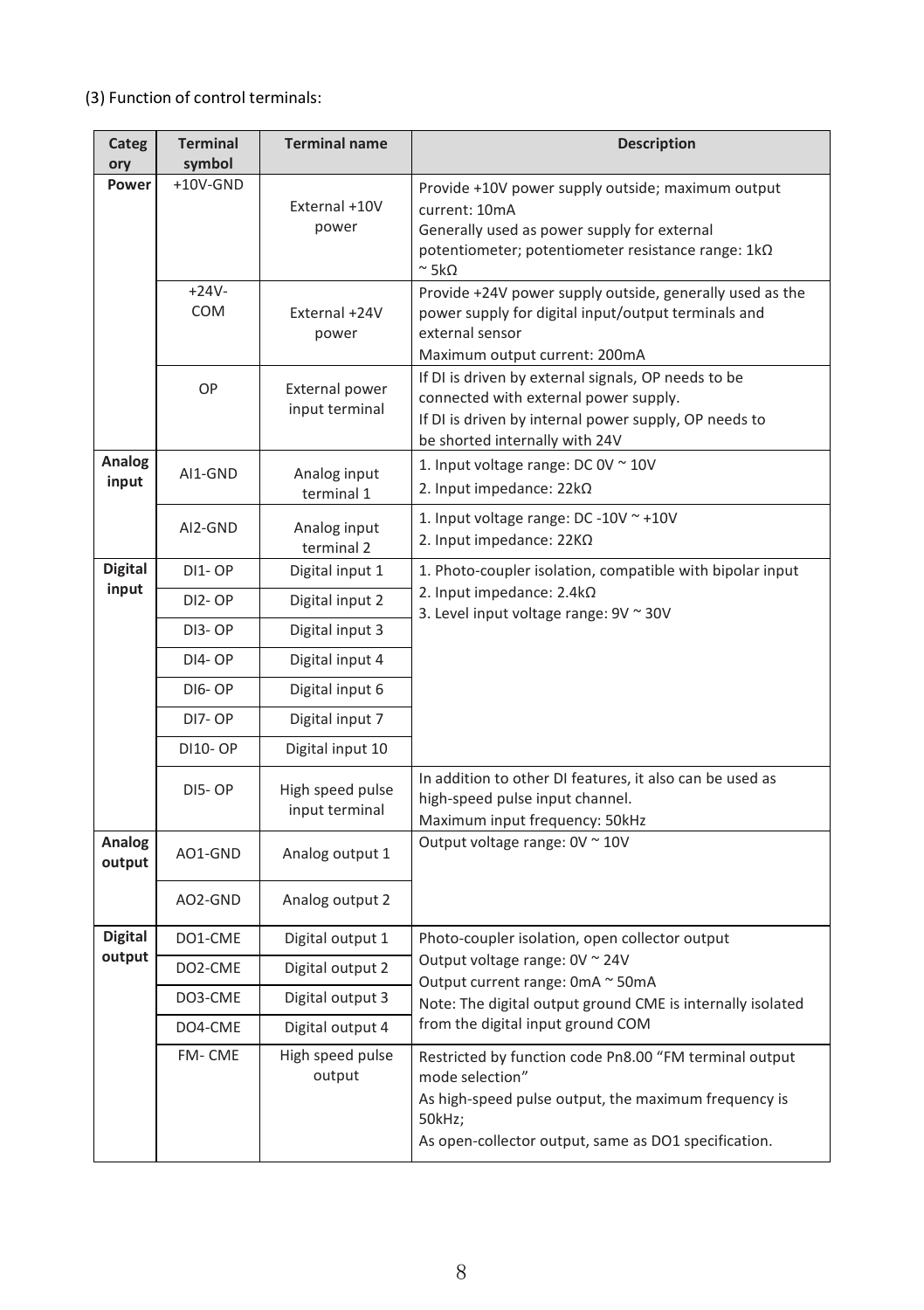(3) Function of control terminals:

| Category | Terminal symbol | Terminal name | Description |
|---|---|---|---|
| Power | +10V-GND | External +10V power | Provide +10V power supply outside; maximum output current: 10mA<br>Generally used as power supply for external potentiometer; potentiometer resistance range: 1kΩ ~ 5kΩ |
| | +24V-COM | External +24V power | Provide +24V power supply outside, generally used as the power supply for digital input/output terminals and external sensor<br>Maximum output current: 200mA |
| | OP | External power input terminal | If DI is driven by external signals, OP needs to be connected with external power supply.<br>If DI is driven by internal power supply, OP needs to be shorted internally with 24V |
| Analog input | AI1-GND | Analog input terminal 1 | 1. Input voltage range: DC 0V ~ 10V<br>2. Input impedance: 22kΩ |
| | AI2-GND | Analog input terminal 2 | 1. Input voltage range: DC -10V ~ +10V<br>2. Input impedance: 22KΩ |
| Digital input | DI1- OP | Digital input 1 | 1. Photo-coupler isolation, compatible with bipolar input<br>2. Input impedance: 2.4kΩ<br>3. Level input voltage range: 9V ~ 30V |
| | DI2- OP | Digital input 2 | |
| | DI3- OP | Digital input 3 | |
| | DI4- OP | Digital input 4 | |
| | DI6- OP | Digital input 6 | |
| | DI7- OP | Digital input 7 | |
| | DI10- OP | Digital input 10 | |
| | DI5- OP | High speed pulse input terminal | In addition to other DI features, it also can be used as high-speed pulse input channel.<br>Maximum input frequency: 50kHz |
| Analog output | AO1-GND | Analog output 1 | Output voltage range: 0V ~ 10V |
| | AO2-GND | Analog output 2 | |
| Digital output | DO1-CME | Digital output 1 | Photo-coupler isolation, open collector output<br>Output voltage range: 0V ~ 24V<br>Output current range: 0mA ~ 50mA<br>Note: The digital output ground CME is internally isolated from the digital input ground COM |
| | DO2-CME | Digital output 2 | |
| | DO3-CME | Digital output 3 | |
| | DO4-CME | Digital output 4 | |
| | FM- CME | High speed pulse output | Restricted by function code Pn8.00 "FM terminal output mode selection"<br>As high-speed pulse output, the maximum frequency is 50kHz;<br>As open-collector output, same as DO1 specification. |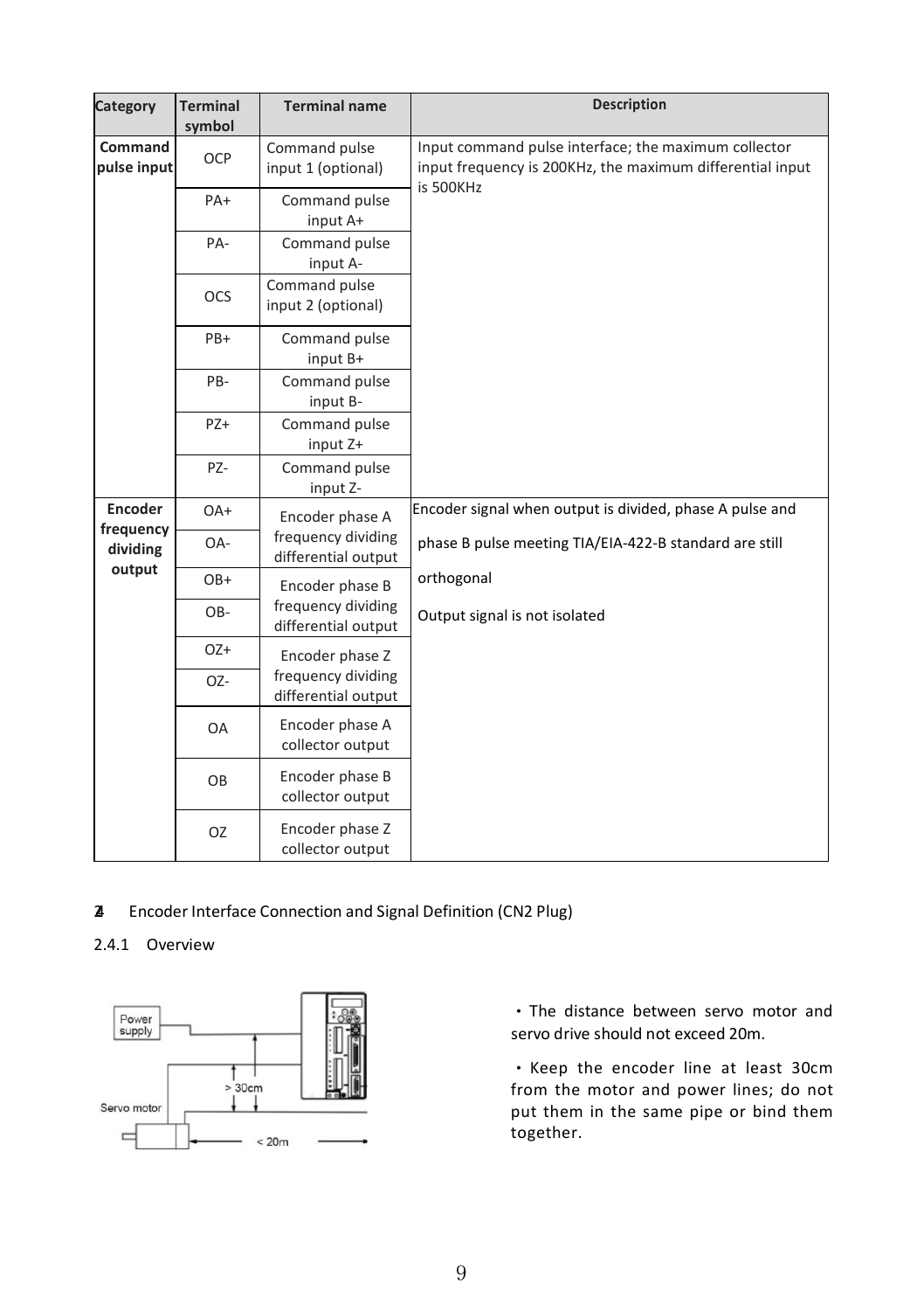| Category | Terminal symbol | Terminal name | Description |
|---|---|---|---|
| Command pulse input | OCP | Command pulse input 1 (optional) | Input command pulse interface; the maximum collector input frequency is 200KHz, the maximum differential input is 500KHz |
| | PA+ | Command pulse input A+ | |
| | PA- | Command pulse input A- | |
| | OCS | Command pulse input 2 (optional) | |
| | PB+ | Command pulse input B+ | |
| | PB- | Command pulse input B- | |
| | PZ+ | Command pulse input Z+ | |
| | PZ- | Command pulse input Z- | |
| Encoder frequency dividing output | OA+ | Encoder phase A frequency dividing differential output | Encoder signal when output is divided, phase A pulse and phase B pulse meeting TIA/EIA-422-B standard are still orthogonal<br>Output signal is not isolated |
| | OA- | | |
| | OB+ | Encoder phase B frequency dividing differential output | |
| | OB- | | |
| | OZ+ | Encoder phase Z frequency dividing differential output | |
| | OZ- | | |
| | OA | Encoder phase A collector output | |
| | OB | Encoder phase B collector output | |
| | OZ | Encoder phase Z collector output | |

## 2.4 Encoder Interface Connection and Signal Definition (CN2 Plug)

### 2.4.1 Overview

Power supply

Servo motor

> 30cm

< 20m

- The distance between servo motor and servo drive should not exceed 20m.
- Keep the encoder line at least 30cm from the motor and power lines; do not put them in the same pipe or bind them together.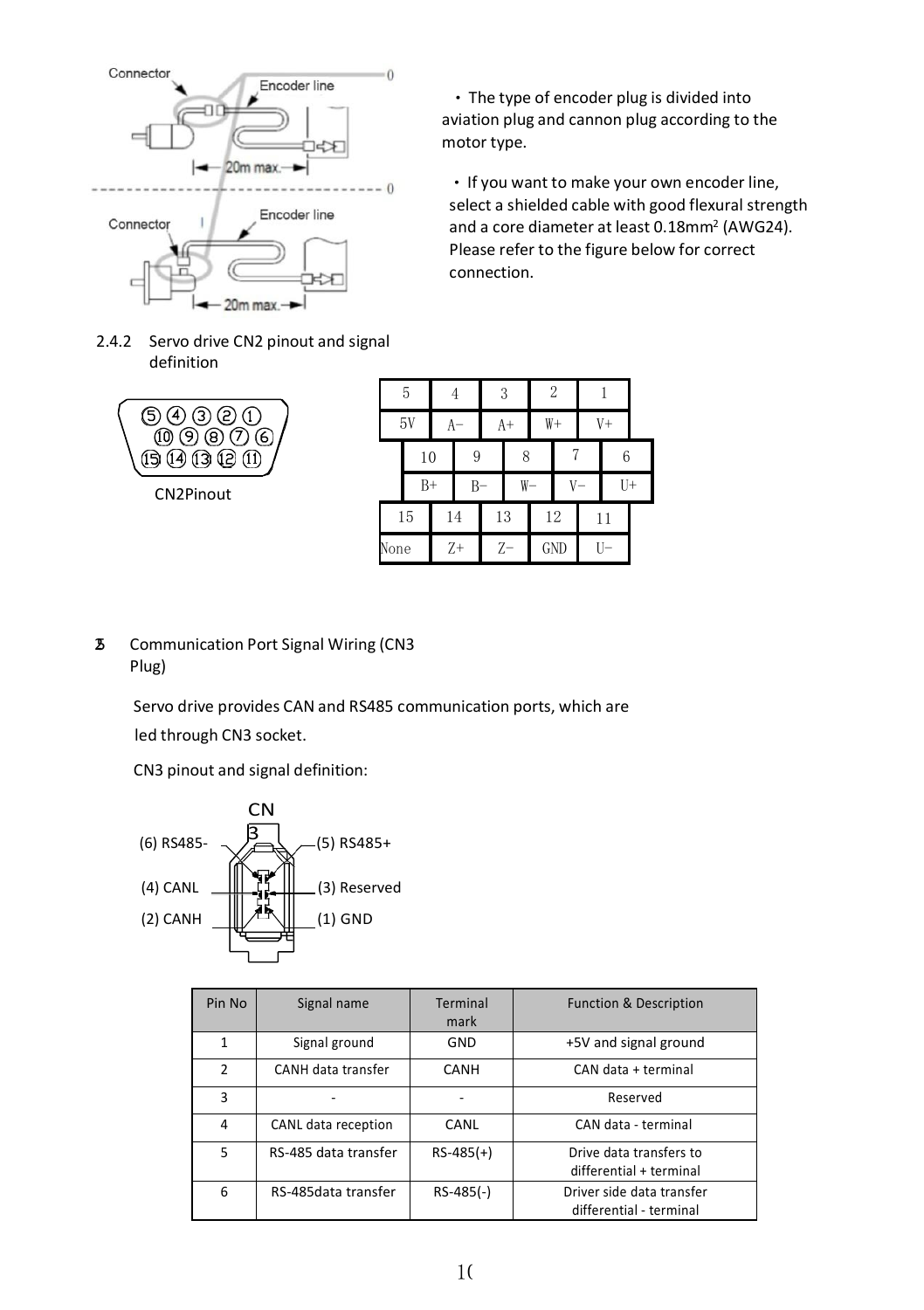- The type of encoder plug is divided into aviation plug and cannon plug according to the motor type.

- If you want to make your own encoder line, select a shielded cable with good flexural strength and a core diameter at least 0.18mm[2] (AWG24). Please refer to the figure below for correct connection.

### 2.4.2 Servo drive CN2 pinout and signal definition

CN2Pinout

| 5 | 4 | 3 | 2 | 1 |
|---|---|---|---|---|
| 5V | A- | A+ | W+ | V+ |

| 10 | 9 | 8 | 7 | 6 |
|---|---|---|---|---|
| B+ | B- | W- | V- | U+ |

| 15 | 14 | 13 | 12 | 11 |
|---|---|---|---|---|
| None | Z+ | Z- | GND | U- |

## 2.5 Communication Port Signal Wiring (CN3 Plug)

Servo drive provides CAN and RS485 communication ports, which are led through CN3 socket.

CN3 pinout and signal definition:

CN3

(6) RS485- (5) RS485+

(4) CANL (3) Reserved

(2) CANH (1) GND

| Pin No | Signal name | Terminal mark | Function & Description |
|---|---|---|---|
| 1 | Signal ground | GND | +5V and signal ground |
| 2 | CANH data transfer | CANH | CAN data + terminal |
| 3 | - | - | Reserved |
| 4 | CANL data reception | CANL | CAN data - terminal |
| 5 | RS-485 data transfer | RS-485(+) | Drive data transfers to differential + terminal |
| 6 | RS-485data transfer | RS-485(-) | Driver side data transfer differential - terminal |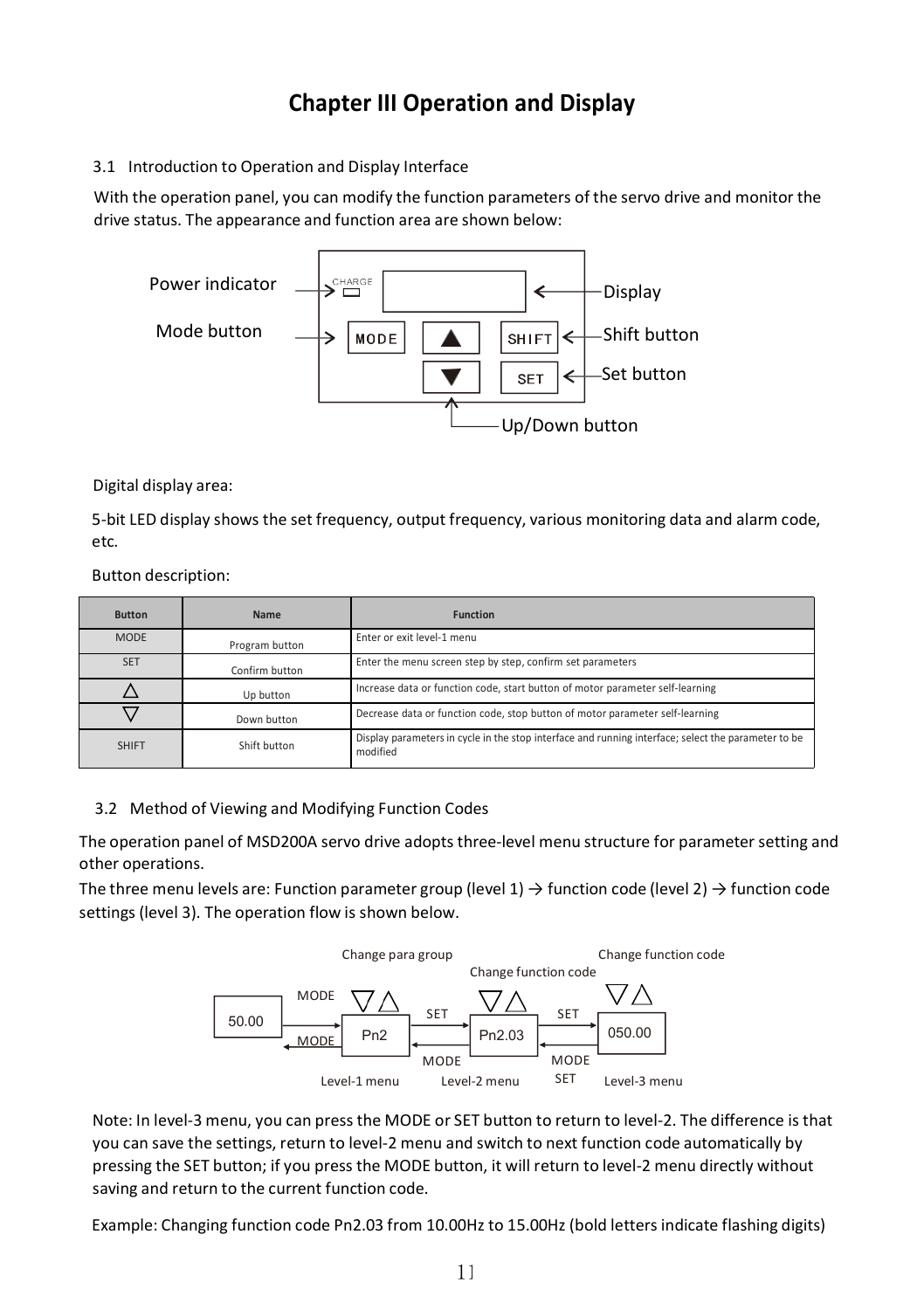# Chapter III Operation and Display

## 3.1 Introduction to Operation and Display Interface

With the operation panel, you can modify the function parameters of the servo drive and monitor the drive status. The appearance and function area are shown below:

Power indicator — CHARGE
Display
Mode button — MODE
Shift button — SHIFT
Set button — SET
Up/Down button — ▲ ▼

Digital display area:

5-bit LED display shows the set frequency, output frequency, various monitoring data and alarm code, etc.

Button description:

| Button | Name | Function |
|---|---|---|
| MODE | Program button | Enter or exit level-1 menu |
| SET | Confirm button | Enter the menu screen step by step, confirm set parameters |
| △ | Up button | Increase data or function code, start button of motor parameter self-learning |
| ▽ | Down button | Decrease data or function code, stop button of motor parameter self-learning |
| SHIFT | Shift button | Display parameters in cycle in the stop interface and running interface; select the parameter to be modified |

## 3.2 Method of Viewing and Modifying Function Codes

The operation panel of MSD200A servo drive adopts three-level menu structure for parameter setting and other operations.

The three menu levels are: Function parameter group (level 1) → function code (level 2) → function code settings (level 3). The operation flow is shown below.

50.00 —MODE→ Pn2 (Level-1 menu, ▽△ Change para group) —SET→ Pn2.03 (Level-2 menu, ▽△ Change function code) —SET→ 050.00 (Level-3 menu, ▽△ Change function code)

050.00 —MODE / SET→ Pn2.03 —MODE→ Pn2 —MODE→ 50.00

Note: In level-3 menu, you can press the MODE or SET button to return to level-2. The difference is that you can save the settings, return to level-2 menu and switch to next function code automatically by pressing the SET button; if you press the MODE button, it will return to level-2 menu directly without saving and return to the current function code.

Example: Changing function code Pn2.03 from 10.00Hz to 15.00Hz (bold letters indicate flashing digits)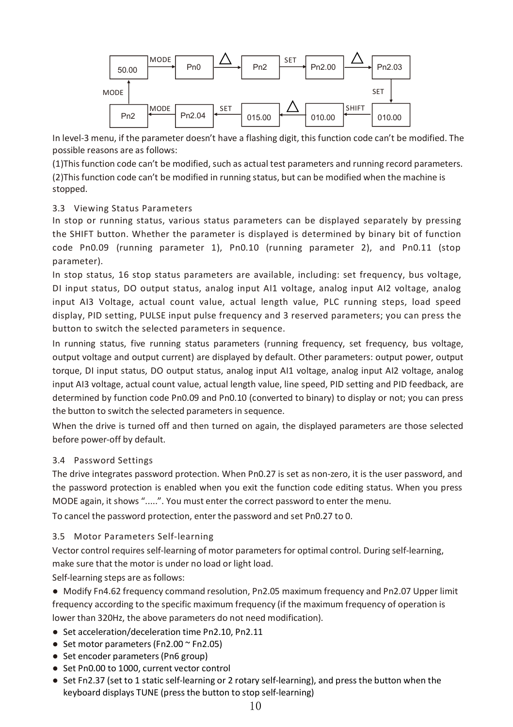| 50.00 | MODE → | Pn0 | △ → | Pn2 | SET → | Pn2.00 | △ → | Pn2.03 |
|---|---|---|---|---|---|---|---|---|
| ↑ MODE | | | | | | | | ↓ SET |
| Pn2 | ← MODE | Pn2.04 | ← SET | 015.00 | ← △ | 010.00 | ← SHIFT | 010.00 |

In level-3 menu, if the parameter doesn't have a flashing digit, this function code can't be modified. The possible reasons are as follows:

(1)This function code can't be modified, such as actual test parameters and running record parameters.

(2)This function code can't be modified in running status, but can be modified when the machine is stopped.

## 3.3 Viewing Status Parameters

In stop or running status, various status parameters can be displayed separately by pressing the SHIFT button. Whether the parameter is displayed is determined by binary bit of function code Pn0.09 (running parameter 1), Pn0.10 (running parameter 2), and Pn0.11 (stop parameter).

In stop status, 16 stop status parameters are available, including: set frequency, bus voltage, DI input status, DO output status, analog input AI1 voltage, analog input AI2 voltage, analog input AI3 Voltage, actual count value, actual length value, PLC running steps, load speed display, PID setting, PULSE input pulse frequency and 3 reserved parameters; you can press the button to switch the selected parameters in sequence.

In running status, five running status parameters (running frequency, set frequency, bus voltage, output voltage and output current) are displayed by default. Other parameters: output power, output torque, DI input status, DO output status, analog input AI1 voltage, analog input AI2 voltage, analog input AI3 voltage, actual count value, actual length value, line speed, PID setting and PID feedback, are determined by function code Pn0.09 and Pn0.10 (converted to binary) to display or not; you can press the button to switch the selected parameters in sequence.

When the drive is turned off and then turned on again, the displayed parameters are those selected before power-off by default.

## 3.4 Password Settings

The drive integrates password protection. When Pn0.27 is set as non-zero, it is the user password, and the password protection is enabled when you exit the function code editing status. When you press MODE again, it shows ".....". You must enter the correct password to enter the menu.

To cancel the password protection, enter the password and set Pn0.27 to 0.

## 3.5 Motor Parameters Self-learning

Vector control requires self-learning of motor parameters for optimal control. During self-learning, make sure that the motor is under no load or light load.

Self-learning steps are as follows:

- Modify Fn4.62 frequency command resolution, Pn2.05 maximum frequency and Pn2.07 Upper limit frequency according to the specific maximum frequency (if the maximum frequency of operation is lower than 320Hz, the above parameters do not need modification).
- Set acceleration/deceleration time Pn2.10, Pn2.11
- Set motor parameters (Fn2.00 ~ Fn2.05)
- Set encoder parameters (Pn6 group)
- Set Pn0.00 to 1000, current vector control
- Set Fn2.37 (set to 1 static self-learning or 2 rotary self-learning), and press the button when the keyboard displays TUNE (press the button to stop self-learning)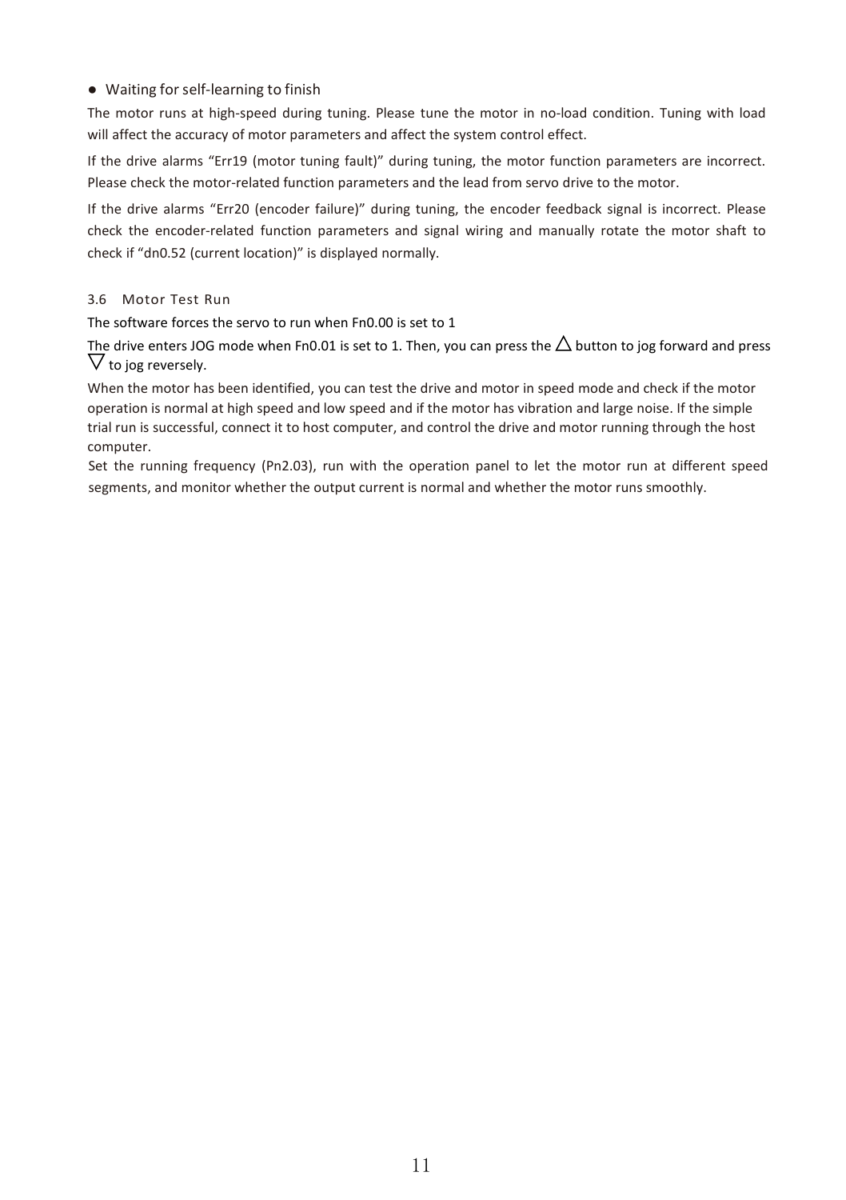- Waiting for self-learning to finish

The motor runs at high-speed during tuning. Please tune the motor in no-load condition. Tuning with load will affect the accuracy of motor parameters and affect the system control effect.

If the drive alarms “Err19 (motor tuning fault)” during tuning, the motor function parameters are incorrect. Please check the motor-related function parameters and the lead from servo drive to the motor.

If the drive alarms “Err20 (encoder failure)” during tuning, the encoder feedback signal is incorrect. Please check the encoder-related function parameters and signal wiring and manually rotate the motor shaft to check if “dn0.52 (current location)” is displayed normally.

### 3.6 Motor Test Run

The software forces the servo to run when Fn0.00 is set to 1

The drive enters JOG mode when Fn0.01 is set to 1. Then, you can press the △ button to jog forward and press ▽ to jog reversely.

When the motor has been identified, you can test the drive and motor in speed mode and check if the motor operation is normal at high speed and low speed and if the motor has vibration and large noise. If the simple trial run is successful, connect it to host computer, and control the drive and motor running through the host computer.

Set the running frequency (Pn2.03), run with the operation panel to let the motor run at different speed segments, and monitor whether the output current is normal and whether the motor runs smoothly.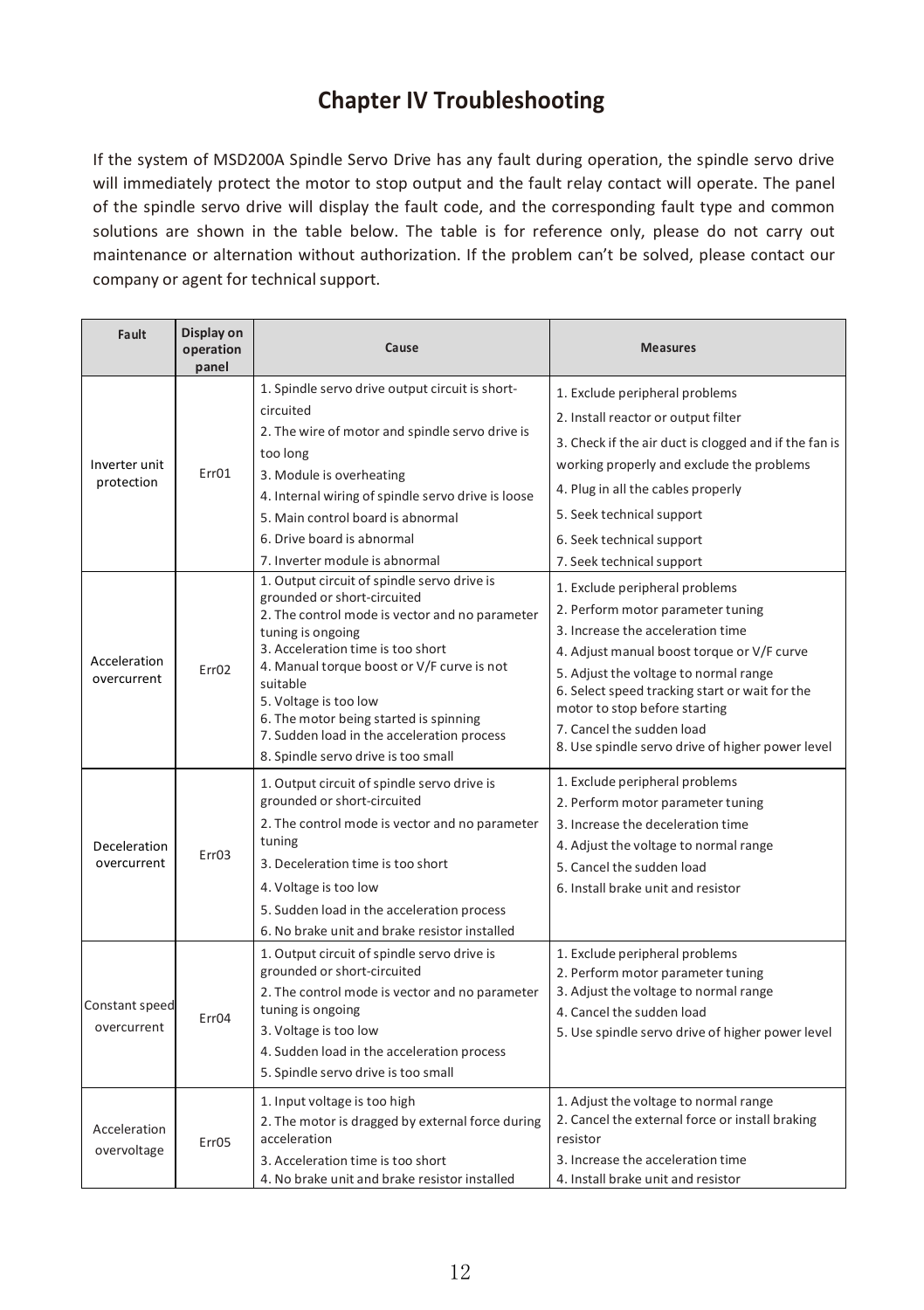# Chapter IV Troubleshooting

If the system of MSD200A Spindle Servo Drive has any fault during operation, the spindle servo drive will immediately protect the motor to stop output and the fault relay contact will operate. The panel of the spindle servo drive will display the fault code, and the corresponding fault type and common solutions are shown in the table below. The table is for reference only, please do not carry out maintenance or alternation without authorization. If the problem can't be solved, please contact our company or agent for technical support.

| Fault | Display on operation panel | Cause | Measures |
|---|---|---|---|
| Inverter unit protection | Err01 | 1. Spindle servo drive output circuit is short-circuited<br>2. The wire of motor and spindle servo drive is too long<br>3. Module is overheating<br>4. Internal wiring of spindle servo drive is loose<br>5. Main control board is abnormal<br>6. Drive board is abnormal<br>7. Inverter module is abnormal | 1. Exclude peripheral problems<br>2. Install reactor or output filter<br>3. Check if the air duct is clogged and if the fan is working properly and exclude the problems<br>4. Plug in all the cables properly<br>5. Seek technical support<br>6. Seek technical support<br>7. Seek technical support |
| Acceleration overcurrent | Err02 | 1. Output circuit of spindle servo drive is grounded or short-circuited<br>2. The control mode is vector and no parameter tuning is ongoing<br>3. Acceleration time is too short<br>4. Manual torque boost or V/F curve is not suitable<br>5. Voltage is too low<br>6. The motor being started is spinning<br>7. Sudden load in the acceleration process<br>8. Spindle servo drive is too small | 1. Exclude peripheral problems<br>2. Perform motor parameter tuning<br>3. Increase the acceleration time<br>4. Adjust manual boost torque or V/F curve<br>5. Adjust the voltage to normal range<br>6. Select speed tracking start or wait for the motor to stop before starting<br>7. Cancel the sudden load<br>8. Use spindle servo drive of higher power level |
| Deceleration overcurrent | Err03 | 1. Output circuit of spindle servo drive is grounded or short-circuited<br>2. The control mode is vector and no parameter tuning<br>3. Deceleration time is too short<br>4. Voltage is too low<br>5. Sudden load in the acceleration process<br>6. No brake unit and brake resistor installed | 1. Exclude peripheral problems<br>2. Perform motor parameter tuning<br>3. Increase the deceleration time<br>4. Adjust the voltage to normal range<br>5. Cancel the sudden load<br>6. Install brake unit and resistor |
| Constant speed overcurrent | Err04 | 1. Output circuit of spindle servo drive is grounded or short-circuited<br>2. The control mode is vector and no parameter tuning is ongoing<br>3. Voltage is too low<br>4. Sudden load in the acceleration process<br>5. Spindle servo drive is too small | 1. Exclude peripheral problems<br>2. Perform motor parameter tuning<br>3. Adjust the voltage to normal range<br>4. Cancel the sudden load<br>5. Use spindle servo drive of higher power level |
| Acceleration overvoltage | Err05 | 1. Input voltage is too high<br>2. The motor is dragged by external force during acceleration<br>3. Acceleration time is too short<br>4. No brake unit and brake resistor installed | 1. Adjust the voltage to normal range<br>2. Cancel the external force or install braking resistor<br>3. Increase the acceleration time<br>4. Install brake unit and resistor |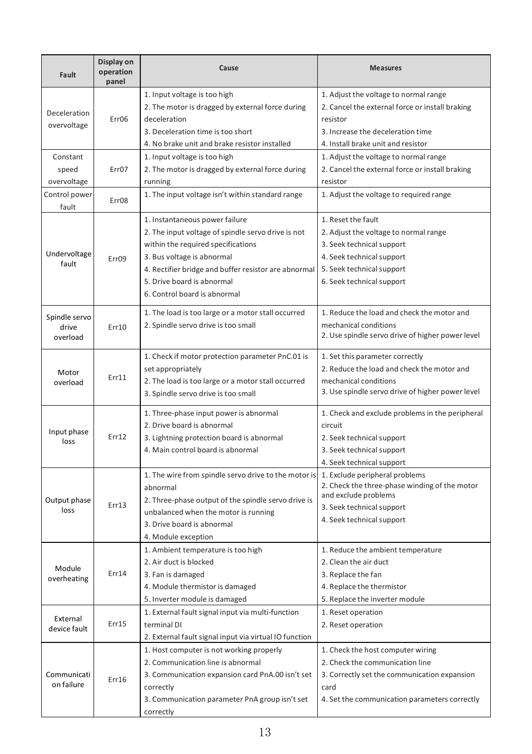| Fault | Display on operation panel | Cause | Measures |
|---|---|---|---|
| Deceleration overvoltage | Err06 | 1. Input voltage is too high<br>2. The motor is dragged by external force during deceleration<br>3. Deceleration time is too short<br>4. No brake unit and brake resistor installed | 1. Adjust the voltage to normal range<br>2. Cancel the external force or install braking resistor<br>3. Increase the deceleration time<br>4. Install brake unit and resistor |
| Constant speed overvoltage | Err07 | 1. Input voltage is too high<br>2. The motor is dragged by external force during running | 1. Adjust the voltage to normal range<br>2. Cancel the external force or install braking resistor |
| Control power fault | Err08 | 1. The input voltage isn't within standard range | 1. Adjust the voltage to required range |
| Undervoltage fault | Err09 | 1. Instantaneous power failure<br>2. The input voltage of spindle servo drive is not within the required specifications<br>3. Bus voltage is abnormal<br>4. Rectifier bridge and buffer resistor are abnormal<br>5. Drive board is abnormal<br>6. Control board is abnormal | 1. Reset the fault<br>2. Adjust the voltage to normal range<br>3. Seek technical support<br>4. Seek technical support<br>5. Seek technical support<br>6. Seek technical support |
| Spindle servo drive overload | Err10 | 1. The load is too large or a motor stall occurred<br>2. Spindle servo drive is too small | 1. Reduce the load and check the motor and mechanical conditions<br>2. Use spindle servo drive of higher power level |
| Motor overload | Err11 | 1. Check if motor protection parameter PnC.01 is set appropriately<br>2. The load is too large or a motor stall occurred<br>3. Spindle servo is too small | 1. Set this parameter correctly<br>2. Reduce the load and check the motor and mechanical conditions<br>3. Use spindle servo drive of higher power level |
| Input phase loss | Err12 | 1. Three-phase input power is abnormal<br>2. Drive board is abnormal<br>3. Lightning protection board is abnormal<br>4. Main control board is abnormal | 1. Check and exclude problems in the peripheral circuit<br>2. Seek technical support<br>3. Seek technical support<br>4. Seek technical support |
| Output phase loss | Err13 | 1. The wire from spindle servo drive to the motor is abnormal<br>2. Three-phase output of the spindle servo drive is unbalanced when the motor is running<br>3. Drive board is abnormal<br>4. Module exception | 1. Exclude peripheral problems<br>2. Check the three-phase winding of the motor and exclude problems<br>3. Seek technical support<br>4. Seek technical support |
| Module overheating | Err14 | 1. Ambient temperature is too high<br>2. Air duct is blocked<br>3. Fan is damaged<br>4. Module thermistor is damaged<br>5. Inverter module is damaged | 1. Reduce the ambient temperature<br>2. Clean the air duct<br>3. Replace the fan<br>4. Replace the thermistor<br>5. Replace the inverter module |
| External device fault | Err15 | 1. External fault signal input via multi-function terminal DI<br>2. External fault signal input via virtual IO function | 1. Reset operation<br>2. Reset operation |
| Communication failure | Err16 | 1. Host computer is not working properly<br>2. Communication line is abnormal<br>3. Communication expansion card PnA.00 isn't set correctly<br>3. Communication parameter PnA group isn't set correctly | 1. Check the host computer wiring<br>2. Check the communication line<br>3. Correctly set the communication expansion card<br>4. Set the communication parameters correctly |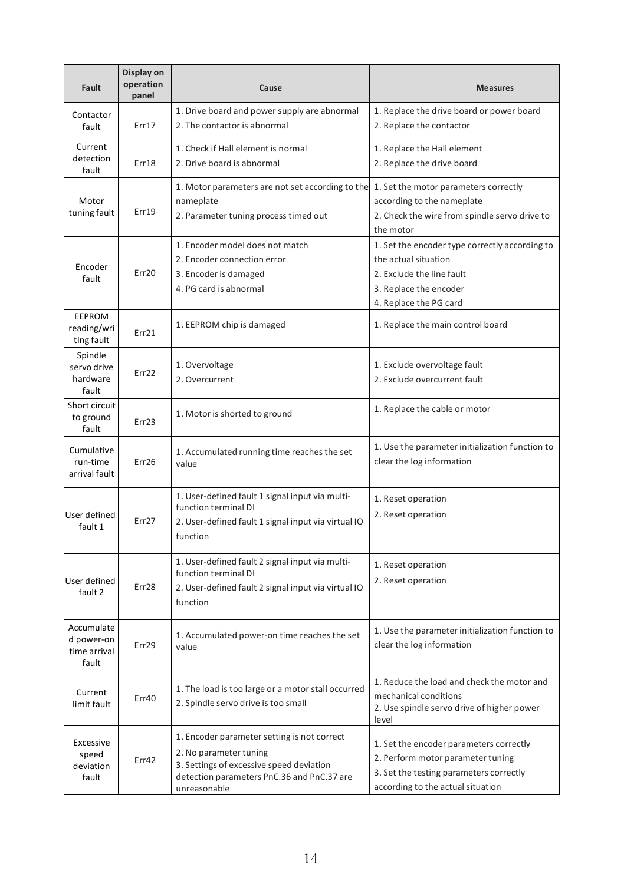| Fault | Display on operation panel | Cause | Measures |
|---|---|---|---|
| Contactor fault | Err17 | 1. Drive board and power supply are abnormal<br>2. The contactor is abnormal | 1. Replace the drive board or power board<br>2. Replace the contactor |
| Current detection fault | Err18 | 1. Check if Hall element is normal<br>2. Drive board is abnormal | 1. Replace the Hall element<br>2. Replace the drive board |
| Motor tuning fault | Err19 | 1. Motor parameters are not set according to the nameplate<br>2. Parameter tuning process timed out | 1. Set the motor parameters correctly according to the nameplate<br>2. Check the wire from spindle servo drive to the motor |
| Encoder fault | Err20 | 1. Encoder model does not match<br>2. Encoder connection error<br>3. Encoder is damaged<br>4. PG card is abnormal | 1. Set the encoder type correctly according to the actual situation<br>2. Exclude the line fault<br>3. Replace the encoder<br>4. Replace the PG card |
| EEPROM reading/writing fault | Err21 | 1. EEPROM chip is damaged | 1. Replace the main control board |
| Spindle servo drive hardware fault | Err22 | 1. Overvoltage<br>2. Overcurrent | 1. Exclude overvoltage fault<br>2. Exclude overcurrent fault |
| Short circuit to ground fault | Err23 | 1. Motor is shorted to ground | 1. Replace the cable or motor |
| Cumulative run-time arrival fault | Err26 | 1. Accumulated running time reaches the set value | 1. Use the parameter initialization function to clear the log information |
| User defined fault 1 | Err27 | 1. User-defined fault 1 signal input via multi-function terminal DI<br>2. User-defined fault 1 signal input via virtual IO function | 1. Reset operation<br>2. Reset operation |
| User defined fault 2 | Err28 | 1. User-defined fault 2 signal input via multi-function terminal DI<br>2. User-defined fault 2 signal input via virtual IO function | 1. Reset operation<br>2. Reset operation |
| Accumulated power-on time arrival fault | Err29 | 1. Accumulated power-on time reaches the set value | 1. Use the parameter initialization function to clear the log information |
| Current limit fault | Err40 | 1. The load is too large or a motor stall occurred<br>2. Spindle servo drive is too small | 1. Reduce the load and check the motor and mechanical conditions<br>2. Use spindle servo drive of higher power level |
| Excessive speed deviation fault | Err42 | 1. Encoder parameter setting is not correct<br>2. No parameter tuning<br>3. Settings of excessive speed deviation detection parameters PnC.36 and PnC.37 are unreasonable | 1. Set the encoder parameters correctly<br>2. Perform motor parameter tuning<br>3. Set the testing parameters correctly according to the actual situation |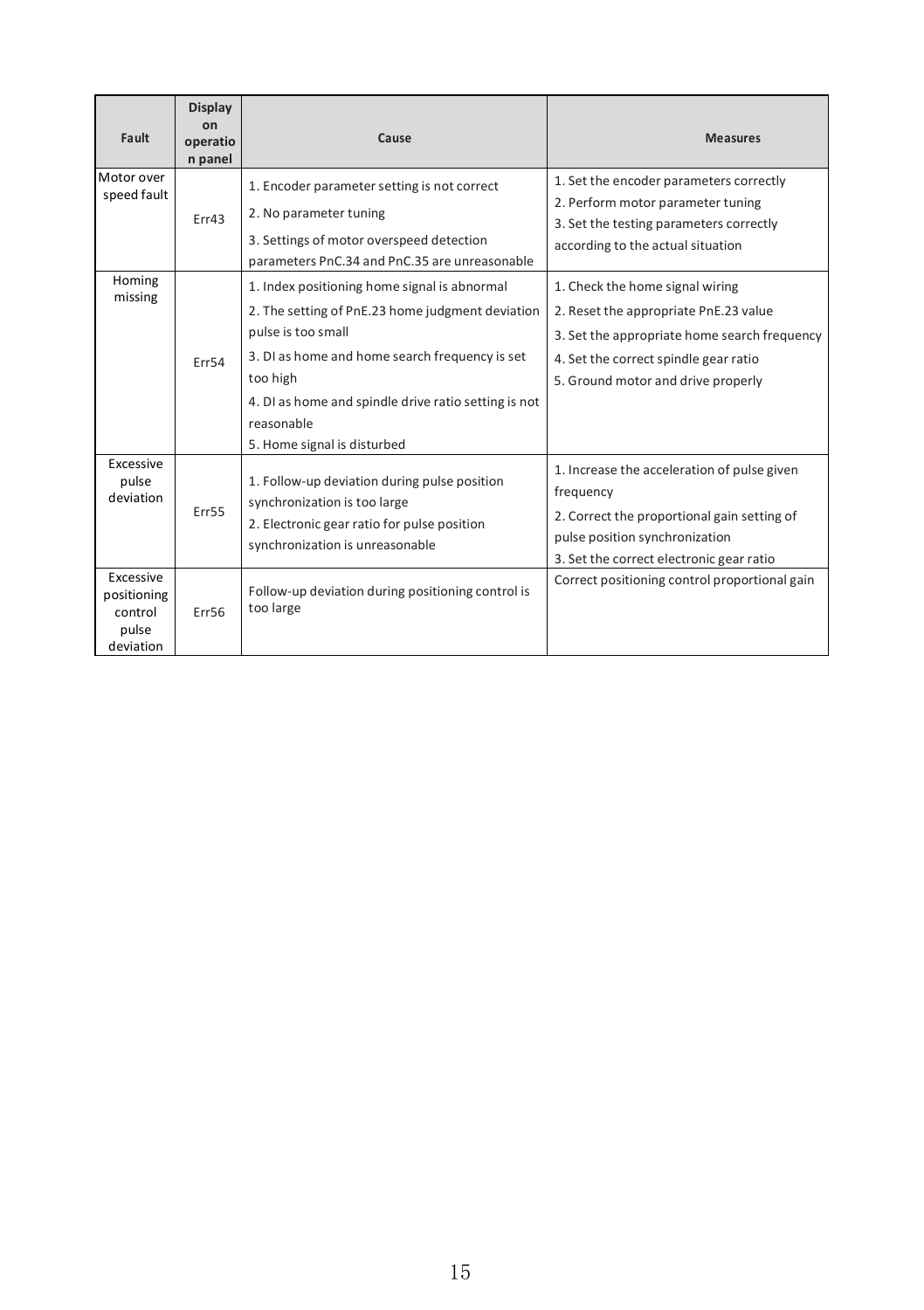| Fault | Display on operation panel | Cause | Measures |
|---|---|---|---|
| Motor over speed fault | Err43 | 1. Encoder parameter setting is not correct<br>2. No parameter tuning<br>3. Settings of motor overspeed detection parameters PnC.34 and PnC.35 are unreasonable | 1. Set the encoder parameters correctly<br>2. Perform motor parameter tuning<br>3. Set the testing parameters correctly according to the actual situation |
| Homing missing | Err54 | 1. Index positioning home signal is abnormal<br>2. The setting of PnE.23 home judgment deviation pulse is too small<br>3. DI as home and home search frequency is set too high<br>4. DI as home and spindle drive ratio setting is not reasonable<br>5. Home signal is disturbed | 1. Check the home signal wiring<br>2. Reset the appropriate PnE.23 value<br>3. Set the appropriate home search frequency<br>4. Set the correct spindle gear ratio<br>5. Ground motor and drive properly |
| Excessive pulse deviation | Err55 | 1. Follow-up deviation during pulse position synchronization is too large<br>2. Electronic gear ratio for pulse position synchronization is unreasonable | 1. Increase the acceleration of pulse given frequency<br>2. Correct the proportional gain setting of pulse position synchronization<br>3. Set the correct electronic gear ratio |
| Excessive positioning control pulse deviation | Err56 | Follow-up deviation during positioning control is too large | Correct positioning control proportional gain |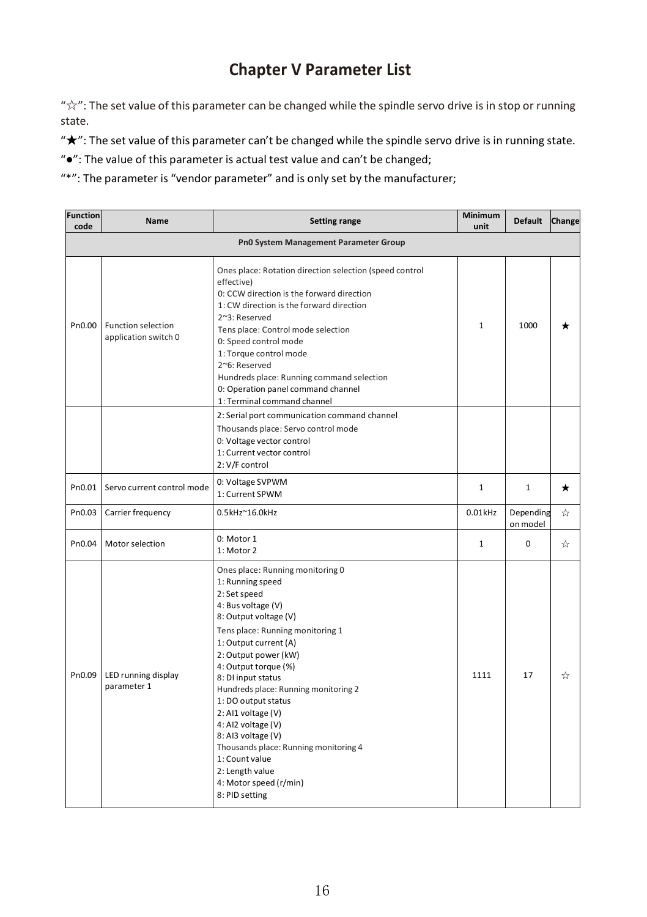# Chapter V Parameter List

"☆": The set value of this parameter can be changed while the spindle servo drive is in stop or running state.

"★": The set value of this parameter can't be changed while the spindle servo drive is in running state.

"●": The value of this parameter is actual test value and can't be changed;

"*": The parameter is "vendor parameter" and is only set by the manufacturer;

| Function code | Name | Setting range | Minimum unit | Default | Change |
|---|---|---|---|---|---|
| **Pn0 System Management Parameter Group** | | | | | |
| Pn0.00 | Function selection application switch 0 | Ones place: Rotation direction selection (speed control effective)<br>0: CCW direction is the forward direction<br>1: CW direction is the forward direction<br>2~3: Reserved<br>Tens place: Control mode selection<br>0: Speed control mode<br>1: Torque control mode<br>2~6: Reserved<br>Hundreds place: Running command selection<br>0: Operation panel command channel<br>1: Terminal command channel<br>2: Serial port communication command channel<br>Thousands place: Servo control mode<br>0: Voltage vector control<br>1: Current vector control<br>2: V/F control | 1 | 1000 | ★ |
| Pn0.01 | Servo current control mode | 0: Voltage SVPWM<br>1: Current SPWM | 1 | 1 | ★ |
| Pn0.03 | Carrier frequency | 0.5kHz~16.0kHz | 0.01kHz | Depending on model | ☆ |
| Pn0.04 | Motor selection | 0: Motor 1<br>1: Motor 2 | 1 | 0 | ☆ |
| Pn0.09 | LED running display parameter 1 | Ones place: Running monitoring 0<br>1: Running speed<br>2: Set speed<br>4: Bus voltage (V)<br>8: Output voltage (V)<br>Tens place: Running monitoring 1<br>1: Output current (A)<br>2: Output power (kW)<br>4: Output torque (%)<br>8: DI input status<br>Hundreds place: Running monitoring 2<br>1: DO output status<br>2: AI1 voltage (V)<br>4: AI2 voltage (V)<br>8: AI3 voltage (V)<br>Thousands place: Running monitoring 4<br>1: Count value<br>2: Length value<br>4: Motor speed (r/min)<br>8: PID setting | 1111 | 17 | ☆ |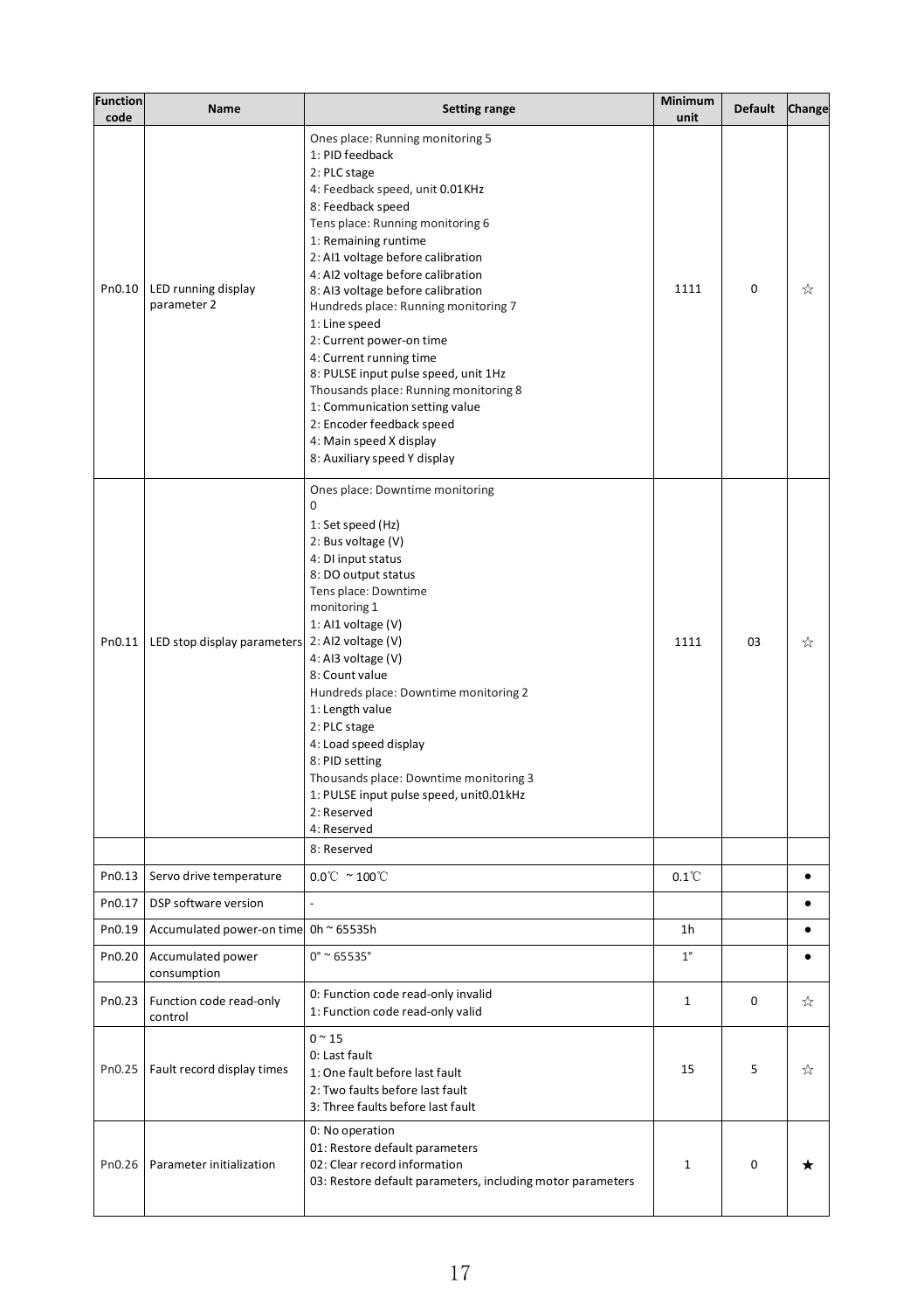| Function code | Name | Setting range | Minimum unit | Default | Change |
|---|---|---|---|---|---|
| Pn0.10 | LED running display parameter 2 | Ones place: Running monitoring 5<br>1: PID feedback<br>2: PLC stage<br>4: Feedback speed, unit 0.01KHz<br>8: Feedback speed<br>Tens place: Running monitoring 6<br>1: Remaining runtime<br>2: AI1 voltage before calibration<br>4: AI2 voltage before calibration<br>8: AI3 voltage before calibration<br>Hundreds place: Running monitoring 7<br>1: Line speed<br>2: Current power-on time<br>4: Current running time<br>8: PULSE input pulse speed, unit 1Hz<br>Thousands place: Running monitoring 8<br>1: Communication setting value<br>2: Encoder feedback speed<br>4: Main speed X display<br>8: Auxiliary speed Y display | 1111 | 0 | ☆ |
| Pn0.11 | LED stop display parameters | Ones place: Downtime monitoring<br>0<br>1: Set speed (Hz)<br>2: Bus voltage (V)<br>4: DI input status<br>8: DO output status<br>Tens place: Downtime monitoring 1<br>1: AI1 voltage (V)<br>2: AI2 voltage (V)<br>4: AI3 voltage (V)<br>8: Count value<br>Hundreds place: Downtime monitoring 2<br>1: Length value<br>2: PLC stage<br>4: Load speed display<br>8: PID setting<br>Thousands place: Downtime monitoring 3<br>1: PULSE input pulse speed, unit0.01kHz<br>2: Reserved<br>4: Reserved | 1111 | 03 | ☆ |
| | | 8: Reserved | | | |
| Pn0.13 | Servo drive temperature | 0.0℃ ~100℃ | 0.1℃ | | ● |
| Pn0.17 | DSP software version | - | | | ● |
| Pn0.19 | Accumulated power-on time | 0h ~ 65535h | 1h | | ● |
| Pn0.20 | Accumulated power consumption | 0° ~ 65535° | 1° | | ● |
| Pn0.23 | Function code read-only control | 0: Function code read-only invalid<br>1: Function code read-only valid | 1 | 0 | ☆ |
| Pn0.25 | Fault record display times | 0 ~ 15<br>0: Last fault<br>1: One fault before last fault<br>2: Two faults before last fault<br>3: Three faults before last fault | 15 | 5 | ☆ |
| Pn0.26 | Parameter initialization | 0: No operation<br>01: Restore default parameters<br>02: Clear record information<br>03: Restore default parameters, including motor parameters | 1 | 0 | ★ |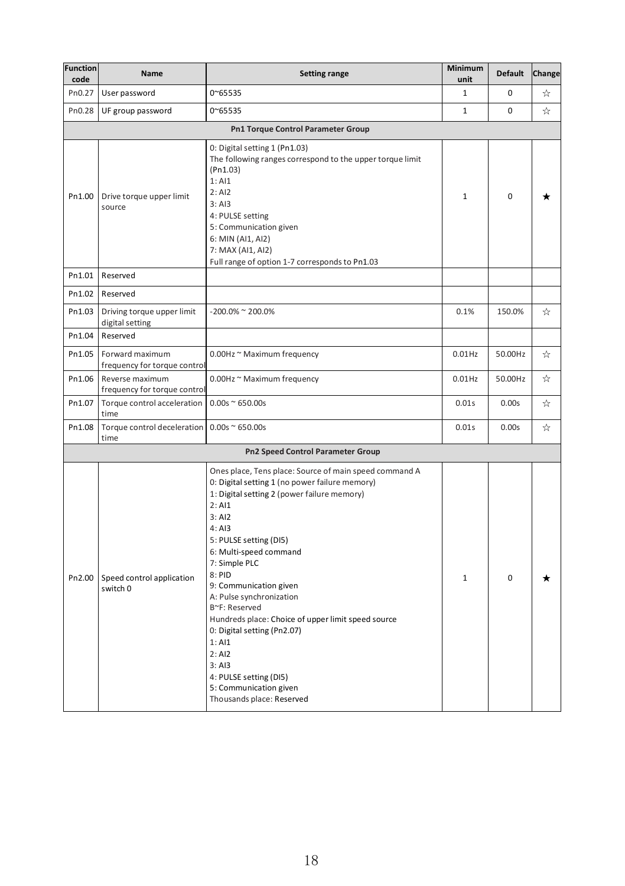| Function code | Name | Setting range | Minimum unit | Default | Change |
|---|---|---|---|---|---|
| Pn0.27 | User password | 0~65535 | 1 | 0 | ☆ |
| Pn0.28 | UF group password | 0~65535 | 1 | 0 | ☆ |
| **Pn1 Torque Control Parameter Group** | | | | | |
| Pn1.00 | Drive torque upper limit source | 0: Digital setting 1 (Pn1.03)<br>The following ranges correspond to the upper torque limit (Pn1.03)<br>1: AI1<br>2: AI2<br>3: AI3<br>4: PULSE setting<br>5: Communication given<br>6: MIN (AI1, AI2)<br>7: MAX (AI1, AI2)<br>Full range of option 1-7 corresponds to Pn1.03 | 1 | 0 | ★ |
| Pn1.01 | Reserved | | | | |
| Pn1.02 | Reserved | | | | |
| Pn1.03 | Driving torque upper limit digital setting | -200.0% ~ 200.0% | 0.1% | 150.0% | ☆ |
| Pn1.04 | Reserved | | | | |
| Pn1.05 | Forward maximum frequency for torque control | 0.00Hz ~ Maximum frequency | 0.01Hz | 50.00Hz | ☆ |
| Pn1.06 | Reverse maximum frequency for torque control | 0.00Hz ~ Maximum frequency | 0.01Hz | 50.00Hz | ☆ |
| Pn1.07 | Torque control acceleration time | 0.00s ~ 650.00s | 0.01s | 0.00s | ☆ |
| Pn1.08 | Torque control deceleration time | 0.00s ~ 650.00s | 0.01s | 0.00s | ☆ |
| **Pn2 Speed Control Parameter Group** | | | | | |
| Pn2.00 | Speed control application switch 0 | Ones place, Tens place: Source of main speed command A<br>0: Digital setting 1 (no power failure memory)<br>1: Digital setting 2 (power failure memory)<br>2: AI1<br>3: AI2<br>4: AI3<br>5: PULSE setting (DI5)<br>6: Multi-speed command<br>7: Simple PLC<br>8: PID<br>9: Communication given<br>A: Pulse synchronization<br>B~F: Reserved<br>Hundreds place: Choice of upper limit speed source<br>0: Digital setting (Pn2.07)<br>1: AI1<br>2: AI2<br>3: AI3<br>4: PULSE setting (DI5)<br>5: Communication given<br>Thousands place: Reserved | 1 | 0 | ★ |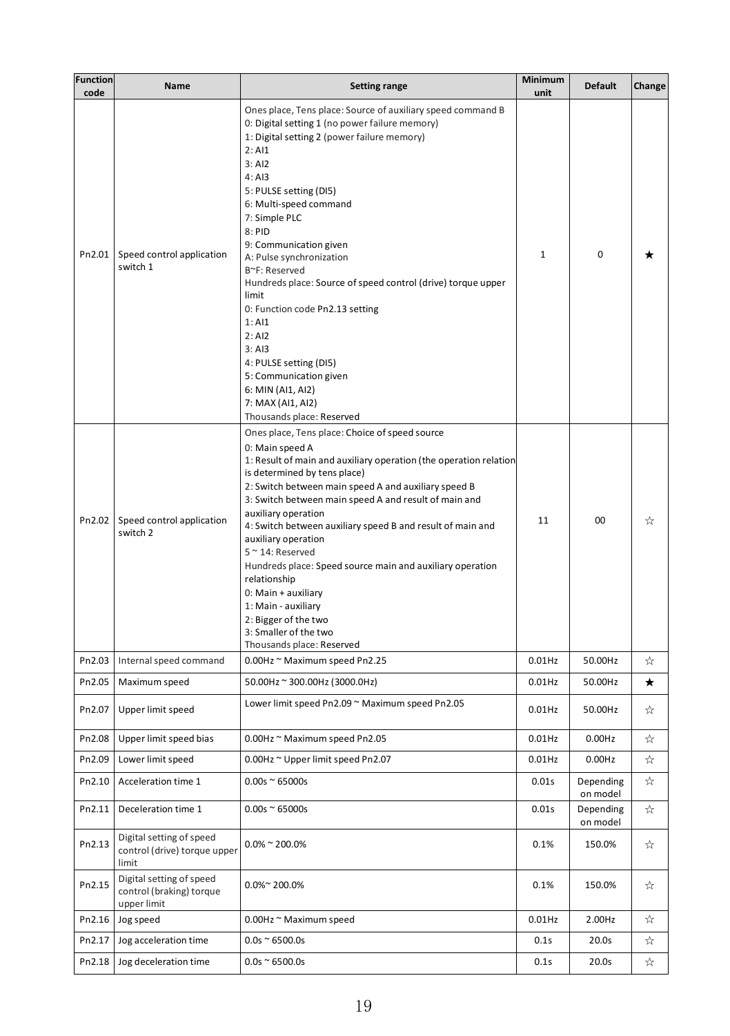| Function code | Name | Setting range | Minimum unit | Default | Change |
|---|---|---|---|---|---|
| Pn2.01 | Speed control application switch 1 | Ones place, Tens place: Source of auxiliary speed command B<br>0: Digital setting 1 (no power failure memory)<br>1: Digital setting 2 (power failure memory)<br>2: AI1<br>3: AI2<br>4: AI3<br>5: PULSE setting (DI5)<br>6: Multi-speed command<br>7: Simple PLC<br>8: PID<br>9: Communication given<br>A: Pulse synchronization<br>B~F: Reserved<br>Hundreds place: Source of speed control (drive) torque upper limit<br>0: Function code Pn2.13 setting<br>1: AI1<br>2: AI2<br>3: AI3<br>4: PULSE setting (DI5)<br>5: Communication given<br>6: MIN (AI1, AI2)<br>7: MAX (AI1, AI2)<br>Thousands place: Reserved | 1 | 0 | ★ |
| Pn2.02 | Speed control application switch 2 | Ones place, Tens place: Choice of speed source<br>0: Main speed A<br>1: Result of main and auxiliary operation (the operation relation is determined by tens place)<br>2: Switch between main speed A and auxiliary speed B<br>3: Switch between main speed A and result of main and auxiliary operation<br>4: Switch between auxiliary speed B and result of main and auxiliary operation<br>5 ~ 14: Reserved<br>Hundreds place: Speed source main and auxiliary operation relationship<br>0: Main + auxiliary<br>1: Main - auxiliary<br>2: Bigger of the two<br>3: Smaller of the two<br>Thousands place: Reserved | 11 | 00 | ☆ |
| Pn2.03 | Internal speed command | 0.00Hz ~ Maximum speed Pn2.25 | 0.01Hz | 50.00Hz | ☆ |
| Pn2.05 | Maximum speed | 50.00Hz ~ 300.00Hz (3000.0Hz) | 0.01Hz | 50.00Hz | ★ |
| Pn2.07 | Upper limit speed | Lower limit speed Pn2.09 ~ Maximum speed Pn2.05 | 0.01Hz | 50.00Hz | ☆ |
| Pn2.08 | Upper limit speed bias | 0.00Hz ~ Maximum speed Pn2.05 | 0.01Hz | 0.00Hz | ☆ |
| Pn2.09 | Lower limit speed | 0.00Hz ~ Upper limit speed Pn2.07 | 0.01Hz | 0.00Hz | ☆ |
| Pn2.10 | Acceleration time 1 | 0.00s ~ 65000s | 0.01s | Depending on model | ☆ |
| Pn2.11 | Deceleration time 1 | 0.00s ~ 65000s | 0.01s | Depending on model | ☆ |
| Pn2.13 | Digital setting of speed control (drive) torque upper limit | 0.0% ~ 200.0% | 0.1% | 150.0% | ☆ |
| Pn2.15 | Digital setting of speed control (braking) torque upper limit | 0.0%~ 200.0% | 0.1% | 150.0% | ☆ |
| Pn2.16 | Jog speed | 0.00Hz ~ Maximum speed | 0.01Hz | 2.00Hz | ☆ |
| Pn2.17 | Jog acceleration time | 0.0s ~ 6500.0s | 0.1s | 20.0s | ☆ |
| Pn2.18 | Jog deceleration time | 0.0s ~ 6500.0s | 0.1s | 20.0s | ☆ |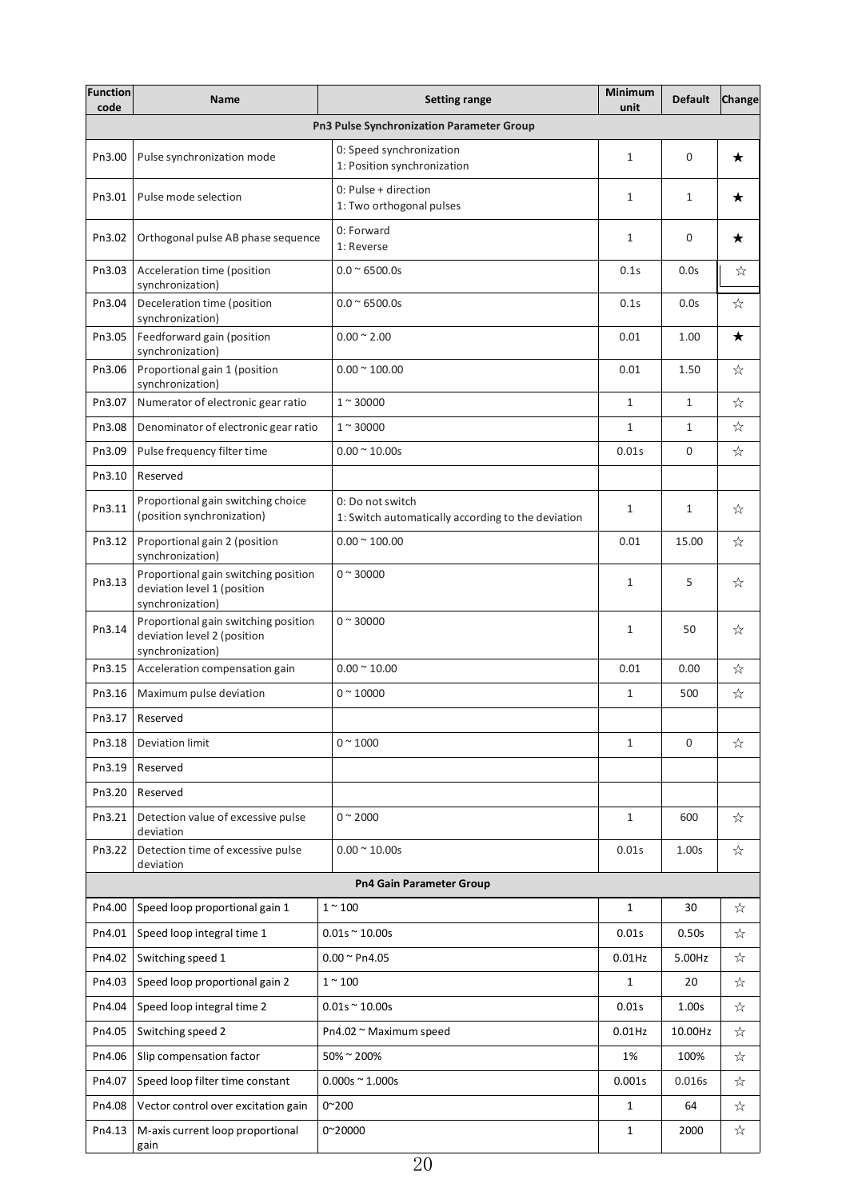| Function code | Name | Setting range | Minimum unit | Default | Change |
|---|---|---|---|---|---|
| **Pn3 Pulse Synchronization Parameter Group** | | | | | |
| Pn3.00 | Pulse synchronization mode | 0: Speed synchronization<br>1: Position synchronization | 1 | 0 | ★ |
| Pn3.01 | Pulse mode selection | 0: Pulse + direction<br>1: Two orthogonal pulses | 1 | 1 | ★ |
| Pn3.02 | Orthogonal pulse AB phase sequence | 0: Forward<br>1: Reverse | 1 | 0 | ★ |
| Pn3.03 | Acceleration time (position synchronization) | 0.0 ~ 6500.0s | 0.1s | 0.0s | ☆ |
| Pn3.04 | Deceleration time (position synchronization) | 0.0 ~ 6500.0s | 0.1s | 0.0s | ☆ |
| Pn3.05 | Feedforward gain (position synchronization) | 0.00 ~ 2.00 | 0.01 | 1.00 | ★ |
| Pn3.06 | Proportional gain 1 (position synchronization) | 0.00 ~ 100.00 | 0.01 | 1.50 | ☆ |
| Pn3.07 | Numerator of electronic gear ratio | 1 ~ 30000 | 1 | 1 | ☆ |
| Pn3.08 | Denominator of electronic gear ratio | 1 ~ 30000 | 1 | 1 | ☆ |
| Pn3.09 | Pulse frequency filter time | 0.00 ~ 10.00s | 0.01s | 0 | ☆ |
| Pn3.10 | Reserved | | | | |
| Pn3.11 | Proportional gain switching choice (position synchronization) | 0: Do not switch<br>1: Switch automatically according to the deviation | 1 | 1 | ☆ |
| Pn3.12 | Proportional gain 2 (position synchronization) | 0.00 ~ 100.00 | 0.01 | 15.00 | ☆ |
| Pn3.13 | Proportional gain switching position deviation level 1 (position synchronization) | 0 ~ 30000 | 1 | 5 | ☆ |
| Pn3.14 | Proportional gain switching position deviation level 2 (position synchronization) | 0 ~ 30000 | 1 | 50 | ☆ |
| Pn3.15 | Acceleration compensation gain | 0.00 ~ 10.00 | 0.01 | 0.00 | ☆ |
| Pn3.16 | Maximum pulse deviation | 0 ~ 10000 | 1 | 500 | ☆ |
| Pn3.17 | Reserved | | | | |
| Pn3.18 | Deviation limit | 0 ~ 1000 | 1 | 0 | ☆ |
| Pn3.19 | Reserved | | | | |
| Pn3.20 | Reserved | | | | |
| Pn3.21 | Detection value of excessive pulse deviation | 0 ~ 2000 | 1 | 600 | ☆ |
| Pn3.22 | Detection time of excessive pulse deviation | 0.00 ~ 10.00s | 0.01s | 1.00s | ☆ |
| **Pn4 Gain Parameter Group** | | | | | |
| Pn4.00 | Speed loop proportional gain 1 | 1 ~ 100 | 1 | 30 | ☆ |
| Pn4.01 | Speed loop integral time 1 | 0.01s ~ 10.00s | 0.01s | 0.50s | ☆ |
| Pn4.02 | Switching speed 1 | 0.00 ~ Pn4.05 | 0.01Hz | 5.00Hz | ☆ |
| Pn4.03 | Speed loop proportional gain 2 | 1 ~ 100 | 1 | 20 | ☆ |
| Pn4.04 | Speed loop integral time 2 | 0.01s ~ 10.00s | 0.01s | 1.00s | ☆ |
| Pn4.05 | Switching speed 2 | Pn4.02 ~ Maximum speed | 0.01Hz | 10.00Hz | ☆ |
| Pn4.06 | Slip compensation factor | 50% ~ 200% | 1% | 100% | ☆ |
| Pn4.07 | Speed loop filter time constant | 0.000s ~ 1.000s | 0.001s | 0.016s | ☆ |
| Pn4.08 | Vector control over excitation gain | 0~200 | 1 | 64 | ☆ |
| Pn4.13 | M-axis current loop proportional gain | 0~20000 | 1 | 2000 | ☆ |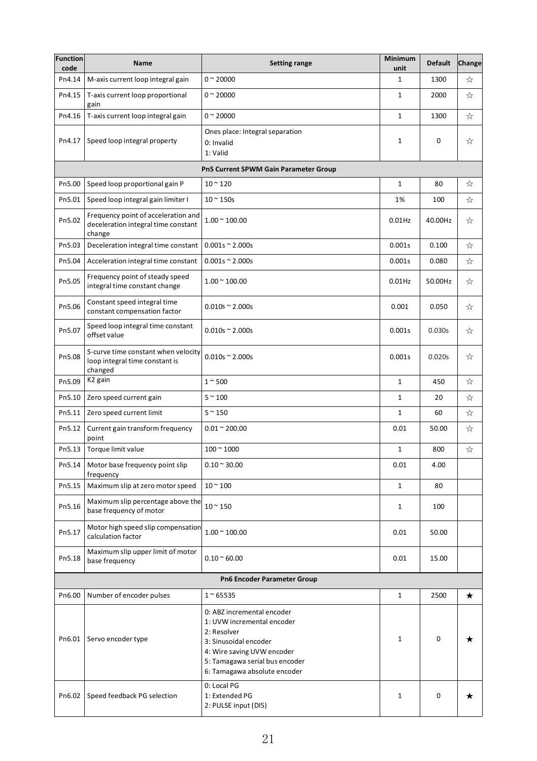| Function code | Name | Setting range | Minimum unit | Default | Change |
|---|---|---|---|---|---|
| Pn4.14 | M-axis current loop integral gain | 0 ~ 20000 | 1 | 1300 | ☆ |
| Pn4.15 | T-axis current loop proportional gain | 0 ~ 20000 | 1 | 2000 | ☆ |
| Pn4.16 | T-axis current loop integral gain | 0 ~ 20000 | 1 | 1300 | ☆ |
| Pn4.17 | Speed loop integral property | Ones place: Integral separation<br>0: Invalid<br>1: Valid | 1 | 0 | ☆ |
| **Pn5 Current SPWM Gain Parameter Group** | | | | | |
| Pn5.00 | Speed loop proportional gain P | 10 ~ 120 | 1 | 80 | ☆ |
| Pn5.01 | Speed loop integral gain limiter I | 10 ~ 150s | 1% | 100 | ☆ |
| Pn5.02 | Frequency point of acceleration and deceleration integral time constant change | 1.00 ~ 100.00 | 0.01Hz | 40.00Hz | ☆ |
| Pn5.03 | Deceleration integral time constant | 0.001s ~ 2.000s | 0.001s | 0.100 | ☆ |
| Pn5.04 | Acceleration integral time constant | 0.001s ~ 2.000s | 0.001s | 0.080 | ☆ |
| Pn5.05 | Frequency point of steady speed integral time constant change | 1.00 ~ 100.00 | 0.01Hz | 50.00Hz | ☆ |
| Pn5.06 | Constant speed integral time constant compensation factor | 0.010s ~ 2.000s | 0.001 | 0.050 | ☆ |
| Pn5.07 | Speed loop integral time constant offset value | 0.010s ~ 2.000s | 0.001s | 0.030s | ☆ |
| Pn5.08 | S-curve time constant when velocity loop integral time constant is changed | 0.010s ~ 2.000s | 0.001s | 0.020s | ☆ |
| Pn5.09 | K2 gain | 1 ~ 500 | 1 | 450 | ☆ |
| Pn5.10 | Zero speed current gain | 5 ~ 100 | 1 | 20 | ☆ |
| Pn5.11 | Zero speed current limit | 5 ~ 150 | 1 | 60 | ☆ |
| Pn5.12 | Current gain transform frequency point | 0.01 ~ 200.00 | 0.01 | 50.00 | ☆ |
| Pn5.13 | Torque limit value | 100 ~ 1000 | 1 | 800 | ☆ |
| Pn5.14 | Motor base frequency point slip frequency | 0.10 ~ 30.00 | 0.01 | 4.00 | |
| Pn5.15 | Maximum slip at zero motor speed | 10 ~ 100 | 1 | 80 | |
| Pn5.16 | Maximum slip percentage above the base frequency of motor | 10 ~ 150 | 1 | 100 | |
| Pn5.17 | Motor high speed slip compensation calculation factor | 1.00 ~ 100.00 | 0.01 | 50.00 | |
| Pn5.18 | Maximum slip upper limit of motor base frequency | 0.10 ~ 60.00 | 0.01 | 15.00 | |
| **Pn6 Encoder Parameter Group** | | | | | |
| Pn6.00 | Number of encoder pulses | 1 ~ 65535 | 1 | 2500 | ★ |
| Pn6.01 | Servo encoder type | 0: ABZ incremental encoder<br>1: UVW incremental encoder<br>2: Resolver<br>3: Sinusoidal encoder<br>4: Wire saving UVW encoder<br>5: Tamagawa serial bus encoder<br>6: Tamagawa absolute encoder | 1 | 0 | ★ |
| Pn6.02 | Speed feedback PG selection | 0: Local PG<br>1: Extended PG<br>2: PULSE input (DI5) | 1 | 0 | ★ |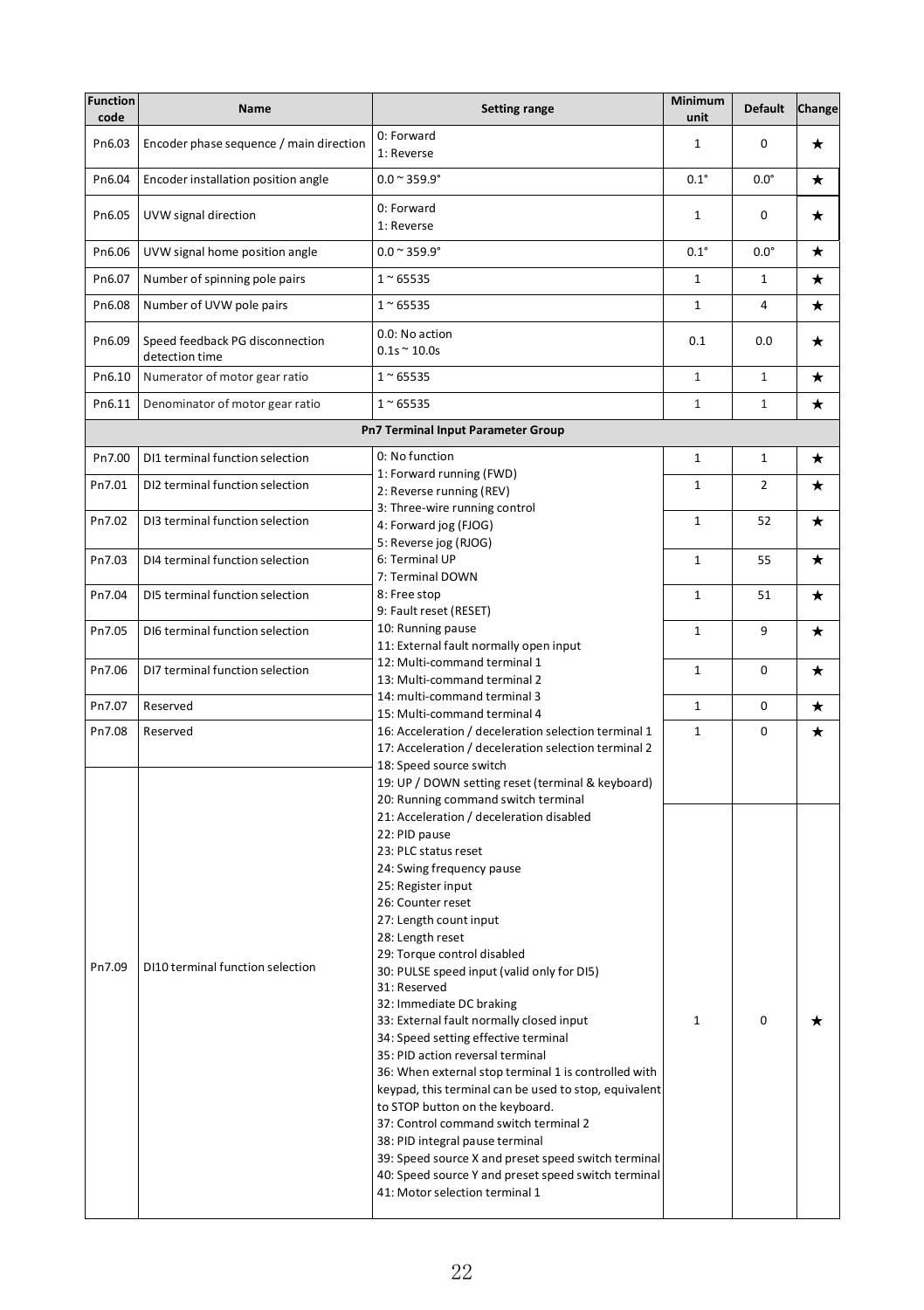| Function code | Name | Setting range | Minimum unit | Default | Change |
|---|---|---|---|---|---|
| Pn6.03 | Encoder phase sequence / main direction | 0: Forward<br>1: Reverse | 1 | 0 | ★ |
| Pn6.04 | Encoder installation position angle | 0.0 ~ 359.9° | 0.1° | 0.0° | ★ |
| Pn6.05 | UVW signal direction | 0: Forward<br>1: Reverse | 1 | 0 | ★ |
| Pn6.06 | UVW signal home position angle | 0.0 ~ 359.9° | 0.1° | 0.0° | ★ |
| Pn6.07 | Number of spinning pole pairs | 1 ~ 65535 | 1 | 1 | ★ |
| Pn6.08 | Number of UVW pole pairs | 1 ~ 65535 | 1 | 4 | ★ |
| Pn6.09 | Speed feedback PG disconnection detection time | 0.0: No action<br>0.1s ~ 10.0s | 0.1 | 0.0 | ★ |
| Pn6.10 | Numerator of motor gear ratio | 1 ~ 65535 | 1 | 1 | ★ |
| Pn6.11 | Denominator of motor gear ratio | 1 ~ 65535 | 1 | 1 | ★ |
| **Pn7 Terminal Input Parameter Group** | | | | | |
| Pn7.00 | DI1 terminal function selection | 0: No function<br>1: Forward running (FWD)<br>2: Reverse running (REV)<br>3: Three-wire running control<br>4: Forward jog (FJOG)<br>5: Reverse jog (RJOG)<br>6: Terminal UP<br>7: Terminal DOWN<br>8: Free stop<br>9: Fault reset (RESET)<br>10: Running pause<br>11: External fault normally open input<br>12: Multi-command terminal 1<br>13: Multi-command terminal 2<br>14: multi-command terminal 3<br>15: Multi-command terminal 4<br>16: Acceleration / deceleration selection terminal 1<br>17: Acceleration / deceleration selection terminal 2<br>18: Speed source switch<br>19: UP / DOWN setting reset (terminal & keyboard)<br>20: Running command switch terminal<br>21: Acceleration / deceleration disabled<br>22: PID pause<br>23: PLC status reset<br>24: Swing frequency pause<br>25: Register input<br>26: Counter reset<br>27: Length count input<br>28: Length reset<br>29: Torque control disabled<br>30: PULSE speed input (valid only for DI5)<br>31: Reserved<br>32: Immediate DC braking<br>33: External fault normally closed input<br>34: Speed setting effective terminal<br>35: PID action reversal terminal<br>36: When external stop terminal 1 is controlled with keypad, this terminal can be used to stop, equivalent to STOP button on the keyboard.<br>37: Control command switch terminal 2<br>38: PID integral pause terminal<br>39: Speed source X and preset speed switch terminal<br>40: Speed source Y and preset speed switch terminal<br>41: Motor selection terminal 1 | 1 | 1 | ★ |
| Pn7.01 | DI2 terminal function selection | | 1 | 2 | ★ |
| Pn7.02 | DI3 terminal function selection | | 1 | 52 | ★ |
| Pn7.03 | DI4 terminal function selection | | 1 | 55 | ★ |
| Pn7.04 | DI5 terminal function selection | | 1 | 51 | ★ |
| Pn7.05 | DI6 terminal function selection | | 1 | 9 | ★ |
| Pn7.06 | DI7 terminal function selection | | 1 | 0 | ★ |
| Pn7.07 | Reserved | | 1 | 0 | ★ |
| Pn7.08 | Reserved | | 1 | 0 | ★ |
| Pn7.09 | DI10 terminal function selection | | 1 | 0 | ★ |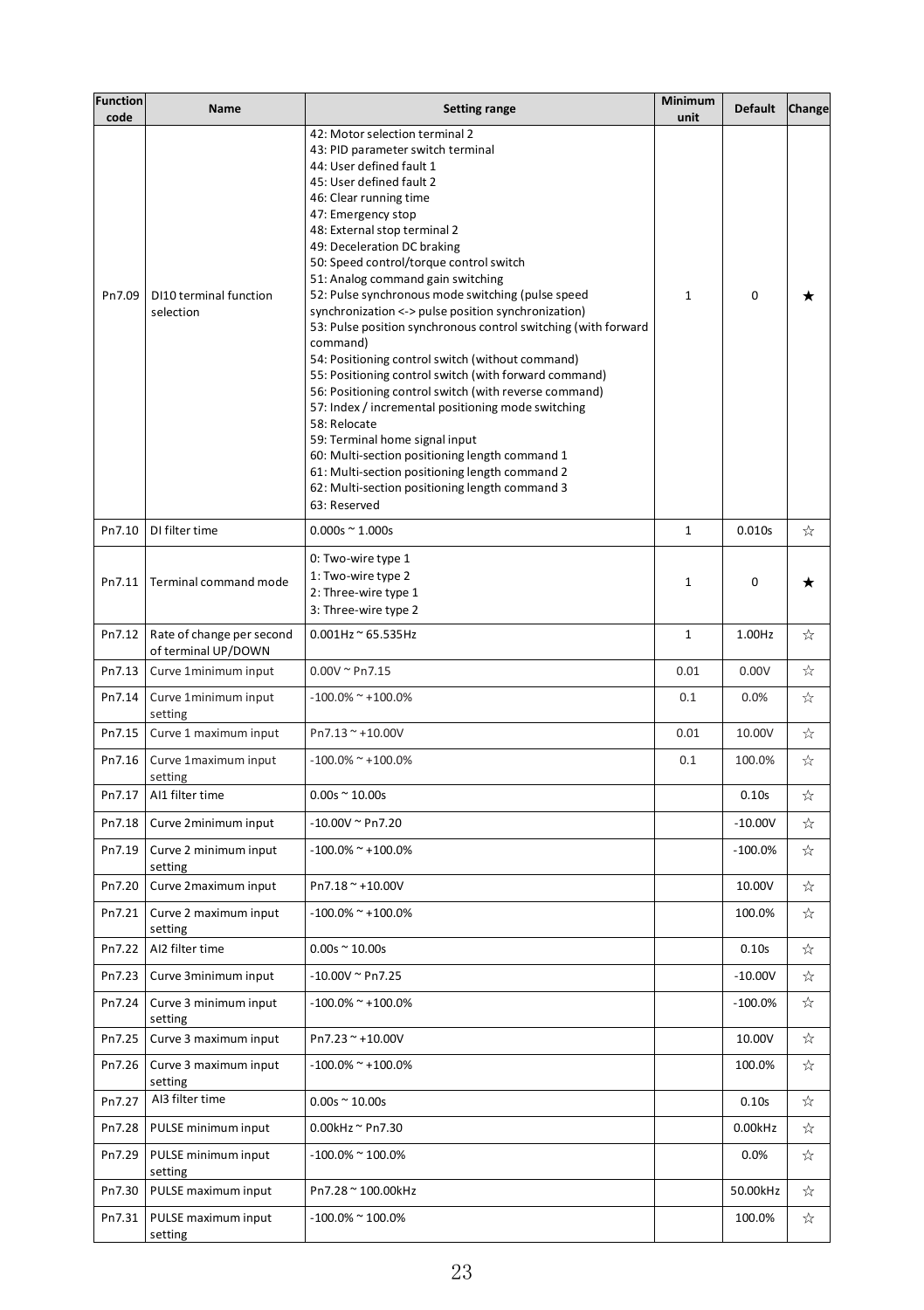| Function code | Name | Setting range | Minimum unit | Default | Change |
|---|---|---|---|---|---|
| Pn7.09 | DI10 terminal function selection | 42: Motor selection terminal 2<br>43: PID parameter switch terminal<br>44: User defined fault 1<br>45: User defined fault 2<br>46: Clear running time<br>47: Emergency stop<br>48: External stop terminal 2<br>49: Deceleration DC braking<br>50: Speed control/torque control switch<br>51: Analog command gain switching<br>52: Pulse synchronous mode switching (pulse speed synchronization <-> pulse position synchronization)<br>53: Pulse position synchronous control switching (with forward command)<br>54: Positioning control switch (without command)<br>55: Positioning control switch (with forward command)<br>56: Positioning control switch (with reverse command)<br>57: Index / incremental positioning mode switching<br>58: Relocate<br>59: Terminal home signal input<br>60: Multi-section positioning length command 1<br>61: Multi-section positioning length command 2<br>62: Multi-section positioning length command 3<br>63: Reserved | 1 | 0 | ★ |
| Pn7.10 | DI filter time | 0.000s ~ 1.000s | 1 | 0.010s | ☆ |
| Pn7.11 | Terminal command mode | 0: Two-wire type 1<br>1: Two-wire type 2<br>2: Three-wire type 1<br>3: Three-wire type 2 | 1 | 0 | ★ |
| Pn7.12 | Rate of change per second of terminal UP/DOWN | 0.001Hz ~ 65.535Hz | 1 | 1.00Hz | ☆ |
| Pn7.13 | Curve 1minimum input | 0.00V ~ Pn7.15 | 0.01 | 0.00V | ☆ |
| Pn7.14 | Curve 1minimum input setting | -100.0% ~ +100.0% | 0.1 | 0.0% | ☆ |
| Pn7.15 | Curve 1 maximum input | Pn7.13 ~ +10.00V | 0.01 | 10.00V | ☆ |
| Pn7.16 | Curve 1maximum input setting | -100.0% ~ +100.0% | 0.1 | 100.0% | ☆ |
| Pn7.17 | AI1 filter time | 0.00s ~ 10.00s | | 0.10s | ☆ |
| Pn7.18 | Curve 2minimum input | -10.00V ~ Pn7.20 | | -10.00V | ☆ |
| Pn7.19 | Curve 2 minimum input setting | -100.0% ~ +100.0% | | -100.0% | ☆ |
| Pn7.20 | Curve 2maximum input | Pn7.18 ~ +10.00V | | 10.00V | ☆ |
| Pn7.21 | Curve 2 maximum input setting | -100.0% ~ +100.0% | | 100.0% | ☆ |
| Pn7.22 | AI2 filter time | 0.00s ~ 10.00s | | 0.10s | ☆ |
| Pn7.23 | Curve 3minimum input | -10.00V ~ Pn7.25 | | -10.00V | ☆ |
| Pn7.24 | Curve 3 minimum input setting | -100.0% ~ +100.0% | | -100.0% | ☆ |
| Pn7.25 | Curve 3 maximum input | Pn7.23 ~ +10.00V | | 10.00V | ☆ |
| Pn7.26 | Curve 3 maximum input setting | -100.0% ~ +100.0% | | 100.0% | ☆ |
| Pn7.27 | AI3 filter time | 0.00s ~ 10.00s | | 0.10s | ☆ |
| Pn7.28 | PULSE minimum input | 0.00kHz ~ Pn7.30 | | 0.00kHz | ☆ |
| Pn7.29 | PULSE minimum input setting | -100.0% ~ 100.0% | | 0.0% | ☆ |
| Pn7.30 | PULSE maximum input | Pn7.28 ~ 100.00kHz | | 50.00kHz | ☆ |
| Pn7.31 | PULSE maximum input setting | -100.0% ~ 100.0% | | 100.0% | ☆ |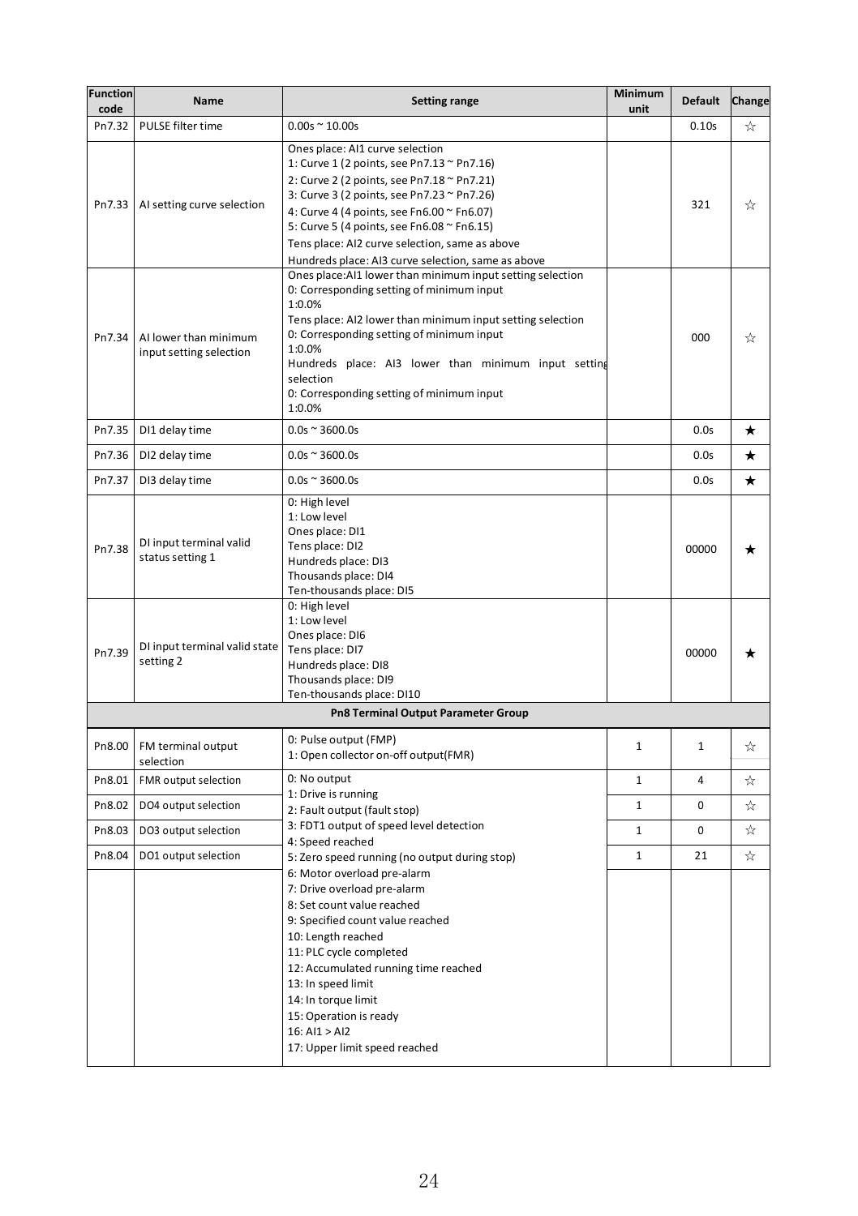| Function code | Name | Setting range | Minimum unit | Default | Change |
|---|---|---|---|---|---|
| Pn7.32 | PULSE filter time | 0.00s ~ 10.00s | | 0.10s | ☆ |
| Pn7.33 | AI setting curve selection | Ones place: AI1 curve selection<br>1: Curve 1 (2 points, see Pn7.13 ~ Pn7.16)<br>2: Curve 2 (2 points, see Pn7.18 ~ Pn7.21)<br>3: Curve 3 (2 points, see Pn7.23 ~ Pn7.26)<br>4: Curve 4 (4 points, see Fn6.00 ~ Fn6.07)<br>5: Curve 5 (4 points, see Fn6.08 ~ Fn6.15)<br>Tens place: AI2 curve selection, same as above<br>Hundreds place: AI3 curve selection, same as above | | 321 | ☆ |
| Pn7.34 | AI lower than minimum input setting selection | Ones place:AI1 lower than minimum input setting selection<br>0: Corresponding setting of minimum input<br>1:0.0%<br>Tens place: AI2 lower than minimum input setting selection<br>0: Corresponding setting of minimum input<br>1:0.0%<br>Hundreds place: AI3 lower than minimum input setting selection<br>0: Corresponding setting of minimum input<br>1:0.0% | | 000 | ☆ |
| Pn7.35 | DI1 delay time | 0.0s ~ 3600.0s | | 0.0s | ★ |
| Pn7.36 | DI2 delay time | 0.0s ~ 3600.0s | | 0.0s | ★ |
| Pn7.37 | DI3 delay time | 0.0s ~ 3600.0s | | 0.0s | ★ |
| Pn7.38 | DI input terminal valid status setting 1 | 0: High level<br>1: Low level<br>Ones place: DI1<br>Tens place: DI2<br>Hundreds place: DI3<br>Thousands place: DI4<br>Ten-thousands place: DI5 | | 00000 | ★ |
| Pn7.39 | DI input terminal valid state setting 2 | 0: High level<br>1: Low level<br>Ones place: DI6<br>Tens place: DI7<br>Hundreds place: DI8<br>Thousands place: DI9<br>Ten-thousands place: DI10 | | 00000 | ★ |
| | | **Pn8 Terminal Output Parameter Group** | | | |
| Pn8.00 | FM terminal output selection | 0: Pulse output (FMP)<br>1: Open collector on-off output(FMR) | 1 | 1 | ☆ |
| Pn8.01 | FMR output selection | 0: No output<br>1: Drive is running<br>2: Fault output (fault stop)<br>3: FDT1 output of speed level detection<br>4: Speed reached<br>5: Zero speed running (no output during stop)<br>6: Motor overload pre-alarm<br>7: Drive overload pre-alarm<br>8: Set count value reached<br>9: Specified count value reached<br>10: Length reached<br>11: PLC cycle completed<br>12: Accumulated running time reached<br>13: In speed limit<br>14: In torque limit<br>15: Operation is ready<br>16: AI1 > AI2<br>17: Upper limit speed reached | 1 | 4 | ☆ |
| Pn8.02 | DO4 output selection | | 1 | 0 | ☆ |
| Pn8.03 | DO3 output selection | | 1 | 0 | ☆ |
| Pn8.04 | DO1 output selection | | 1 | 21 | ☆ |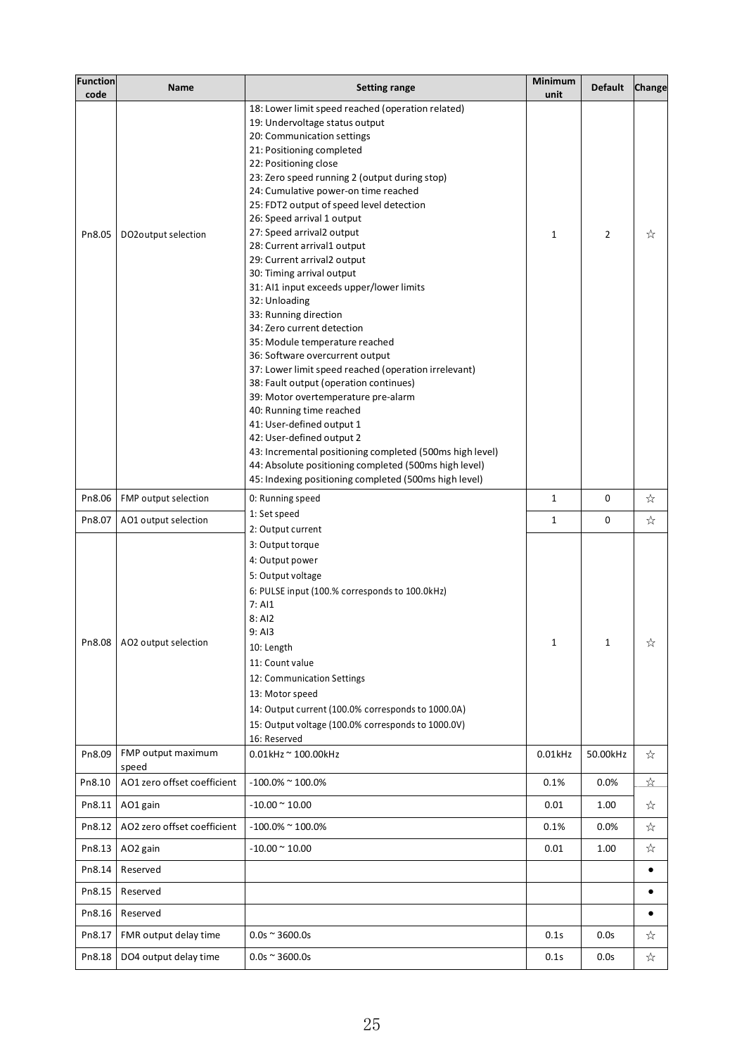| Function code | Name | Setting range | Minimum unit | Default | Change |
|---|---|---|---|---|---|
| Pn8.05 | DO2output selection | 18: Lower limit speed reached (operation related)<br>19: Undervoltage status output<br>20: Communication settings<br>21: Positioning completed<br>22: Positioning close<br>23: Zero speed running 2 (output during stop)<br>24: Cumulative power-on time reached<br>25: FDT2 output of speed level detection<br>26: Speed arrival 1 output<br>27: Speed arrival2 output<br>28: Current arrival1 output<br>29: Current arrival2 output<br>30: Timing arrival output<br>31: AI1 input exceeds upper/lower limits<br>32: Unloading<br>33: Running direction<br>34: Zero current detection<br>35: Module temperature reached<br>36: Software overcurrent output<br>37: Lower limit speed reached (operation irrelevant)<br>38: Fault output (operation continues)<br>39: Motor overtemperature pre-alarm<br>40: Running time reached<br>41: User-defined output 1<br>42: User-defined output 2<br>43: Incremental positioning completed (500ms high level)<br>44: Absolute positioning completed (500ms high level)<br>45: Indexing positioning completed (500ms high level) | 1 | 2 | ☆ |
| Pn8.06 | FMP output selection | 0: Running speed<br>1: Set speed<br>2: Output current<br>3: Output torque<br>4: Output power<br>5: Output voltage<br>6: PULSE input (100.% corresponds to 100.0kHz)<br>7: AI1<br>8: AI2<br>9: AI3<br>10: Length<br>11: Count value<br>12: Communication Settings<br>13: Motor speed<br>14: Output current (100.0% corresponds to 1000.0A)<br>15: Output voltage (100.0% corresponds to 1000.0V)<br>16: Reserved | 1 | 0 | ☆ |
| Pn8.07 | AO1 output selection | | 1 | 0 | ☆ |
| Pn8.08 | AO2 output selection | | 1 | 1 | ☆ |
| Pn8.09 | FMP output maximum speed | 0.01kHz ~ 100.00kHz | 0.01kHz | 50.00kHz | ☆ |
| Pn8.10 | AO1 zero offset coefficient | -100.0% ~ 100.0% | 0.1% | 0.0% | ☆ |
| Pn8.11 | AO1 gain | -10.00 ~ 10.00 | 0.01 | 1.00 | ☆ |
| Pn8.12 | AO2 zero offset coefficient | -100.0% ~ 100.0% | 0.1% | 0.0% | ☆ |
| Pn8.13 | AO2 gain | -10.00 ~ 10.00 | 0.01 | 1.00 | ☆ |
| Pn8.14 | Reserved | | | | ● |
| Pn8.15 | Reserved | | | | ● |
| Pn8.16 | Reserved | | | | ● |
| Pn8.17 | FMR output delay time | 0.0s ~ 3600.0s | 0.1s | 0.0s | ☆ |
| Pn8.18 | DO4 output delay time | 0.0s ~ 3600.0s | 0.1s | 0.0s | ☆ |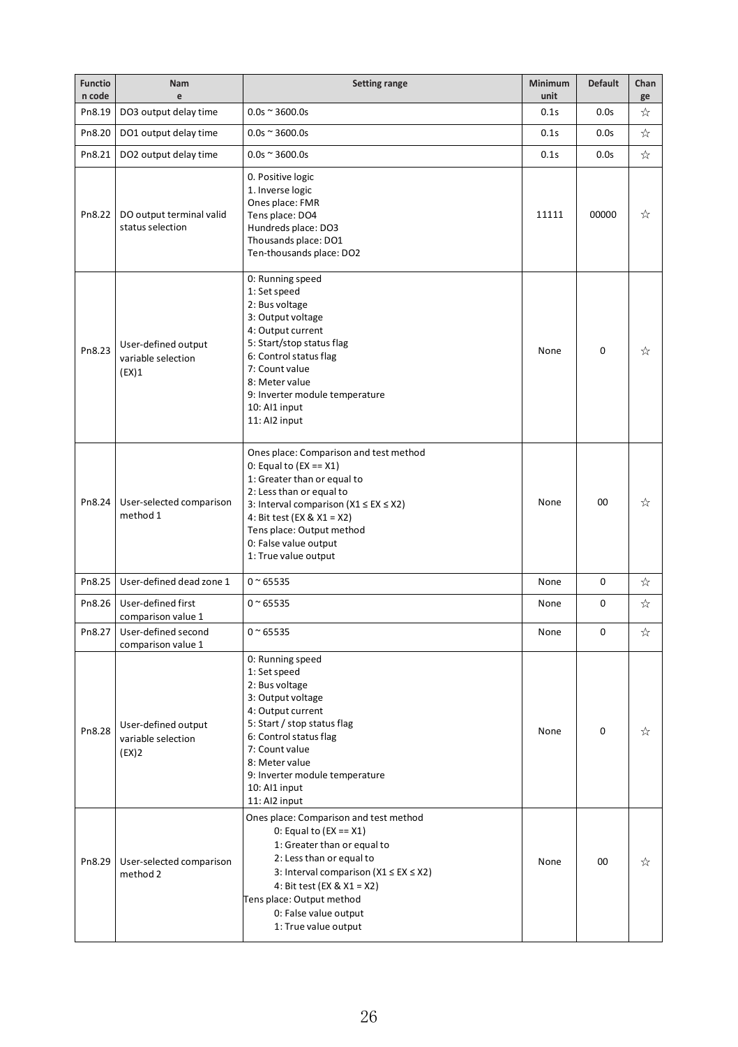| Function code | Name | Setting range | Minimum unit | Default | Change |
|---|---|---|---|---|---|
| Pn8.19 | DO3 output delay time | 0.0s ~ 3600.0s | 0.1s | 0.0s | ☆ |
| Pn8.20 | DO1 output delay time | 0.0s ~ 3600.0s | 0.1s | 0.0s | ☆ |
| Pn8.21 | DO2 output delay time | 0.0s ~ 3600.0s | 0.1s | 0.0s | ☆ |
| Pn8.22 | DO output terminal valid status selection | 0. Positive logic<br>1. Inverse logic<br>Ones place: FMR<br>Tens place: DO4<br>Hundreds place: DO3<br>Thousands place: DO1<br>Ten-thousands place: DO2 | 11111 | 00000 | ☆ |
| Pn8.23 | User-defined output variable selection (EX)1 | 0: Running speed<br>1: Set speed<br>2: Bus voltage<br>3: Output voltage<br>4: Output current<br>5: Start/stop status flag<br>6: Control status flag<br>7: Count value<br>8: Meter value<br>9: Inverter module temperature<br>10: AI1 input<br>11: AI2 input | None | 0 | ☆ |
| Pn8.24 | User-selected comparison method 1 | Ones place: Comparison and test method<br>0: Equal to (EX == X1)<br>1: Greater than or equal to<br>2: Less than or equal to<br>3: Interval comparison (X1 ≤ EX ≤ X2)<br>4: Bit test (EX & X1 = X2)<br>Tens place: Output method<br>0: False value output<br>1: True value output | None | 00 | ☆ |
| Pn8.25 | User-defined dead zone 1 | 0 ~ 65535 | None | 0 | ☆ |
| Pn8.26 | User-defined first comparison value 1 | 0 ~ 65535 | None | 0 | ☆ |
| Pn8.27 | User-defined second comparison value 1 | 0 ~ 65535 | None | 0 | ☆ |
| Pn8.28 | User-defined output variable selection (EX)2 | 0: Running speed<br>1: Set speed<br>2: Bus voltage<br>3: Output voltage<br>4: Output current<br>5: Start / stop status flag<br>6: Control status flag<br>7: Count value<br>8: Meter value<br>9: Inverter module temperature<br>10: AI1 input<br>11: AI2 input | None | 0 | ☆ |
| Pn8.29 | User-selected comparison method 2 | Ones place: Comparison and test method<br>0: Equal to (EX == X1)<br>1: Greater than or equal to<br>2: Less than or equal to<br>3: Interval comparison (X1 ≤ EX ≤ X2)<br>4: Bit test (EX & X1 = X2)<br>Tens place: Output method<br>0: False value output<br>1: True value output | None | 00 | ☆ |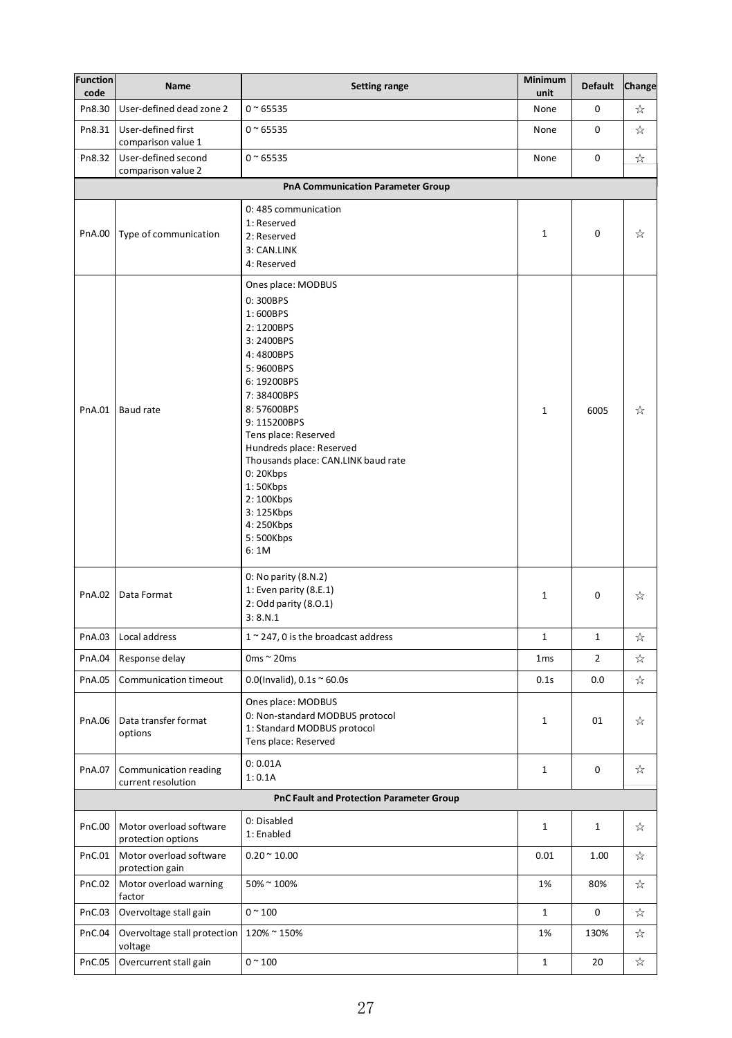| Function code | Name | Setting range | Minimum unit | Default | Change |
|---|---|---|---|---|---|
| Pn8.30 | User-defined dead zone 2 | 0 ~ 65535 | None | 0 | ☆ |
| Pn8.31 | User-defined first comparison value 1 | 0 ~ 65535 | None | 0 | ☆ |
| Pn8.32 | User-defined second comparison value 2 | 0 ~ 65535 | None | 0 | ☆ |
| **PnA Communication Parameter Group** | | | | | |
| PnA.00 | Type of communication | 0: 485 communication<br>1: Reserved<br>2: Reserved<br>3: CAN.LINK<br>4: Reserved | 1 | 0 | ☆ |
| PnA.01 | Baud rate | Ones place: MODBUS<br>0: 300BPS<br>1: 600BPS<br>2: 1200BPS<br>3: 2400BPS<br>4: 4800BPS<br>5: 9600BPS<br>6: 19200BPS<br>7: 38400BPS<br>8: 57600BPS<br>9: 115200BPS<br>Tens place: Reserved<br>Hundreds place: Reserved<br>Thousands place: CAN.LINK baud rate<br>0: 20Kbps<br>1: 50Kbps<br>2: 100Kbps<br>3: 125Kbps<br>4: 250Kbps<br>5: 500Kbps<br>6: 1M | 1 | 6005 | ☆ |
| PnA.02 | Data Format | 0: No parity (8.N.2)<br>1: Even parity (8.E.1)<br>2: Odd parity (8.O.1)<br>3: 8.N.1 | 1 | 0 | ☆ |
| PnA.03 | Local address | 1 ~ 247, 0 is the broadcast address | 1 | 1 | ☆ |
| PnA.04 | Response delay | 0ms ~ 20ms | 1ms | 2 | ☆ |
| PnA.05 | Communication timeout | 0.0(Invalid), 0.1s ~ 60.0s | 0.1s | 0.0 | ☆ |
| PnA.06 | Data transfer format options | Ones place: MODBUS<br>0: Non-standard MODBUS protocol<br>1: Standard MODBUS protocol<br>Tens place: Reserved | 1 | 01 | ☆ |
| PnA.07 | Communication reading current resolution | 0: 0.01A<br>1: 0.1A | 1 | 0 | ☆ |
| **PnC Fault and Protection Parameter Group** | | | | | |
| PnC.00 | Motor overload software protection options | 0: Disabled<br>1: Enabled | 1 | 1 | ☆ |
| PnC.01 | Motor overload software protection gain | 0.20 ~ 10.00 | 0.01 | 1.00 | ☆ |
| PnC.02 | Motor overload warning factor | 50% ~ 100% | 1% | 80% | ☆ |
| PnC.03 | Overvoltage stall gain | 0 ~ 100 | 1 | 0 | ☆ |
| PnC.04 | Overvoltage stall protection voltage | 120% ~ 150% | 1% | 130% | ☆ |
| PnC.05 | Overcurrent stall gain | 0 ~ 100 | 1 | 20 | ☆ |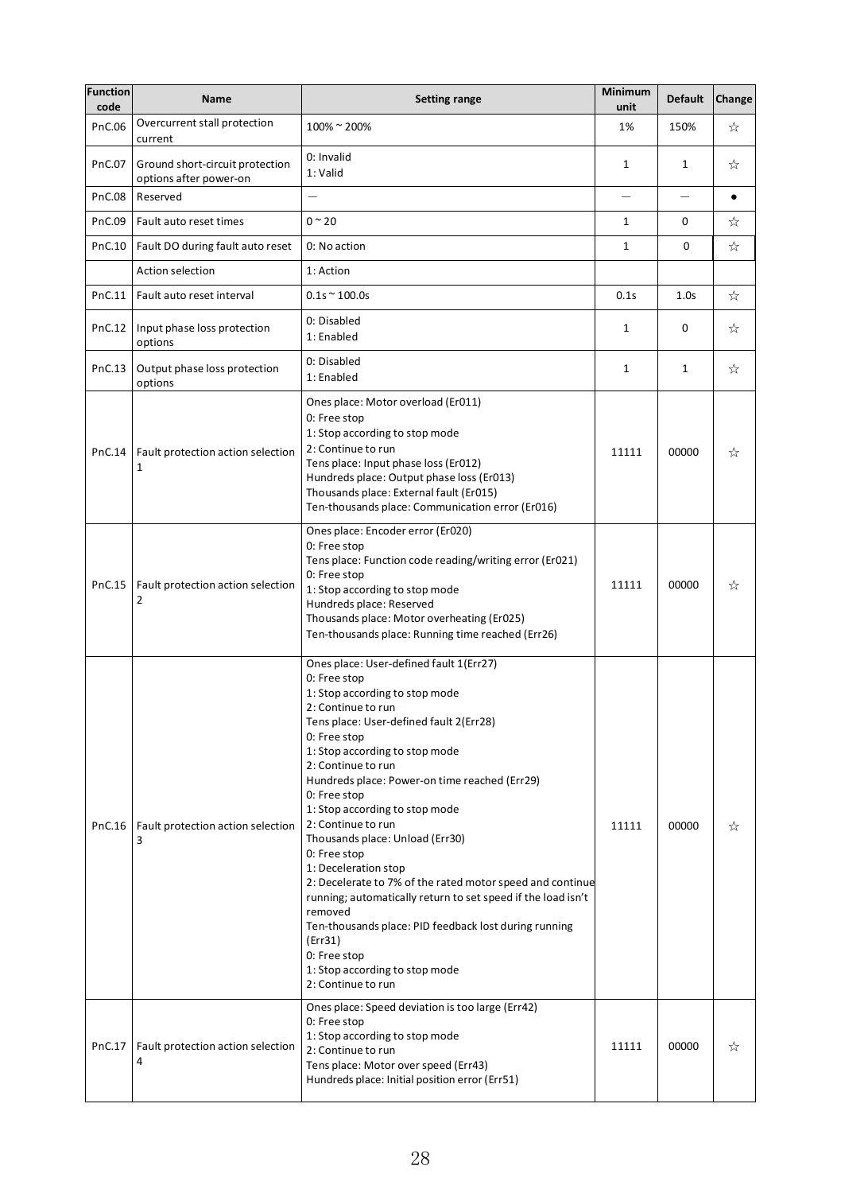| Function code | Name | Setting range | Minimum unit | Default | Change |
|---|---|---|---|---|---|
| PnC.06 | Overcurrent stall protection current | 100% ~ 200% | 1% | 150% | ☆ |
| PnC.07 | Ground short-circuit protection options after power-on | 0: Invalid<br>1: Valid | 1 | 1 | ☆ |
| PnC.08 | Reserved | — | — | — | ● |
| PnC.09 | Fault auto reset times | 0 ~ 20 | 1 | 0 | ☆ |
| PnC.10 | Fault DO during fault auto reset | 0: No action | 1 | 0 | ☆ |
| | Action selection | 1: Action | | | |
| PnC.11 | Fault auto reset interval | 0.1s ~ 100.0s | 0.1s | 1.0s | ☆ |
| PnC.12 | Input phase loss protection options | 0: Disabled<br>1: Enabled | 1 | 0 | ☆ |
| PnC.13 | Output phase loss protection options | 0: Disabled<br>1: Enabled | 1 | 1 | ☆ |
| PnC.14 | Fault protection action selection 1 | Ones place: Motor overload (Er011)<br>0: Free stop<br>1: Stop according to stop mode<br>2: Continue to run<br>Tens place: Input phase loss (Er012)<br>Hundreds place: Output phase loss (Er013)<br>Thousands place: External fault (Er015)<br>Ten-thousands place: Communication error (Er016) | 11111 | 00000 | ☆ |
| PnC.15 | Fault protection action selection 2 | Ones place: Encoder error (Er020)<br>0: Free stop<br>Tens place: Function code reading/writing error (Er021)<br>0: Free stop<br>1: Stop according to stop mode<br>Hundreds place: Reserved<br>Thousands place: Motor overheating (Er025)<br>Ten-thousands place: Running time reached (Err26) | 11111 | 00000 | ☆ |
| PnC.16 | Fault protection action selection 3 | Ones place: User-defined fault 1(Err27)<br>0: Free stop<br>1: Stop according to stop mode<br>2: Continue to run<br>Tens place: User-defined fault 2(Err28)<br>0: Free stop<br>1: Stop according to stop mode<br>2: Continue to run<br>Hundreds place: Power-on time reached (Err29)<br>0: Free stop<br>1: Stop according to stop mode<br>2: Continue to run<br>Thousands place: Unload (Err30)<br>0: Free stop<br>1: Deceleration stop<br>2: Decelerate to 7% of the rated motor speed and continue running; automatically return to set speed if the load isn't removed<br>Ten-thousands place: PID feedback lost during running (Err31)<br>0: Free stop<br>1: Stop according to stop mode<br>2: Continue to run | 11111 | 00000 | ☆ |
| PnC.17 | Fault protection action selection 4 | Ones place: Speed deviation is too large (Err42)<br>0: Free stop<br>1: Stop according to stop mode<br>2: Continue to run<br>Tens place: Motor over speed (Err43)<br>Hundreds place: Initial position error (Err51) | 11111 | 00000 | ☆ |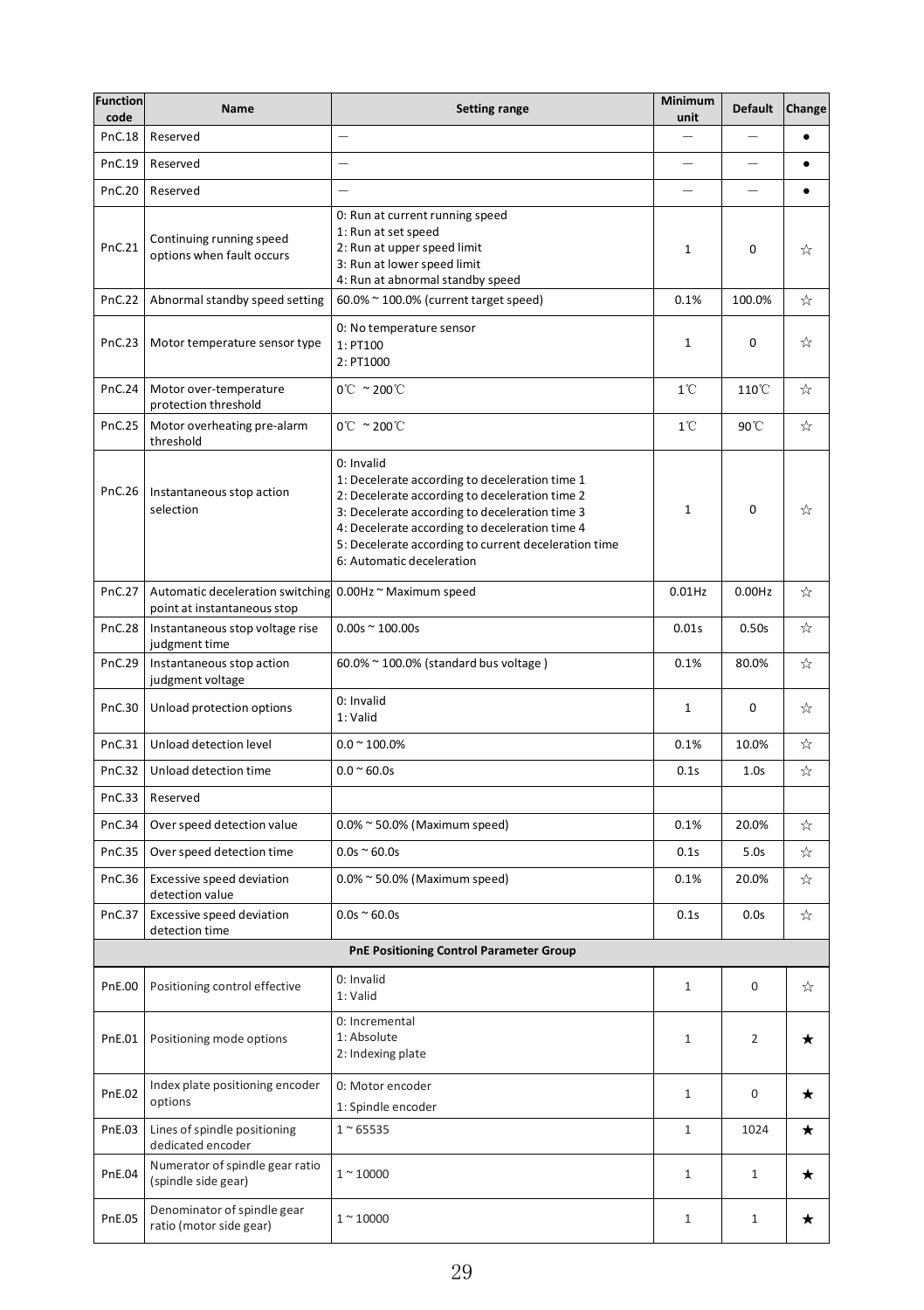| Function code | Name | Setting range | Minimum unit | Default | Change |
|---|---|---|---|---|---|
| PnC.18 | Reserved | — | — | — | ● |
| PnC.19 | Reserved | — | — | — | ● |
| PnC.20 | Reserved | — | — | — | ● |
| PnC.21 | Continuing running speed options when fault occurs | 0: Run at current running speed<br>1: Run at set speed<br>2: Run at upper speed limit<br>3: Run at lower speed limit<br>4: Run at abnormal standby speed | 1 | 0 | ☆ |
| PnC.22 | Abnormal standby speed setting | 60.0% ~ 100.0% (current target speed) | 0.1% | 100.0% | ☆ |
| PnC.23 | Motor temperature sensor type | 0: No temperature sensor<br>1: PT100<br>2: PT1000 | 1 | 0 | ☆ |
| PnC.24 | Motor over-temperature protection threshold | 0℃ ~ 200℃ | 1℃ | 110℃ | ☆ |
| PnC.25 | Motor overheating pre-alarm threshold | 0℃ ~ 200℃ | 1℃ | 90℃ | ☆ |
| PnC.26 | Instantaneous stop action selection | 0: Invalid<br>1: Decelerate according to deceleration time 1<br>2: Decelerate according to deceleration time 2<br>3: Decelerate according to deceleration time 3<br>4: Decelerate according to deceleration time 4<br>5: Decelerate according to current deceleration time<br>6: Automatic deceleration | 1 | 0 | ☆ |
| PnC.27 | Automatic deceleration switching point at instantaneous stop | 0.00Hz ~ Maximum speed | 0.01Hz | 0.00Hz | ☆ |
| PnC.28 | Instantaneous stop voltage rise judgment time | 0.00s ~ 100.00s | 0.01s | 0.50s | ☆ |
| PnC.29 | Instantaneous stop action judgment voltage | 60.0% ~ 100.0% (standard bus voltage ) | 0.1% | 80.0% | ☆ |
| PnC.30 | Unload protection options | 0: Invalid<br>1: Valid | 1 | 0 | ☆ |
| PnC.31 | Unload detection level | 0.0 ~ 100.0% | 0.1% | 10.0% | ☆ |
| PnC.32 | Unload detection time | 0.0 ~ 60.0s | 0.1s | 1.0s | ☆ |
| PnC.33 | Reserved | | | | |
| PnC.34 | Over speed detection value | 0.0% ~ 50.0% (Maximum speed) | 0.1% | 20.0% | ☆ |
| PnC.35 | Over speed detection time | 0.0s ~ 60.0s | 0.1s | 5.0s | ☆ |
| PnC.36 | Excessive speed deviation detection value | 0.0% ~ 50.0% (Maximum speed) | 0.1% | 20.0% | ☆ |
| PnC.37 | Excessive speed deviation detection time | 0.0s ~ 60.0s | 0.1s | 0.0s | ☆ |
| | **PnE Positioning Control Parameter Group** | | | | |
| PnE.00 | Positioning control effective | 0: Invalid<br>1: Valid | 1 | 0 | ☆ |
| PnE.01 | Positioning mode options | 0: Incremental<br>1: Absolute<br>2: Indexing plate | 1 | 2 | ★ |
| PnE.02 | Index plate positioning encoder options | 0: Motor encoder<br>1: Spindle encoder | 1 | 0 | ★ |
| PnE.03 | Lines of spindle positioning dedicated encoder | 1 ~ 65535 | 1 | 1024 | ★ |
| PnE.04 | Numerator of spindle gear ratio (spindle side gear) | 1 ~ 10000 | 1 | 1 | ★ |
| PnE.05 | Denominator of spindle gear ratio (motor side gear) | 1 ~ 10000 | 1 | 1 | ★ |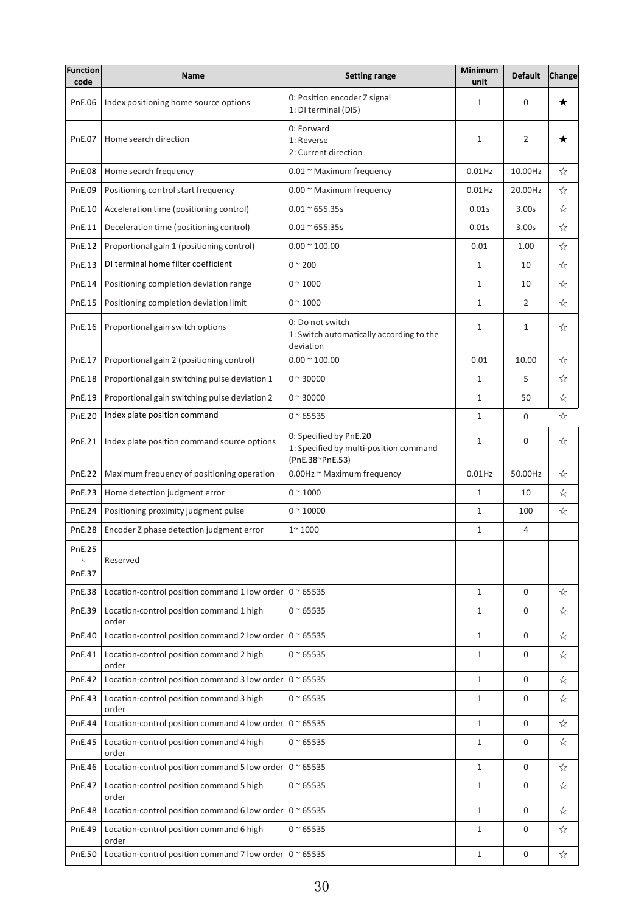| Function code | Name | Setting range | Minimum unit | Default | Change |
|---|---|---|---|---|---|
| PnE.06 | Index positioning home source options | 0: Position encoder Z signal<br>1: DI terminal (DI5) | 1 | 0 | ★ |
| PnE.07 | Home search direction | 0: Forward<br>1: Reverse<br>2: Current direction | 1 | 2 | ★ |
| PnE.08 | Home search frequency | 0.01 ~ Maximum frequency | 0.01Hz | 10.00Hz | ☆ |
| PnE.09 | Positioning control start frequency | 0.00 ~ Maximum frequency | 0.01Hz | 20.00Hz | ☆ |
| PnE.10 | Acceleration time (positioning control) | 0.01 ~ 655.35s | 0.01s | 3.00s | ☆ |
| PnE.11 | Deceleration time (positioning control) | 0.01 ~ 655.35s | 0.01s | 3.00s | ☆ |
| PnE.12 | Proportional gain 1 (positioning control) | 0.00 ~ 100.00 | 0.01 | 1.00 | ☆ |
| PnE.13 | DI terminal home filter coefficient | 0 ~ 200 | 1 | 10 | ☆ |
| PnE.14 | Positioning completion deviation range | 0 ~ 1000 | 1 | 10 | ☆ |
| PnE.15 | Positioning completion deviation limit | 0 ~ 1000 | 1 | 2 | ☆ |
| PnE.16 | Proportional gain switch options | 0: Do not switch<br>1: Switch automatically according to the deviation | 1 | 1 | ☆ |
| PnE.17 | Proportional gain 2 (positioning control) | 0.00 ~ 100.00 | 0.01 | 10.00 | ☆ |
| PnE.18 | Proportional gain switching pulse deviation 1 | 0 ~ 30000 | 1 | 5 | ☆ |
| PnE.19 | Proportional gain switching pulse deviation 2 | 0 ~ 30000 | 1 | 50 | ☆ |
| PnE.20 | Index plate position command | 0 ~ 65535 | 1 | 0 | ☆ |
| PnE.21 | Index plate position command source options | 0: Specified by PnE.20<br>1: Specified by multi-position command (PnE.38~PnE.53) | 1 | 0 | ☆ |
| PnE.22 | Maximum frequency of positioning operation | 0.00Hz ~ Maximum frequency | 0.01Hz | 50.00Hz | ☆ |
| PnE.23 | Home detection judgment error | 0 ~ 1000 | 1 | 10 | ☆ |
| PnE.24 | Positioning proximity judgment pulse | 0 ~ 10000 | 1 | 100 | ☆ |
| PnE.28 | Encoder Z phase detection judgment error | 1~ 1000 | 1 | 4 | |
| PnE.25 ~ PnE.37 | Reserved | | | | |
| PnE.38 | Location-control position command 1 low order | 0 ~ 65535 | 1 | 0 | ☆ |
| PnE.39 | Location-control position command 1 high order | 0 ~ 65535 | 1 | 0 | ☆ |
| PnE.40 | Location-control position command 2 low order | 0 ~ 65535 | 1 | 0 | ☆ |
| PnE.41 | Location-control position command 2 high order | 0 ~ 65535 | 1 | 0 | ☆ |
| PnE.42 | Location-control position command 3 low order | 0 ~ 65535 | 1 | 0 | ☆ |
| PnE.43 | Location-control position command 3 high order | 0 ~ 65535 | 1 | 0 | ☆ |
| PnE.44 | Location-control position command 4 low order | 0 ~ 65535 | 1 | 0 | ☆ |
| PnE.45 | Location-control position command 4 high order | 0 ~ 65535 | 1 | 0 | ☆ |
| PnE.46 | Location-control position command 5 low order | 0 ~ 65535 | 1 | 0 | ☆ |
| PnE.47 | Location-control position command 5 high order | 0 ~ 65535 | 1 | 0 | ☆ |
| PnE.48 | Location-control position command 6 low order | 0 ~ 65535 | 1 | 0 | ☆ |
| PnE.49 | Location-control position command 6 high order | 0 ~ 65535 | 1 | 0 | ☆ |
| PnE.50 | Location-control position command 7 low order | 0 ~ 65535 | 1 | 0 | ☆ |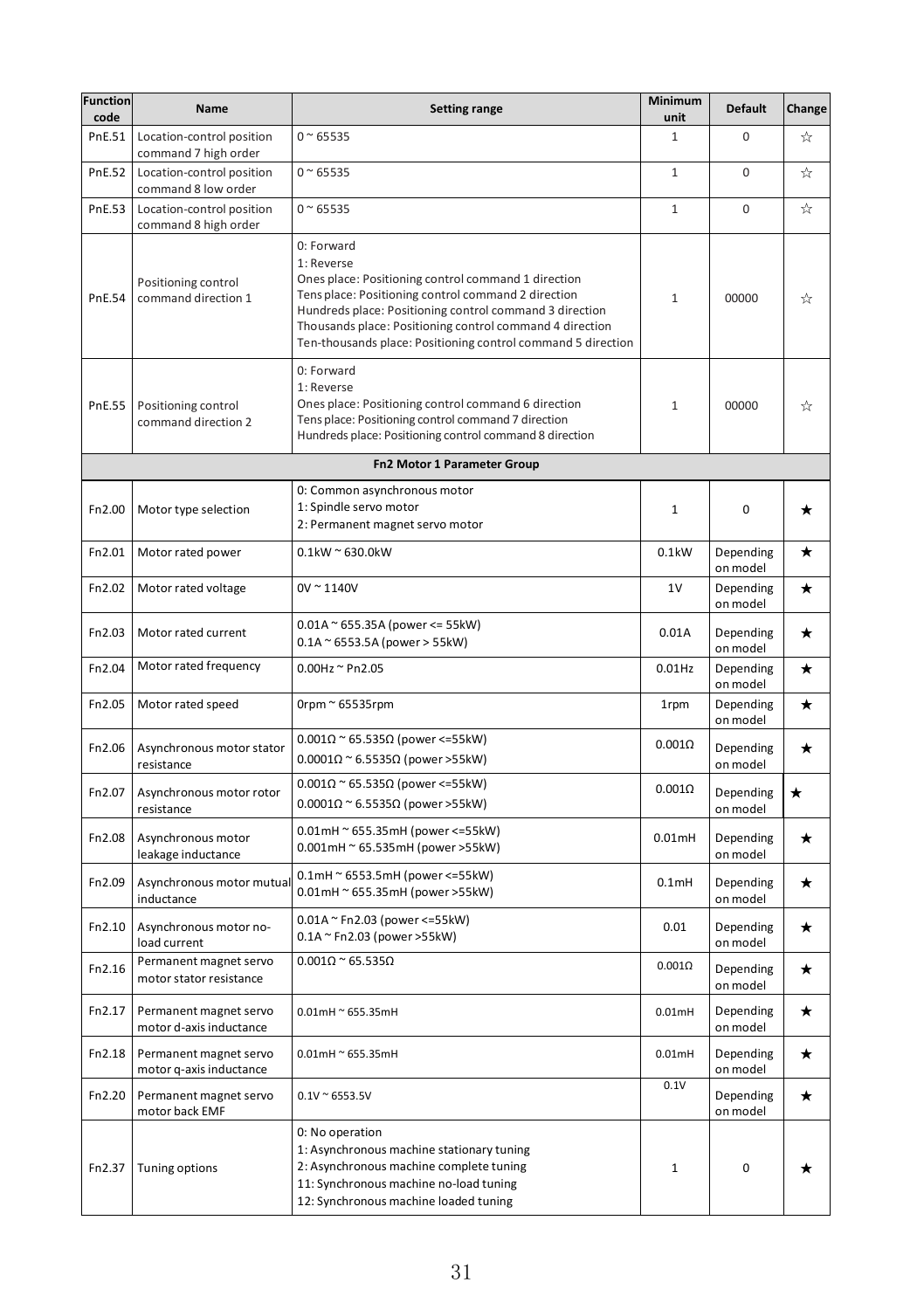| Function code | Name | Setting range | Minimum unit | Default | Change |
|---|---|---|---|---|---|
| PnE.51 | Location-control position command 7 high order | 0 ~ 65535 | 1 | 0 | ☆ |
| PnE.52 | Location-control position command 8 low order | 0 ~ 65535 | 1 | 0 | ☆ |
| PnE.53 | Location-control position command 8 high order | 0 ~ 65535 | 1 | 0 | ☆ |
| PnE.54 | Positioning control command direction 1 | 0: Forward<br>1: Reverse<br>Ones place: Positioning control command 1 direction<br>Tens place: Positioning control command 2 direction<br>Hundreds place: Positioning control command 3 direction<br>Thousands place: Positioning control command 4 direction<br>Ten-thousands place: Positioning control command 5 direction | 1 | 00000 | ☆ |
| PnE.55 | Positioning control command direction 2 | 0: Forward<br>1: Reverse<br>Ones place: Positioning control command 6 direction<br>Tens place: Positioning control command 7 direction<br>Hundreds place: Positioning control command 8 direction | 1 | 00000 | ☆ |
| **Fn2 Motor 1 Parameter Group** | | | | | |
| Fn2.00 | Motor type selection | 0: Common asynchronous motor<br>1: Spindle servo motor<br>2: Permanent magnet servo motor | 1 | 0 | ★ |
| Fn2.01 | Motor rated power | 0.1kW ~ 630.0kW | 0.1kW | Depending on model | ★ |
| Fn2.02 | Motor rated voltage | 0V ~ 1140V | 1V | Depending on model | ★ |
| Fn2.03 | Motor rated current | 0.01A ~ 655.35A (power <= 55kW)<br>0.1A ~ 6553.5A (power > 55kW) | 0.01A | Depending on model | ★ |
| Fn2.04 | Motor rated frequency | 0.00Hz ~ Pn2.05 | 0.01Hz | Depending on model | ★ |
| Fn2.05 | Motor rated speed | 0rpm ~ 65535rpm | 1rpm | Depending on model | ★ |
| Fn2.06 | Asynchronous motor stator resistance | 0.001Ω ~ 65.535Ω (power <=55kW)<br>0.0001Ω ~ 6.5535Ω (power >55kW) | 0.001Ω | Depending on model | ★ |
| Fn2.07 | Asynchronous motor rotor resistance | 0.001Ω ~ 65.535Ω (power <=55kW)<br>0.0001Ω ~ 6.5535Ω (power >55kW) | 0.001Ω | Depending on model | ★ |
| Fn2.08 | Asynchronous motor leakage inductance | 0.01mH ~ 655.35mH (power <=55kW)<br>0.001mH ~ 65.535mH (power >55kW) | 0.01mH | Depending on model | ★ |
| Fn2.09 | Asynchronous motor mutual inductance | 0.1mH ~ 6553.5mH (power <=55kW)<br>0.01mH ~ 655.35mH (power >55kW) | 0.1mH | Depending on model | ★ |
| Fn2.10 | Asynchronous motor no-load current | 0.01A ~ Fn2.03 (power <=55kW)<br>0.1A ~ Fn2.03 (power >55kW) | 0.01 | Depending on model | ★ |
| Fn2.16 | Permanent magnet servo motor stator resistance | 0.001Ω ~ 65.535Ω | 0.001Ω | Depending on model | ★ |
| Fn2.17 | Permanent magnet servo motor d-axis inductance | 0.01mH ~ 655.35mH | 0.01mH | Depending on model | ★ |
| Fn2.18 | Permanent magnet servo motor q-axis inductance | 0.01mH ~ 655.35mH | 0.01mH | Depending on model | ★ |
| Fn2.20 | Permanent magnet servo motor back EMF | 0.1V ~ 6553.5V | 0.1V | Depending on model | ★ |
| Fn2.37 | Tuning options | 0: No operation<br>1: Asynchronous machine stationary tuning<br>2: Asynchronous machine complete tuning<br>11: Synchronous machine no-load tuning<br>12: Synchronous machine loaded tuning | 1 | 0 | ★ |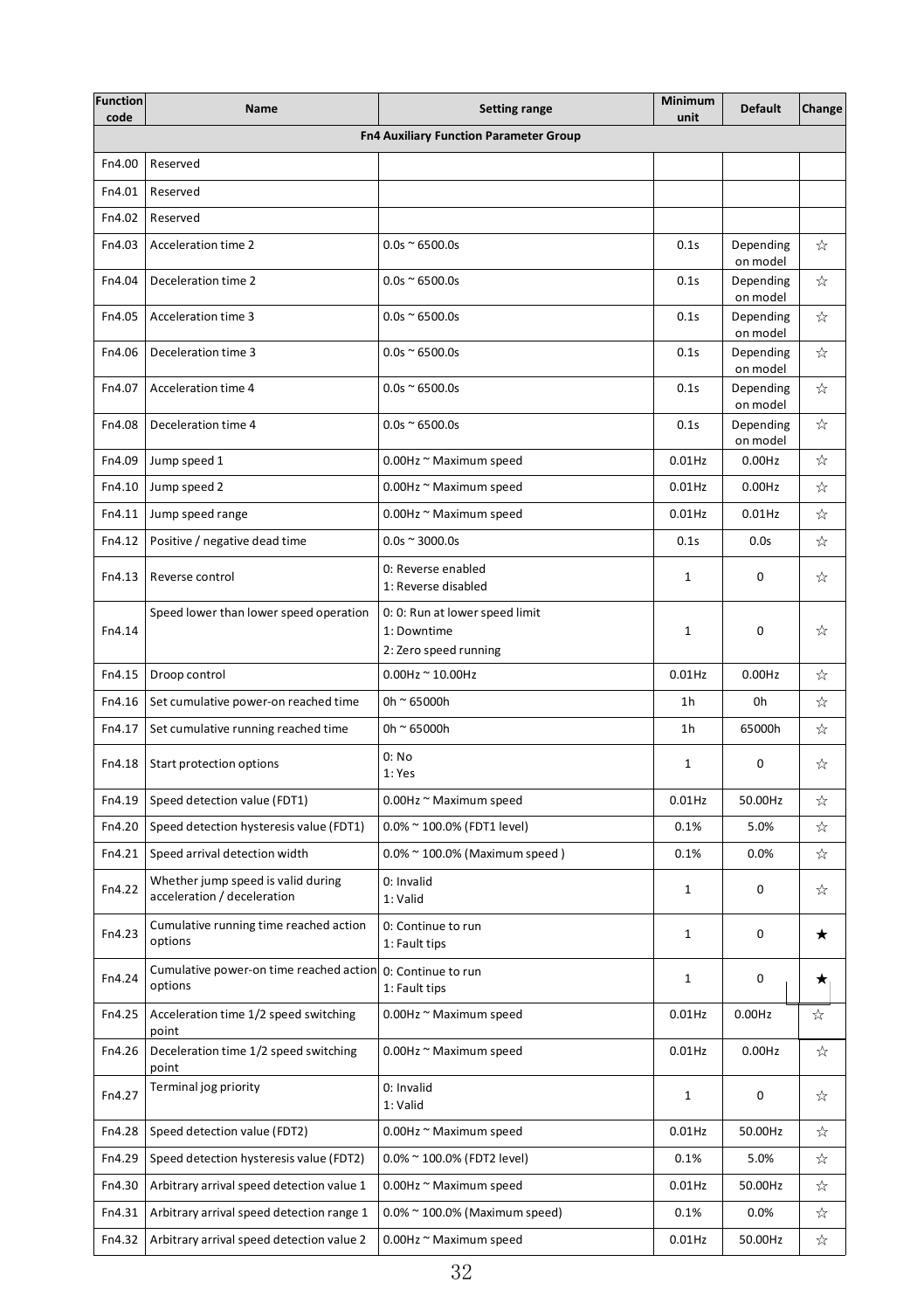| Function code | Name | Setting range | Minimum unit | Default | Change |
|---|---|---|---|---|---|
| **Fn4 Auxiliary Function Parameter Group** | | | | | |
| Fn4.00 | Reserved | | | | |
| Fn4.01 | Reserved | | | | |
| Fn4.02 | Reserved | | | | |
| Fn4.03 | Acceleration time 2 | 0.0s ~ 6500.0s | 0.1s | Depending on model | ☆ |
| Fn4.04 | Deceleration time 2 | 0.0s ~ 6500.0s | 0.1s | Depending on model | ☆ |
| Fn4.05 | Acceleration time 3 | 0.0s ~ 6500.0s | 0.1s | Depending on model | ☆ |
| Fn4.06 | Deceleration time 3 | 0.0s ~ 6500.0s | 0.1s | Depending on model | ☆ |
| Fn4.07 | Acceleration time 4 | 0.0s ~ 6500.0s | 0.1s | Depending on model | ☆ |
| Fn4.08 | Deceleration time 4 | 0.0s ~ 6500.0s | 0.1s | Depending on model | ☆ |
| Fn4.09 | Jump speed 1 | 0.00Hz ~ Maximum speed | 0.01Hz | 0.00Hz | ☆ |
| Fn4.10 | Jump speed 2 | 0.00Hz ~ Maximum speed | 0.01Hz | 0.00Hz | ☆ |
| Fn4.11 | Jump speed range | 0.00Hz ~ Maximum speed | 0.01Hz | 0.01Hz | ☆ |
| Fn4.12 | Positive / negative dead time | 0.0s ~ 3000.0s | 0.1s | 0.0s | ☆ |
| Fn4.13 | Reverse control | 0: Reverse enabled<br>1: Reverse disabled | 1 | 0 | ☆ |
| Fn4.14 | Speed lower than lower speed operation | 0: 0: Run at lower speed limit<br>1: Downtime<br>2: Zero speed running | 1 | 0 | ☆ |
| Fn4.15 | Droop control | 0.00Hz ~ 10.00Hz | 0.01Hz | 0.00Hz | ☆ |
| Fn4.16 | Set cumulative power-on reached time | 0h ~ 65000h | 1h | 0h | ☆ |
| Fn4.17 | Set cumulative running reached time | 0h ~ 65000h | 1h | 65000h | ☆ |
| Fn4.18 | Start protection options | 0: No<br>1: Yes | 1 | 0 | ☆ |
| Fn4.19 | Speed detection value (FDT1) | 0.00Hz ~ Maximum speed | 0.01Hz | 50.00Hz | ☆ |
| Fn4.20 | Speed detection hysteresis value (FDT1) | 0.0% ~ 100.0% (FDT1 level) | 0.1% | 5.0% | ☆ |
| Fn4.21 | Speed arrival detection width | 0.0% ~ 100.0% (Maximum speed ) | 0.1% | 0.0% | ☆ |
| Fn4.22 | Whether jump speed is valid during acceleration / deceleration | 0: Invalid<br>1: Valid | 1 | 0 | ☆ |
| Fn4.23 | Cumulative running time reached action options | 0: Continue to run<br>1: Fault tips | 1 | 0 | ★ |
| Fn4.24 | Cumulative power-on time reached action options | 0: Continue to run<br>1: Fault tips | 1 | 0 | ★ |
| Fn4.25 | Acceleration time 1/2 speed switching point | 0.00Hz ~ Maximum speed | 0.01Hz | 0.00Hz | ☆ |
| Fn4.26 | Deceleration time 1/2 speed switching point | 0.00Hz ~ Maximum speed | 0.01Hz | 0.00Hz | ☆ |
| Fn4.27 | Terminal jog priority | 0: Invalid<br>1: Valid | 1 | 0 | ☆ |
| Fn4.28 | Speed detection value (FDT2) | 0.00Hz ~ Maximum speed | 0.01Hz | 50.00Hz | ☆ |
| Fn4.29 | Speed detection hysteresis value (FDT2) | 0.0% ~ 100.0% (FDT2 level) | 0.1% | 5.0% | ☆ |
| Fn4.30 | Arbitrary arrival speed detection value 1 | 0.00Hz ~ Maximum speed | 0.01Hz | 50.00Hz | ☆ |
| Fn4.31 | Arbitrary arrival speed detection range 1 | 0.0% ~ 100.0% (Maximum speed) | 0.1% | 0.0% | ☆ |
| Fn4.32 | Arbitrary arrival speed detection value 2 | 0.00Hz ~ Maximum speed | 0.01Hz | 50.00Hz | ☆ |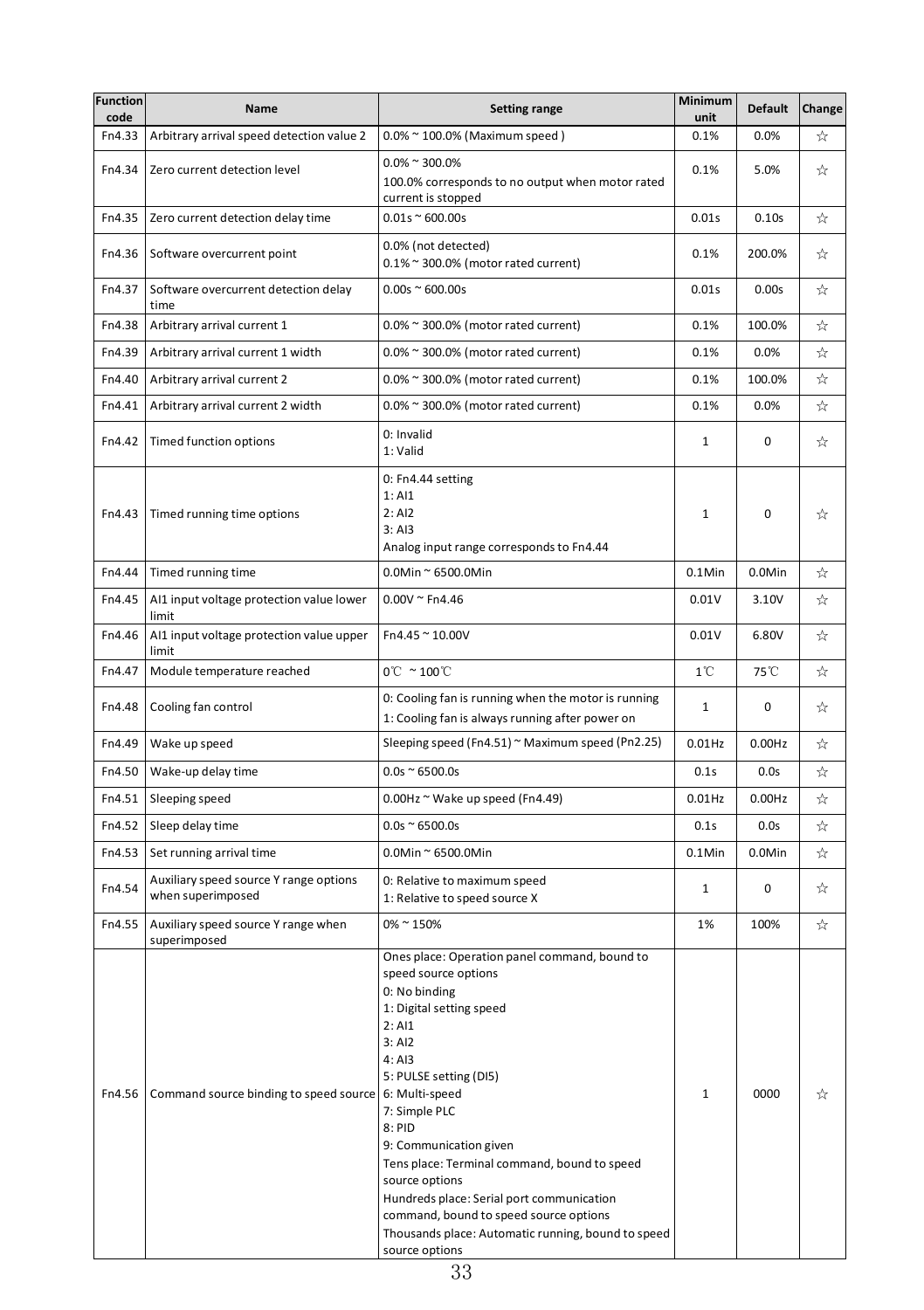| Function code | Name | Setting range | Minimum unit | Default | Change |
|---|---|---|---|---|---|
| Fn4.33 | Arbitrary arrival speed detection value 2 | 0.0% ~ 100.0% (Maximum speed ) | 0.1% | 0.0% | ☆ |
| Fn4.34 | Zero current detection level | 0.0% ~ 300.0%<br>100.0% corresponds to no output when motor rated current is stopped | 0.1% | 5.0% | ☆ |
| Fn4.35 | Zero current detection delay time | 0.01s ~ 600.00s | 0.01s | 0.10s | ☆ |
| Fn4.36 | Software overcurrent point | 0.0% (not detected)<br>0.1% ~ 300.0% (motor rated current) | 0.1% | 200.0% | ☆ |
| Fn4.37 | Software overcurrent detection delay time | 0.00s ~ 600.00s | 0.01s | 0.00s | ☆ |
| Fn4.38 | Arbitrary arrival current 1 | 0.0% ~ 300.0% (motor rated current) | 0.1% | 100.0% | ☆ |
| Fn4.39 | Arbitrary arrival current 1 width | 0.0% ~ 300.0% (motor rated current) | 0.1% | 0.0% | ☆ |
| Fn4.40 | Arbitrary arrival current 2 | 0.0% ~ 300.0% (motor rated current) | 0.1% | 100.0% | ☆ |
| Fn4.41 | Arbitrary arrival current 2 width | 0.0% ~ 300.0% (motor rated current) | 0.1% | 0.0% | ☆ |
| Fn4.42 | Timed function options | 0: Invalid<br>1: Valid | 1 | 0 | ☆ |
| Fn4.43 | Timed running time options | 0: Fn4.44 setting<br>1: AI1<br>2: AI2<br>3: AI3<br>Analog input range corresponds to Fn4.44 | 1 | 0 | ☆ |
| Fn4.44 | Timed running time | 0.0Min ~ 6500.0Min | 0.1Min | 0.0Min | ☆ |
| Fn4.45 | AI1 input voltage protection value lower limit | 0.00V ~ Fn4.46 | 0.01V | 3.10V | ☆ |
| Fn4.46 | AI1 input voltage protection value upper limit | Fn4.45 ~ 10.00V | 0.01V | 6.80V | ☆ |
| Fn4.47 | Module temperature reached | 0℃ ~ 100℃ | 1℃ | 75℃ | ☆ |
| Fn4.48 | Cooling fan control | 0: Cooling fan is running when the motor is running<br>1: Cooling fan is always running after power on | 1 | 0 | ☆ |
| Fn4.49 | Wake up speed | Sleeping speed (Fn4.51) ~ Maximum speed (Pn2.25) | 0.01Hz | 0.00Hz | ☆ |
| Fn4.50 | Wake-up delay time | 0.0s ~ 6500.0s | 0.1s | 0.0s | ☆ |
| Fn4.51 | Sleeping speed | 0.00Hz ~ Wake up speed (Fn4.49) | 0.01Hz | 0.00Hz | ☆ |
| Fn4.52 | Sleep delay time | 0.0s ~ 6500.0s | 0.1s | 0.0s | ☆ |
| Fn4.53 | Set running arrival time | 0.0Min ~ 6500.0Min | 0.1Min | 0.0Min | ☆ |
| Fn4.54 | Auxiliary speed source Y range options when superimposed | 0: Relative to maximum speed<br>1: Relative to speed source X | 1 | 0 | ☆ |
| Fn4.55 | Auxiliary speed source Y range when superimposed | 0% ~ 150% | 1% | 100% | ☆ |
| Fn4.56 | Command source binding to speed source | Ones place: Operation panel command, bound to speed source options<br>0: No binding<br>1: Digital setting speed<br>2: AI1<br>3: AI2<br>4: AI3<br>5: PULSE setting (DI5)<br>6: Multi-speed<br>7: Simple PLC<br>8: PID<br>9: Communication given<br>Tens place: Terminal command, bound to speed source options<br>Hundreds place: Serial port communication command, bound to speed source options<br>Thousands place: Automatic running, bound to speed source options | 1 | 0000 | ☆ |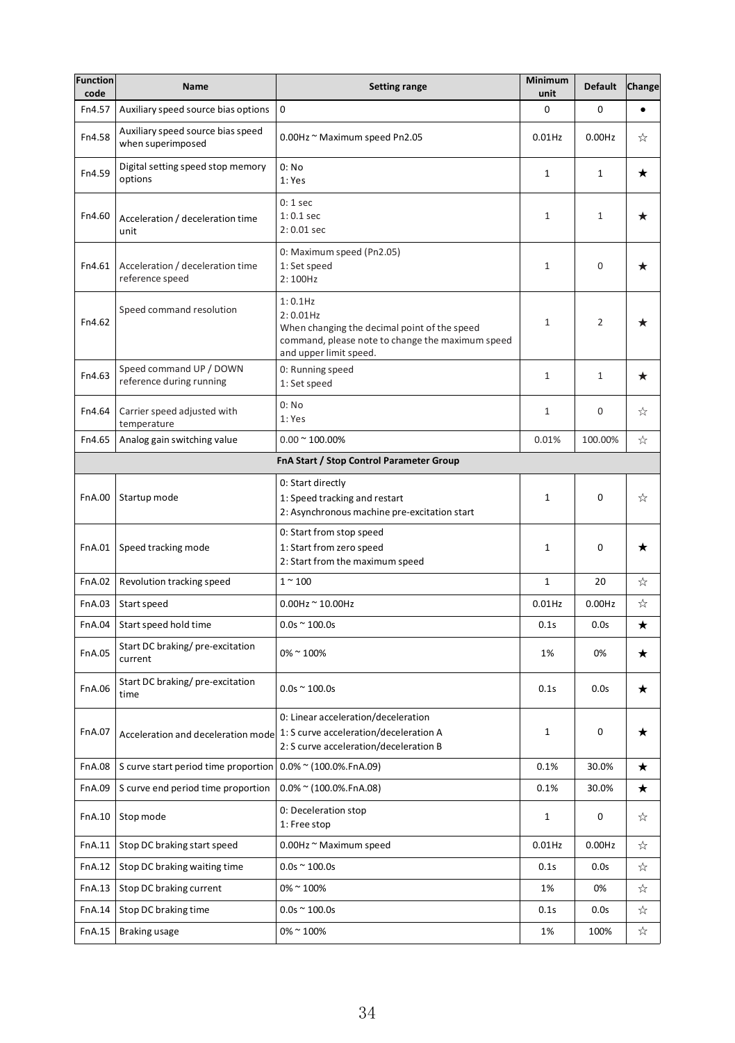| Function code | Name | Setting range | Minimum unit | Default | Change |
|---|---|---|---|---|---|
| Fn4.57 | Auxiliary speed source bias options | 0 | 0 | 0 | ● |
| Fn4.58 | Auxiliary speed source bias speed when superimposed | 0.00Hz ~ Maximum speed Pn2.05 | 0.01Hz | 0.00Hz | ☆ |
| Fn4.59 | Digital setting speed stop memory options | 0: No<br>1: Yes | 1 | 1 | ★ |
| Fn4.60 | Acceleration / deceleration time unit | 0: 1 sec<br>1: 0.1 sec<br>2: 0.01 sec | 1 | 1 | ★ |
| Fn4.61 | Acceleration / deceleration time reference speed | 0: Maximum speed (Pn2.05)<br>1: Set speed<br>2: 100Hz | 1 | 0 | ★ |
| Fn4.62 | Speed command resolution | 1: 0.1Hz<br>2: 0.01Hz<br>When changing the decimal point of the speed command, please note to change the maximum speed and upper limit speed. | 1 | 2 | ★ |
| Fn4.63 | Speed command UP / DOWN reference during running | 0: Running speed<br>1: Set speed | 1 | 1 | ★ |
| Fn4.64 | Carrier speed adjusted with temperature | 0: No<br>1: Yes | 1 | 0 | ☆ |
| Fn4.65 | Analog gain switching value | 0.00 ~ 100.00% | 0.01% | 100.00% | ☆ |
| | | **FnA Start / Stop Control Parameter Group** | | | |
| FnA.00 | Startup mode | 0: Start directly<br>1: Speed tracking and restart<br>2: Asynchronous machine pre-excitation start | 1 | 0 | ☆ |
| FnA.01 | Speed tracking mode | 0: Start from stop speed<br>1: Start from zero speed<br>2: Start from the maximum speed | 1 | 0 | ★ |
| FnA.02 | Revolution tracking speed | 1 ~ 100 | 1 | 20 | ☆ |
| FnA.03 | Start speed | 0.00Hz ~ 10.00Hz | 0.01Hz | 0.00Hz | ☆ |
| FnA.04 | Start speed hold time | 0.0s ~ 100.0s | 0.1s | 0.0s | ★ |
| FnA.05 | Start DC braking/ pre-excitation current | 0% ~ 100% | 1% | 0% | ★ |
| FnA.06 | Start DC braking/ pre-excitation time | 0.0s ~ 100.0s | 0.1s | 0.0s | ★ |
| FnA.07 | Acceleration and deceleration mode | 0: Linear acceleration/deceleration<br>1: S curve acceleration/deceleration A<br>2: S curve acceleration/deceleration B | 1 | 0 | ★ |
| FnA.08 | S curve start period time proportion | 0.0% ~ (100.0%.FnA.09) | 0.1% | 30.0% | ★ |
| FnA.09 | S curve end period time proportion | 0.0% ~ (100.0%.FnA.08) | 0.1% | 30.0% | ★ |
| FnA.10 | Stop mode | 0: Deceleration stop<br>1: Free stop | 1 | 0 | ☆ |
| FnA.11 | Stop DC braking start speed | 0.00Hz ~ Maximum speed | 0.01Hz | 0.00Hz | ☆ |
| FnA.12 | Stop DC braking waiting time | 0.0s ~ 100.0s | 0.1s | 0.0s | ☆ |
| FnA.13 | Stop DC braking current | 0% ~ 100% | 1% | 0% | ☆ |
| FnA.14 | Stop DC braking time | 0.0s ~ 100.0s | 0.1s | 0.0s | ☆ |
| FnA.15 | Braking usage | 0% ~ 100% | 1% | 100% | ☆ |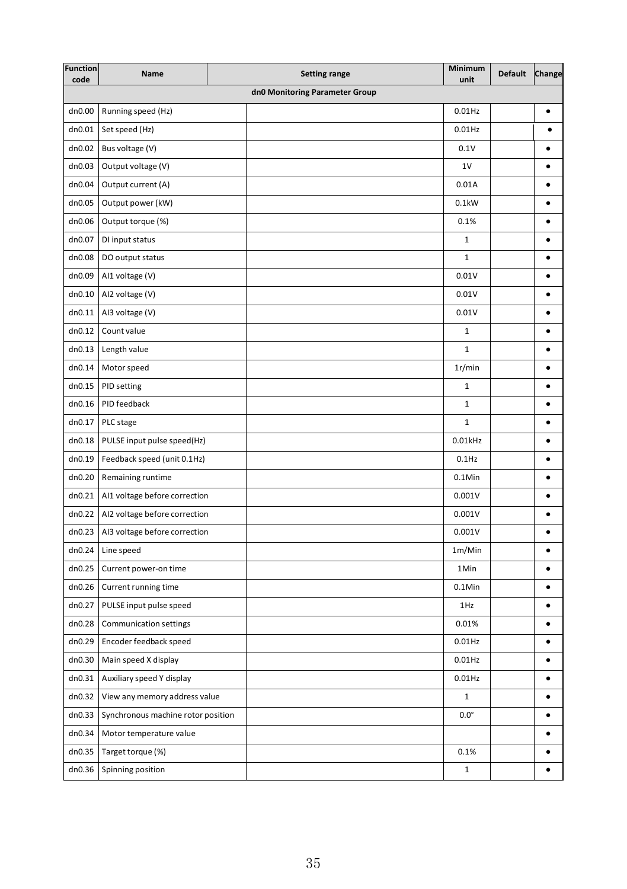| Function code | Name | Setting range | Minimum unit | Default | Change |
|---|---|---|---|---|---|
| dn0 Monitoring Parameter Group | | | | | |
| dn0.00 | Running speed (Hz) | | 0.01Hz | | ● |
| dn0.01 | Set speed (Hz) | | 0.01Hz | | ● |
| dn0.02 | Bus voltage (V) | | 0.1V | | ● |
| dn0.03 | Output voltage (V) | | 1V | | ● |
| dn0.04 | Output current (A) | | 0.01A | | ● |
| dn0.05 | Output power (kW) | | 0.1kW | | ● |
| dn0.06 | Output torque (%) | | 0.1% | | ● |
| dn0.07 | DI input status | | 1 | | ● |
| dn0.08 | DO output status | | 1 | | ● |
| dn0.09 | AI1 voltage (V) | | 0.01V | | ● |
| dn0.10 | AI2 voltage (V) | | 0.01V | | ● |
| dn0.11 | AI3 voltage (V) | | 0.01V | | ● |
| dn0.12 | Count value | | 1 | | ● |
| dn0.13 | Length value | | 1 | | ● |
| dn0.14 | Motor speed | | 1r/min | | ● |
| dn0.15 | PID setting | | 1 | | ● |
| dn0.16 | PID feedback | | 1 | | ● |
| dn0.17 | PLC stage | | 1 | | ● |
| dn0.18 | PULSE input pulse speed(Hz) | | 0.01kHz | | ● |
| dn0.19 | Feedback speed (unit 0.1Hz) | | 0.1Hz | | ● |
| dn0.20 | Remaining runtime | | 0.1Min | | ● |
| dn0.21 | AI1 voltage before correction | | 0.001V | | ● |
| dn0.22 | AI2 voltage before correction | | 0.001V | | ● |
| dn0.23 | AI3 voltage before correction | | 0.001V | | ● |
| dn0.24 | Line speed | | 1m/Min | | ● |
| dn0.25 | Current power-on time | | 1Min | | ● |
| dn0.26 | Current running time | | 0.1Min | | ● |
| dn0.27 | PULSE input pulse speed | | 1Hz | | ● |
| dn0.28 | Communication settings | | 0.01% | | ● |
| dn0.29 | Encoder feedback speed | | 0.01Hz | | ● |
| dn0.30 | Main speed X display | | 0.01Hz | | ● |
| dn0.31 | Auxiliary speed Y display | | 0.01Hz | | ● |
| dn0.32 | View any memory address value | | 1 | | ● |
| dn0.33 | Synchronous machine rotor position | | 0.0° | | ● |
| dn0.34 | Motor temperature value | | | | ● |
| dn0.35 | Target torque (%) | | 0.1% | | ● |
| dn0.36 | Spinning position | | 1 | | ● |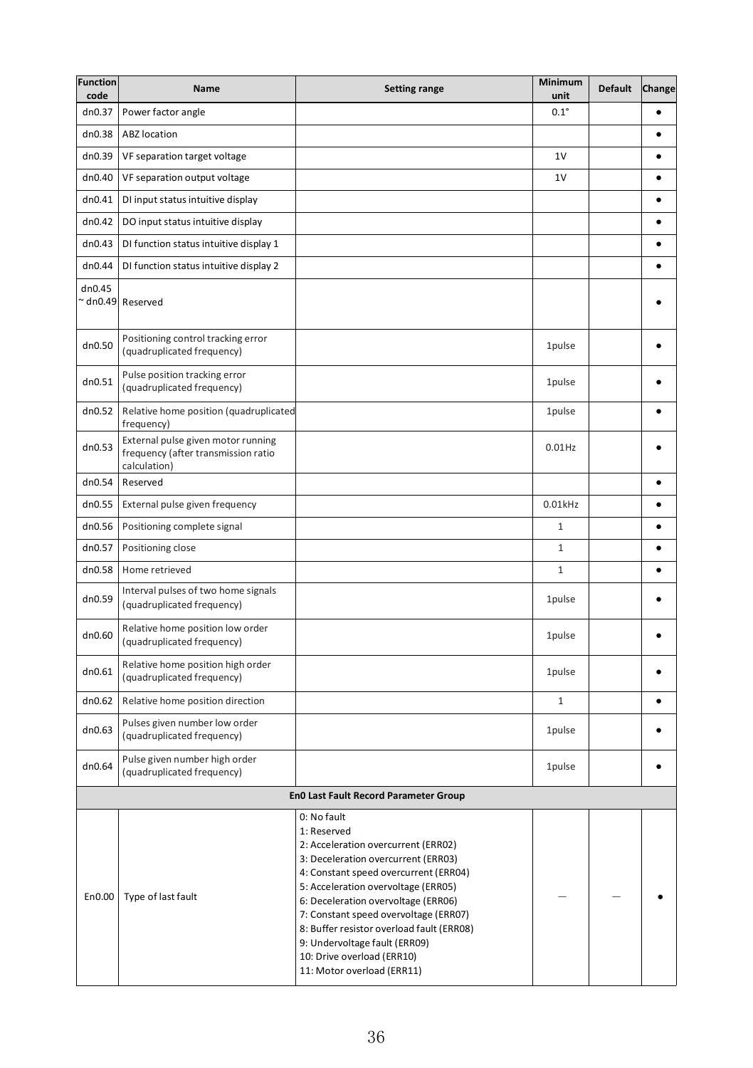| Function code | Name | Setting range | Minimum unit | Default | Change |
|---|---|---|---|---|---|
| dn0.37 | Power factor angle | | 0.1° | | ● |
| dn0.38 | ABZ location | | | | ● |
| dn0.39 | VF separation target voltage | | 1V | | ● |
| dn0.40 | VF separation output voltage | | 1V | | ● |
| dn0.41 | DI input status intuitive display | | | | ● |
| dn0.42 | DO input status intuitive display | | | | ● |
| dn0.43 | DI function status intuitive display 1 | | | | ● |
| dn0.44 | DI function status intuitive display 2 | | | | ● |
| dn0.45 ~ dn0.49 | Reserved | | | | ● |
| dn0.50 | Positioning control tracking error (quadruplicated frequency) | | 1pulse | | ● |
| dn0.51 | Pulse position tracking error (quadruplicated frequency) | | 1pulse | | ● |
| dn0.52 | Relative home position (quadruplicated frequency) | | 1pulse | | ● |
| dn0.53 | External pulse given motor running frequency (after transmission ratio calculation) | | 0.01Hz | | ● |
| dn0.54 | Reserved | | | | ● |
| dn0.55 | External pulse given frequency | | 0.01kHz | | ● |
| dn0.56 | Positioning complete signal | | 1 | | ● |
| dn0.57 | Positioning close | | 1 | | ● |
| dn0.58 | Home retrieved | | 1 | | ● |
| dn0.59 | Interval pulses of two home signals (quadruplicated frequency) | | 1pulse | | ● |
| dn0.60 | Relative home position low order (quadruplicated frequency) | | 1pulse | | ● |
| dn0.61 | Relative home position high order (quadruplicated frequency) | | 1pulse | | ● |
| dn0.62 | Relative home position direction | | 1 | | ● |
| dn0.63 | Pulses given number low order (quadruplicated frequency) | | 1pulse | | ● |
| dn0.64 | Pulse given number high order (quadruplicated frequency) | | 1pulse | | ● |
| **En0 Last Fault Record Parameter Group** | | | | | |
| En0.00 | Type of last fault | 0: No fault<br>1: Reserved<br>2: Acceleration overcurrent (ERR02)<br>3: Deceleration overcurrent (ERR03)<br>4: Constant speed overcurrent (ERR04)<br>5: Acceleration overvoltage (ERR05)<br>6: Deceleration overvoltage (ERR06)<br>7: Constant speed overvoltage (ERR07)<br>8: Buffer resistor overload fault (ERR08)<br>9: Undervoltage fault (ERR09)<br>10: Drive overload (ERR10)<br>11: Motor overload (ERR11) | — | — | ● |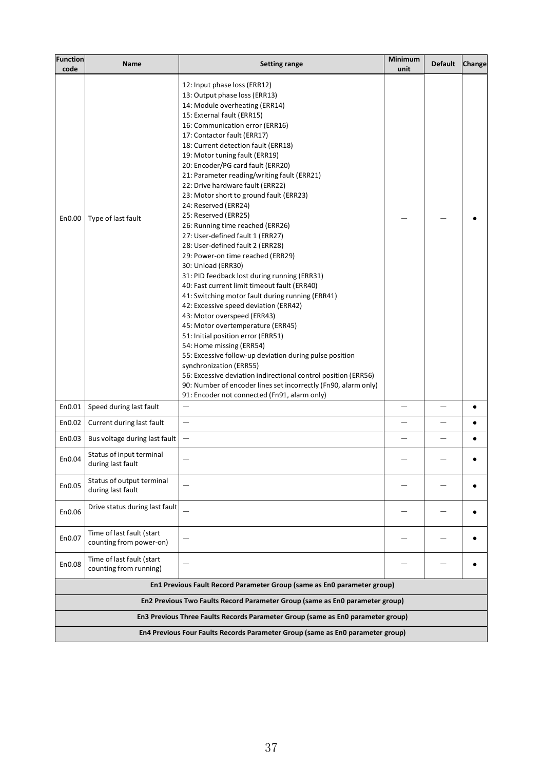| Function code | Name | Setting range | Minimum unit | Default | Change |
|---|---|---|---|---|---|
| En0.00 | Type of last fault | 12: Input phase loss (ERR12)<br>13: Output phase loss (ERR13)<br>14: Module overheating (ERR14)<br>15: External fault (ERR15)<br>16: Communication error (ERR16)<br>17: Contactor fault (ERR17)<br>18: Current detection fault (ERR18)<br>19: Motor tuning fault (ERR19)<br>20: Encoder/PG card fault (ERR20)<br>21: Parameter reading/writing fault (ERR21)<br>22: Drive hardware fault (ERR22)<br>23: Motor short to ground fault (ERR23)<br>24: Reserved (ERR24)<br>25: Reserved (ERR25)<br>26: Running time reached (ERR26)<br>27: User-defined fault 1 (ERR27)<br>28: User-defined fault 2 (ERR28)<br>29: Power-on time reached (ERR29)<br>30: Unload (ERR30)<br>31: PID feedback lost during running (ERR31)<br>40: Fast current limit timeout fault (ERR40)<br>41: Switching motor fault during running (ERR41)<br>42: Excessive speed deviation (ERR42)<br>43: Motor overspeed (ERR43)<br>45: Motor overtemperature (ERR45)<br>51: Initial position error (ERR51)<br>54: Home missing (ERR54)<br>55: Excessive follow-up deviation during pulse position synchronization (ERR55)<br>56: Excessive deviation indirectional control position (ERR56)<br>90: Number of encoder lines set incorrectly (Fn90, alarm only)<br>91: Encoder not connected (Fn91, alarm only) | — | — | ● |
| En0.01 | Speed during last fault | — | — | — | ● |
| En0.02 | Current during last fault | — | — | — | ● |
| En0.03 | Bus voltage during last fault | — | — | — | ● |
| En0.04 | Status of input terminal during last fault | — | — | — | ● |
| En0.05 | Status of output terminal during last fault | — | — | — | ● |
| En0.06 | Drive status during last fault | — | — | — | ● |
| En0.07 | Time of last fault (start counting from power-on) | — | — | — | ● |
| En0.08 | Time of last fault (start counting from running) | — | — | — | ● |
| **En1 Previous Fault Record Parameter Group (same as En0 parameter group)** | | | | | |
| **En2 Previous Two Faults Record Parameter Group (same as En0 parameter group)** | | | | | |
| **En3 Previous Three Faults Records Parameter Group (same as En0 parameter group)** | | | | | |
| **En4 Previous Four Faults Records Parameter Group (same as En0 parameter group)** | | | | | |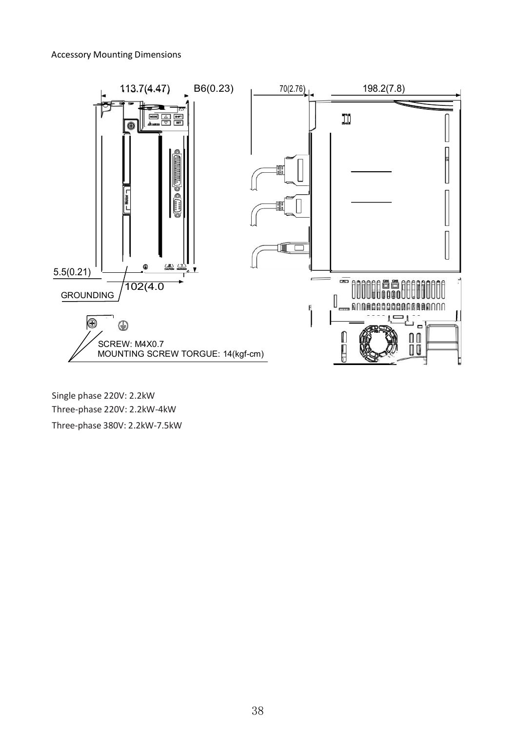Accessory Mounting Dimensions

113.7(4.47)

B6(0.23)

70(2.76)

198.2(7.8)

5.5(0.21)

102(4.0

GROUNDING

SCREW: M4X0.7

MOUNTING SCREW TORGUE: 14(kgf-cm)

Single phase 220V: 2.2kW

Three-phase 220V: 2.2kW-4kW

Three-phase 380V: 2.2kW-7.5kW